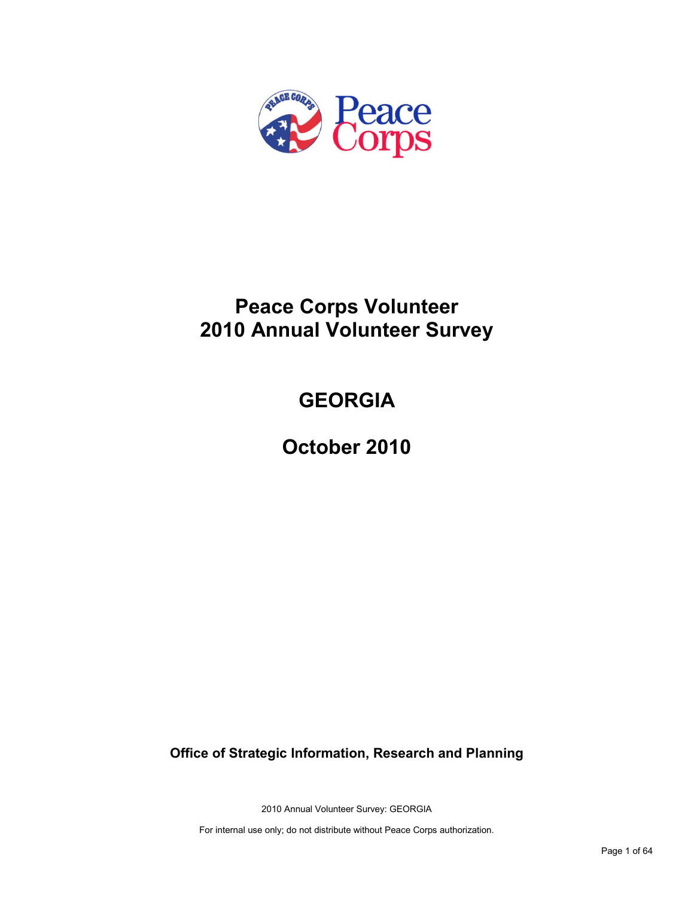# Peace Corps Volunteer 2010 Annual Volunteer Survey

## GEORGIA

## October 2010

**Office of Strategic Information, Research and Planning**

2010 Annual Volunteer Survey: GEORGIA

For internal use only; do not distribute without Peace Corps authorization.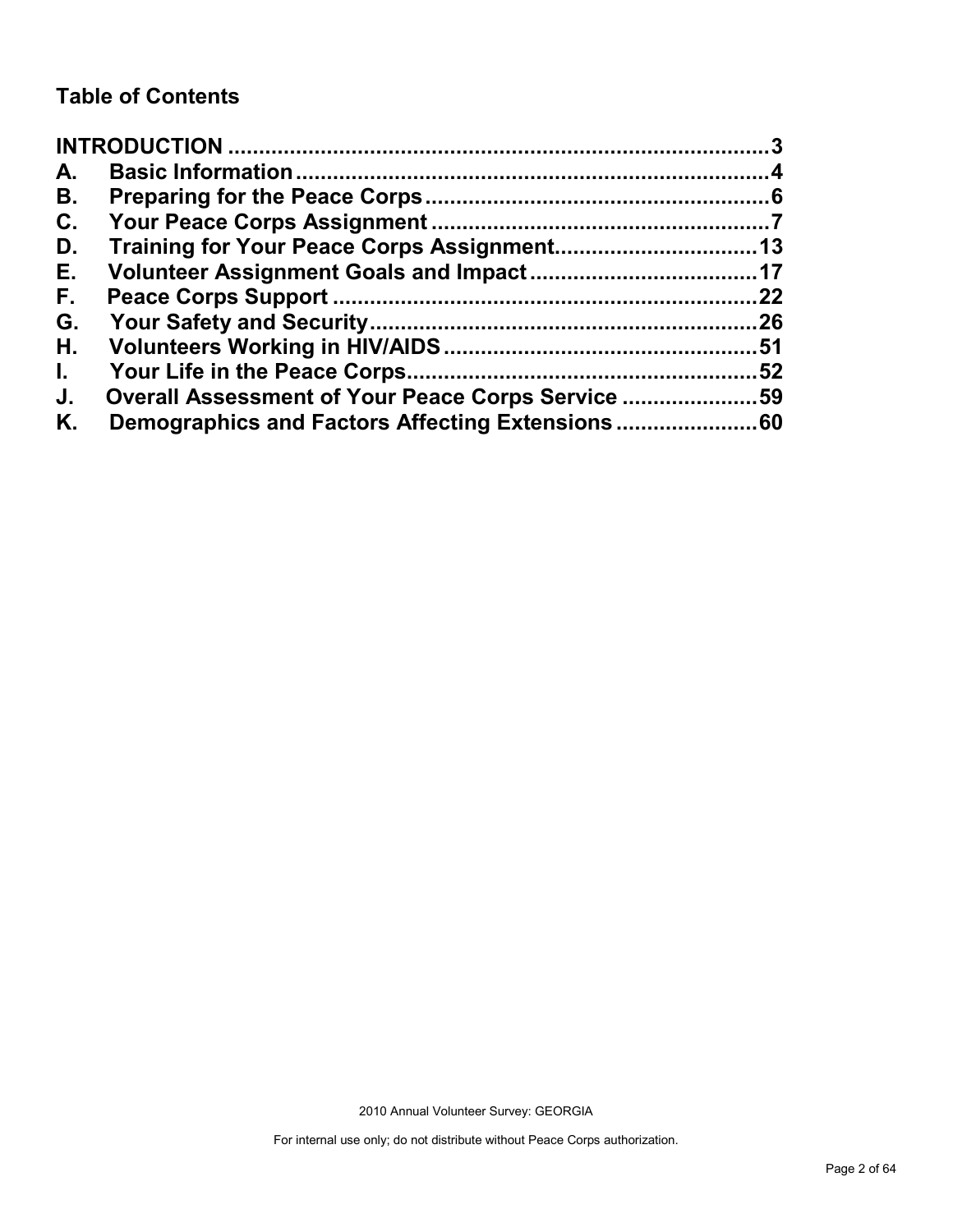## Table of Contents

**INTRODUCTION** ........................................................................ **3**
**A. Basic Information** ........................................................................ **4**
**B. Preparing for the Peace Corps** ........................................................ **6**
**C. Your Peace Corps Assignment** ........................................................ **7**
**D. Training for Your Peace Corps Assignment** .................................. **13**
**E. Volunteer Assignment Goals and Impact** ...................................... **17**
**F. Peace Corps Support** ...................................................................... **22**
**G. Your Safety and Security** ................................................................ **26**
**H. Volunteers Working in HIV/AIDS** .................................................... **51**
**I. Your Life in the Peace Corps** .......................................................... **52**
**J. Overall Assessment of Your Peace Corps Service** ........................ **59**
**K. Demographics and Factors Affecting Extensions** ........................ **60**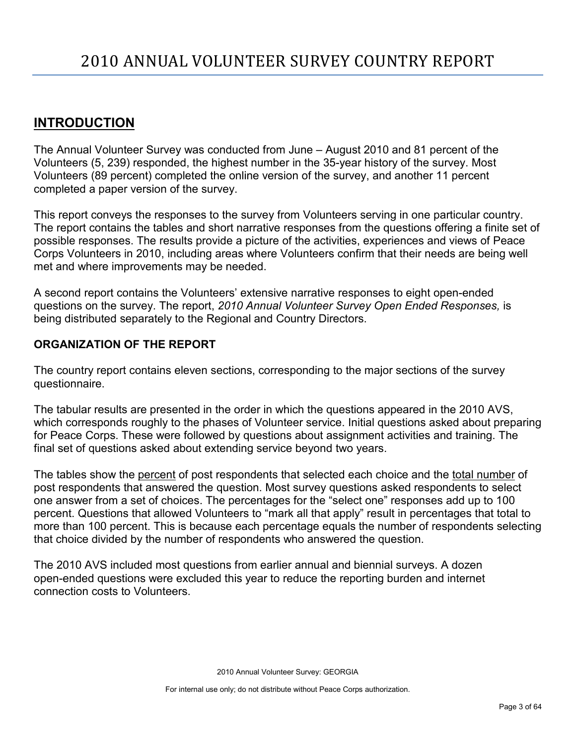# 2010 ANNUAL VOLUNTEER SURVEY COUNTRY REPORT

## INTRODUCTION

The Annual Volunteer Survey was conducted from June – August 2010 and 81 percent of the Volunteers (5, 239) responded, the highest number in the 35-year history of the survey. Most Volunteers (89 percent) completed the online version of the survey, and another 11 percent completed a paper version of the survey.

This report conveys the responses to the survey from Volunteers serving in one particular country. The report contains the tables and short narrative responses from the questions offering a finite set of possible responses. The results provide a picture of the activities, experiences and views of Peace Corps Volunteers in 2010, including areas where Volunteers confirm that their needs are being well met and where improvements may be needed.

A second report contains the Volunteers' extensive narrative responses to eight open-ended questions on the survey. The report, *2010 Annual Volunteer Survey Open Ended Responses,* is being distributed separately to the Regional and Country Directors.

### ORGANIZATION OF THE REPORT

The country report contains eleven sections, corresponding to the major sections of the survey questionnaire.

The tabular results are presented in the order in which the questions appeared in the 2010 AVS, which corresponds roughly to the phases of Volunteer service. Initial questions asked about preparing for Peace Corps. These were followed by questions about assignment activities and training. The final set of questions asked about extending service beyond two years.

The tables show the percent of post respondents that selected each choice and the total number of post respondents that answered the question. Most survey questions asked respondents to select one answer from a set of choices. The percentages for the "select one" responses add up to 100 percent. Questions that allowed Volunteers to "mark all that apply" result in percentages that total to more than 100 percent. This is because each percentage equals the number of respondents selecting that choice divided by the number of respondents who answered the question.

The 2010 AVS included most questions from earlier annual and biennial surveys. A dozen open-ended questions were excluded this year to reduce the reporting burden and internet connection costs to Volunteers.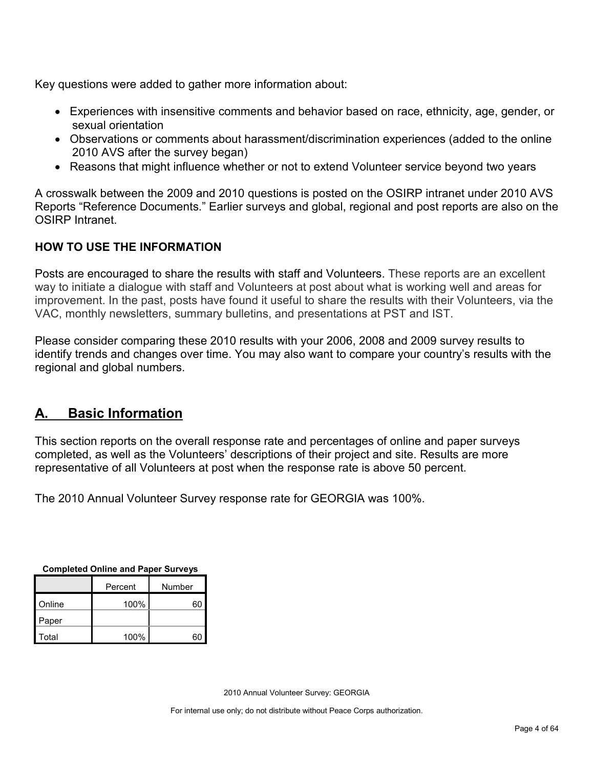Key questions were added to gather more information about:

- Experiences with insensitive comments and behavior based on race, ethnicity, age, gender, or sexual orientation
- Observations or comments about harassment/discrimination experiences (added to the online 2010 AVS after the survey began)
- Reasons that might influence whether or not to extend Volunteer service beyond two years

A crosswalk between the 2009 and 2010 questions is posted on the OSIRP intranet under 2010 AVS Reports "Reference Documents." Earlier surveys and global, regional and post reports are also on the OSIRP Intranet.

### HOW TO USE THE INFORMATION

Posts are encouraged to share the results with staff and Volunteers. These reports are an excellent way to initiate a dialogue with staff and Volunteers at post about what is working well and areas for improvement. In the past, posts have found it useful to share the results with their Volunteers, via the VAC, monthly newsletters, summary bulletins, and presentations at PST and IST.

Please consider comparing these 2010 results with your 2006, 2008 and 2009 survey results to identify trends and changes over time. You may also want to compare your country's results with the regional and global numbers.

## A. Basic Information

This section reports on the overall response rate and percentages of online and paper surveys completed, as well as the Volunteers' descriptions of their project and site. Results are more representative of all Volunteers at post when the response rate is above 50 percent.

The 2010 Annual Volunteer Survey response rate for GEORGIA was 100%.

**Completed Online and Paper Surveys**

| | Percent | Number |
|---|---|---|
| Online | 100% | 60 |
| Paper | | |
| Total | 100% | 60 |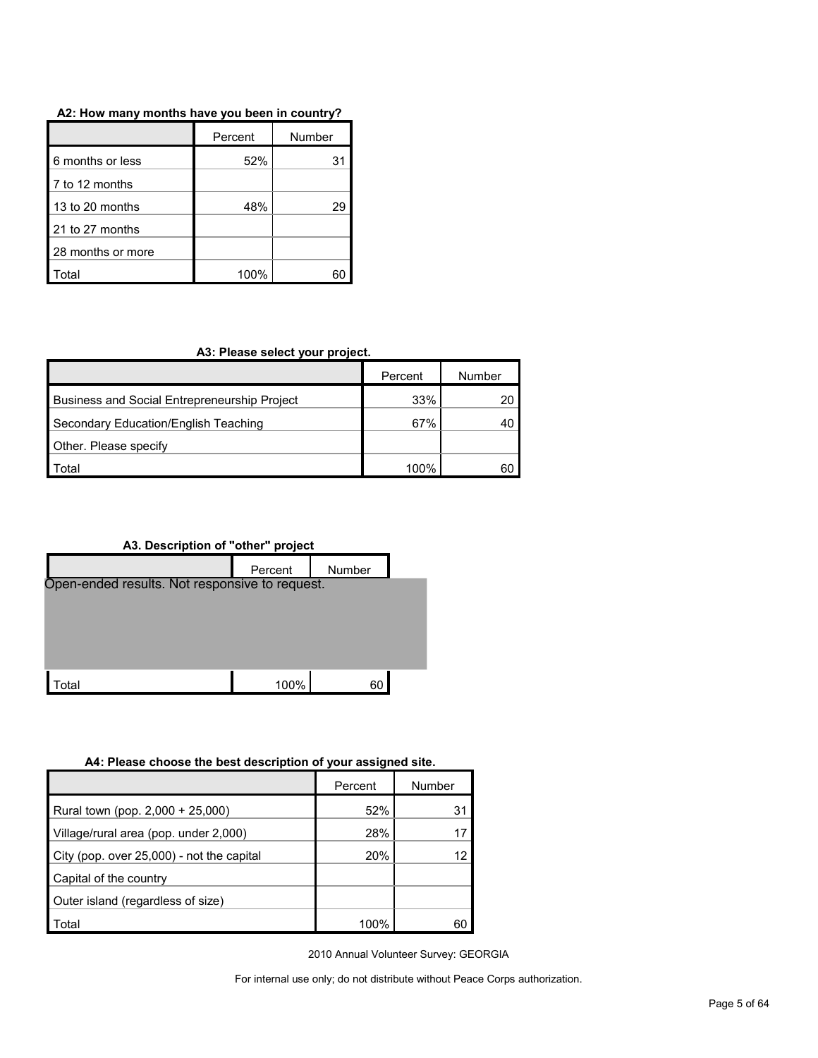**A2: How many months have you been in country?**

| | Percent | Number |
|---|---|---|
| 6 months or less | 52% | 31 |
| 7 to 12 months | | |
| 13 to 20 months | 48% | 29 |
| 21 to 27 months | | |
| 28 months or more | | |
| Total | 100% | 60 |

**A3: Please select your project.**

| | Percent | Number |
|---|---|---|
| Business and Social Entrepreneurship Project | 33% | 20 |
| Secondary Education/English Teaching | 67% | 40 |
| Other. Please specify | | |
| Total | 100% | 60 |

**A3. Description of "other" project**

| | Percent | Number |
|---|---|---|
| Open-ended results. Not responsive to request. | | |
| Total | 100% | 60 |

**A4: Please choose the best description of your assigned site.**

| | Percent | Number |
|---|---|---|
| Rural town (pop. 2,000 + 25,000) | 52% | 31 |
| Village/rural area (pop. under 2,000) | 28% | 17 |
| City (pop. over 25,000) - not the capital | 20% | 12 |
| Capital of the country | | |
| Outer island (regardless of size) | | |
| Total | 100% | 60 |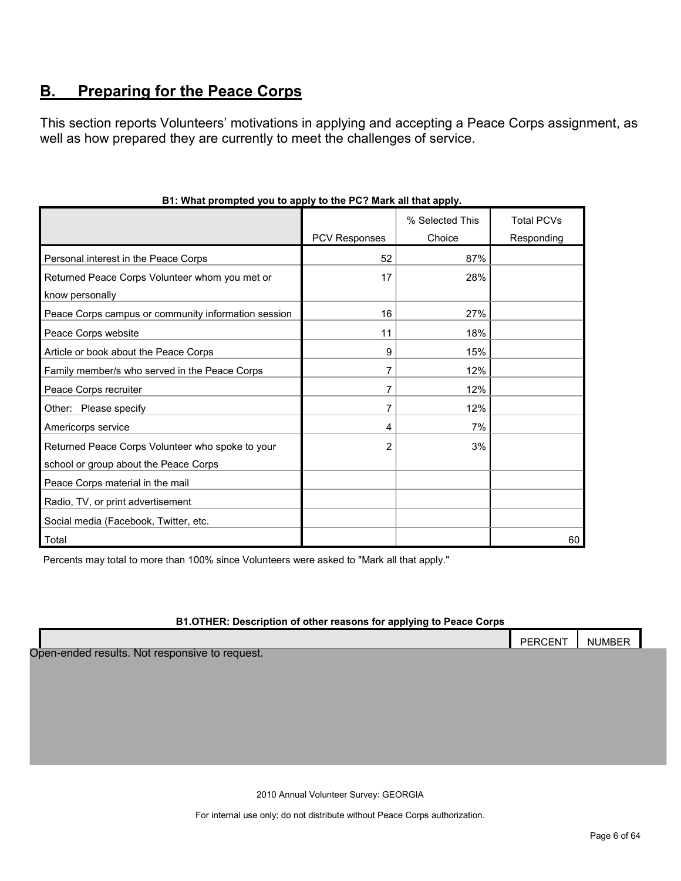## B. Preparing for the Peace Corps

This section reports Volunteers' motivations in applying and accepting a Peace Corps assignment, as well as how prepared they are currently to meet the challenges of service.

**B1: What prompted you to apply to the PC? Mark all that apply.**

| | PCV Responses | % Selected This Choice | Total PCVs Responding |
|---|---|---|---|
| Personal interest in the Peace Corps | 52 | 87% | |
| Returned Peace Corps Volunteer whom you met or know personally | 17 | 28% | |
| Peace Corps campus or community information session | 16 | 27% | |
| Peace Corps website | 11 | 18% | |
| Article or book about the Peace Corps | 9 | 15% | |
| Family member/s who served in the Peace Corps | 7 | 12% | |
| Peace Corps recruiter | 7 | 12% | |
| Other: Please specify | 7 | 12% | |
| Americorps service | 4 | 7% | |
| Returned Peace Corps Volunteer who spoke to your school or group about the Peace Corps | 2 | 3% | |
| Peace Corps material in the mail | | | |
| Radio, TV, or print advertisement | | | |
| Social media (Facebook, Twitter, etc. | | | |
| Total | | | 60 |

Percents may total to more than 100% since Volunteers were asked to "Mark all that apply."

**B1.OTHER: Description of other reasons for applying to Peace Corps**

| | PERCENT | NUMBER |
|---|---|---|

Open-ended results. Not responsive to request.

2010 Annual Volunteer Survey: GEORGIA

For internal use only; do not distribute without Peace Corps authorization.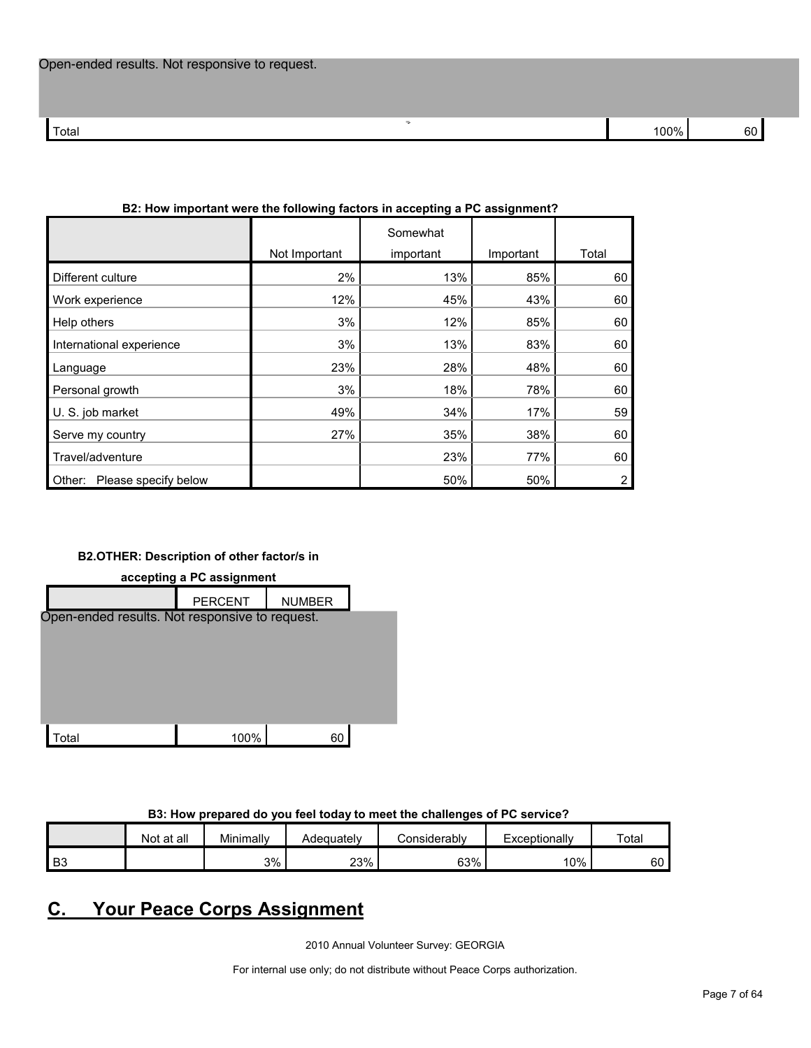Open-ended results. Not responsive to request.

| | | |
|---|---|---|
| Total | 100% | 60 |

**B2: How important were the following factors in accepting a PC assignment?**

| | Not Important | Somewhat important | Important | Total |
|---|---|---|---|---|
| Different culture | 2% | 13% | 85% | 60 |
| Work experience | 12% | 45% | 43% | 60 |
| Help others | 3% | 12% | 85% | 60 |
| International experience | 3% | 13% | 83% | 60 |
| Language | 23% | 28% | 48% | 60 |
| Personal growth | 3% | 18% | 78% | 60 |
| U. S. job market | 49% | 34% | 17% | 59 |
| Serve my country | 27% | 35% | 38% | 60 |
| Travel/adventure | | 23% | 77% | 60 |
| Other: Please specify below | | 50% | 50% | 2 |

**B2.OTHER: Description of other factor/s in accepting a PC assignment**

| | PERCENT | NUMBER |
|---|---|---|
| Open-ended results. Not responsive to request. | | |
| Total | 100% | 60 |

**B3: How prepared do you feel today to meet the challenges of PC service?**

| | Not at all | Minimally | Adequately | Considerably | Exceptionally | Total |
|---|---|---|---|---|---|---|
| B3 | | 3% | 23% | 63% | 10% | 60 |

# C. Your Peace Corps Assignment

2010 Annual Volunteer Survey: GEORGIA

For internal use only; do not distribute without Peace Corps authorization.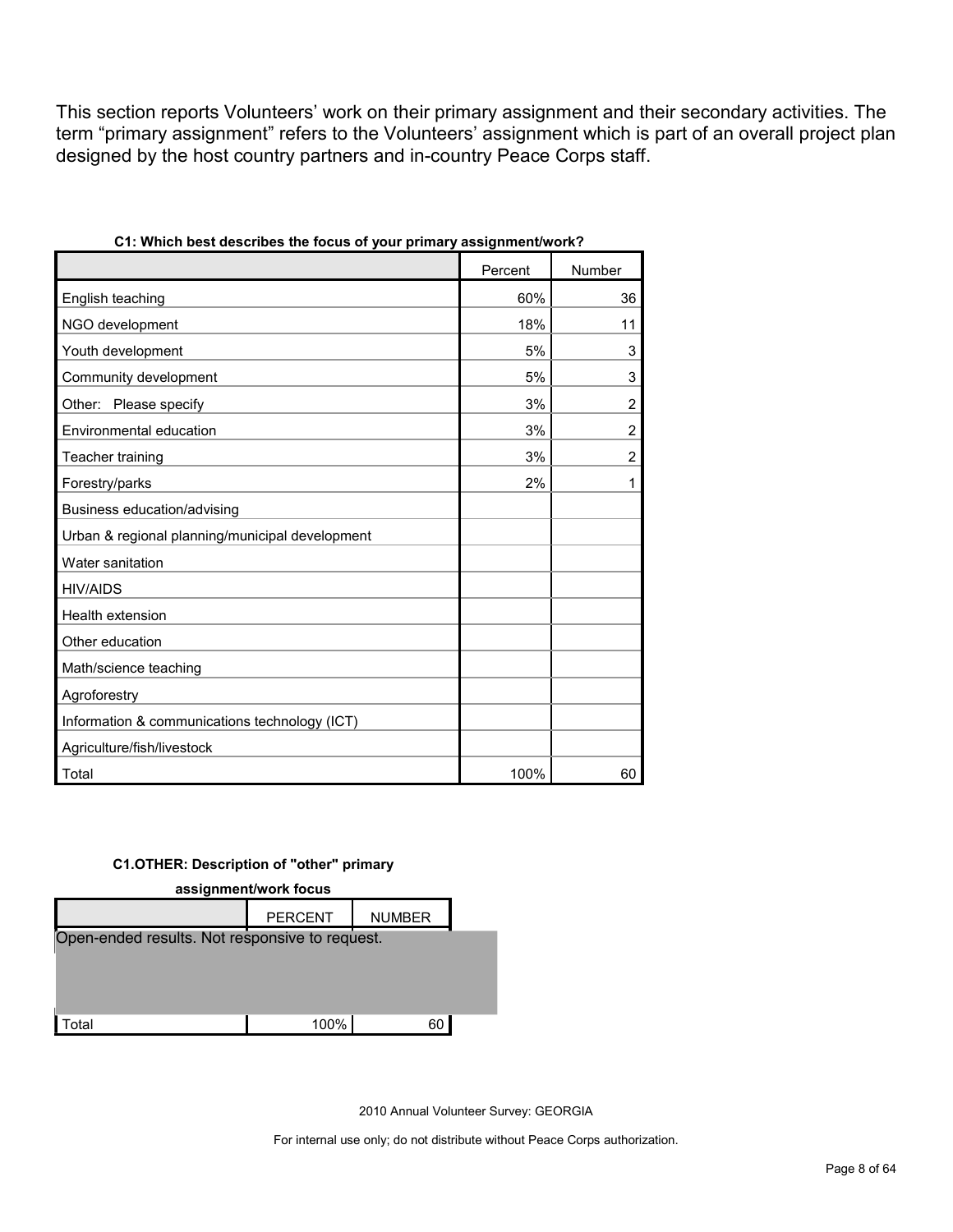This section reports Volunteers' work on their primary assignment and their secondary activities. The term "primary assignment" refers to the Volunteers' assignment which is part of an overall project plan designed by the host country partners and in-country Peace Corps staff.

**C1: Which best describes the focus of your primary assignment/work?**

| | Percent | Number |
|---|---|---|
| English teaching | 60% | 36 |
| NGO development | 18% | 11 |
| Youth development | 5% | 3 |
| Community development | 5% | 3 |
| Other: Please specify | 3% | 2 |
| Environmental education | 3% | 2 |
| Teacher training | 3% | 2 |
| Forestry/parks | 2% | 1 |
| Business education/advising | | |
| Urban & regional planning/municipal development | | |
| Water sanitation | | |
| HIV/AIDS | | |
| Health extension | | |
| Other education | | |
| Math/science teaching | | |
| Agroforestry | | |
| Information & communications technology (ICT) | | |
| Agriculture/fish/livestock | | |
| Total | 100% | 60 |

**C1.OTHER: Description of "other" primary assignment/work focus**

| | PERCENT | NUMBER |
|---|---|---|
| Open-ended results. Not responsive to request. | | |
| Total | 100% | 60 |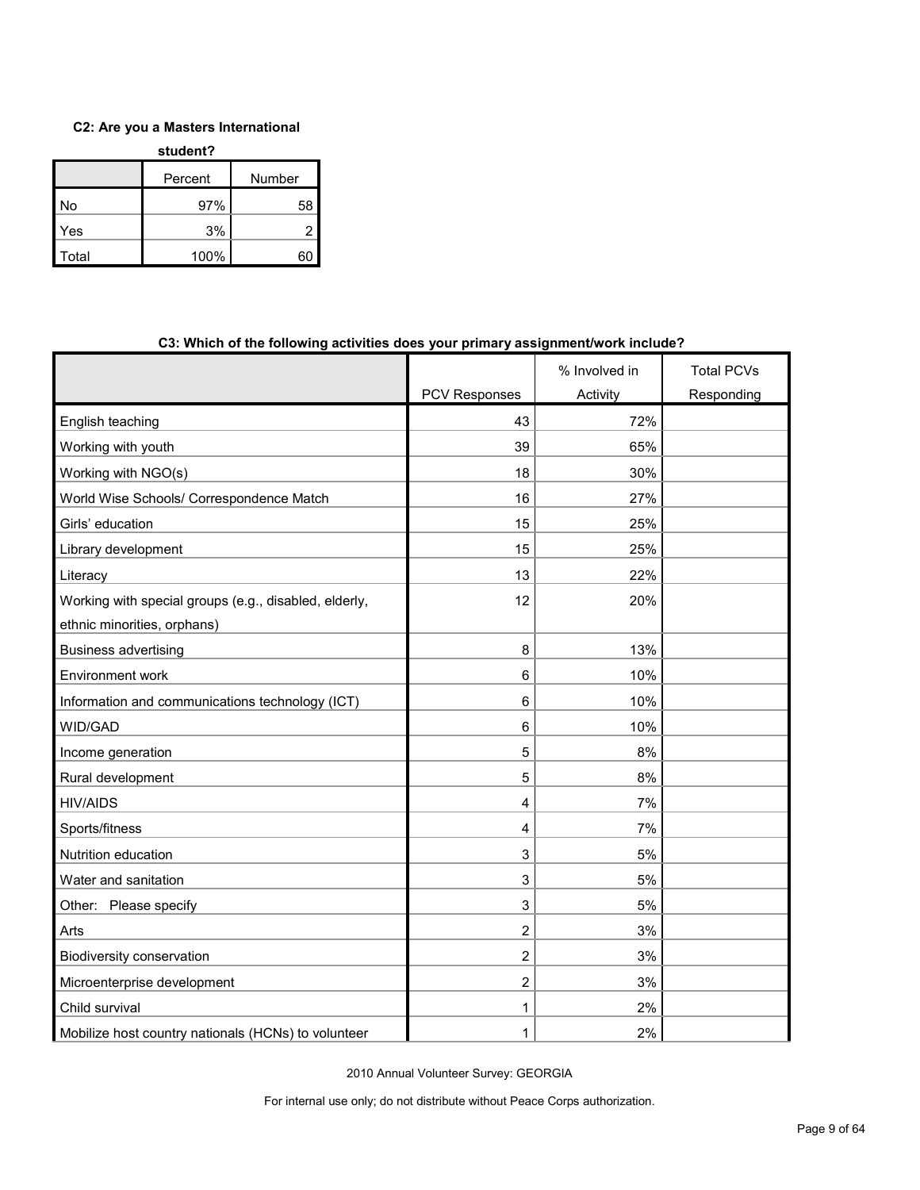**C2: Are you a Masters International student?**

| | Percent | Number |
|---|---|---|
| No | 97% | 58 |
| Yes | 3% | 2 |
| Total | 100% | 60 |

**C3: Which of the following activities does your primary assignment/work include?**

| | PCV Responses | % Involved in Activity | Total PCVs Responding |
|---|---|---|---|
| English teaching | 43 | 72% | |
| Working with youth | 39 | 65% | |
| Working with NGO(s) | 18 | 30% | |
| World Wise Schools/ Correspondence Match | 16 | 27% | |
| Girls' education | 15 | 25% | |
| Library development | 15 | 25% | |
| Literacy | 13 | 22% | |
| Working with special groups (e.g., disabled, elderly, ethnic minorities, orphans) | 12 | 20% | |
| Business advertising | 8 | 13% | |
| Environment work | 6 | 10% | |
| Information and communications technology (ICT) | 6 | 10% | |
| WID/GAD | 6 | 10% | |
| Income generation | 5 | 8% | |
| Rural development | 5 | 8% | |
| HIV/AIDS | 4 | 7% | |
| Sports/fitness | 4 | 7% | |
| Nutrition education | 3 | 5% | |
| Water and sanitation | 3 | 5% | |
| Other: Please specify | 3 | 5% | |
| Arts | 2 | 3% | |
| Biodiversity conservation | 2 | 3% | |
| Microenterprise development | 2 | 3% | |
| Child survival | 1 | 2% | |
| Mobilize host country nationals (HCNs) to volunteer | 1 | 2% | |

2010 Annual Volunteer Survey: GEORGIA

For internal use only; do not distribute without Peace Corps authorization.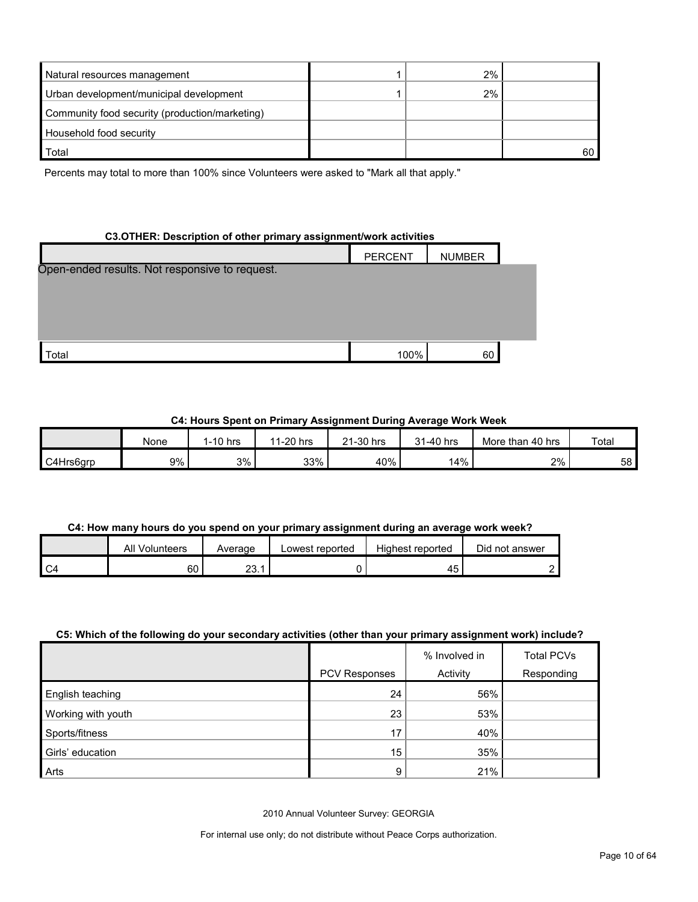| | | | |
|---|---|---|---|
| Natural resources management | 1 | 2% | |
| Urban development/municipal development | 1 | 2% | |
| Community food security (production/marketing) | | | |
| Household food security | | | |
| Total | | | 60 |

Percents may total to more than 100% since Volunteers were asked to "Mark all that apply."

**C3.OTHER: Description of other primary assignment/work activities**

| | PERCENT | NUMBER |
|---|---|---|
| Open-ended results. Not responsive to request. | | |
| Total | 100% | 60 |

**C4: Hours Spent on Primary Assignment During Average Work Week**

| | None | 1-10 hrs | 11-20 hrs | 21-30 hrs | 31-40 hrs | More than 40 hrs | Total |
|---|---|---|---|---|---|---|---|
| C4Hrs6grp | 9% | 3% | 33% | 40% | 14% | 2% | 58 |

**C4: How many hours do you spend on your primary assignment during an average work week?**

| | All Volunteers | Average | Lowest reported | Highest reported | Did not answer |
|---|---|---|---|---|---|
| C4 | 60 | 23.1 | 0 | 45 | 2 |

**C5: Which of the following do your secondary activities (other than your primary assignment work) include?**

| | PCV Responses | % Involved in Activity | Total PCVs Responding |
|---|---|---|---|
| English teaching | 24 | 56% | |
| Working with youth | 23 | 53% | |
| Sports/fitness | 17 | 40% | |
| Girls' education | 15 | 35% | |
| Arts | 9 | 21% | |

2010 Annual Volunteer Survey: GEORGIA

For internal use only; do not distribute without Peace Corps authorization.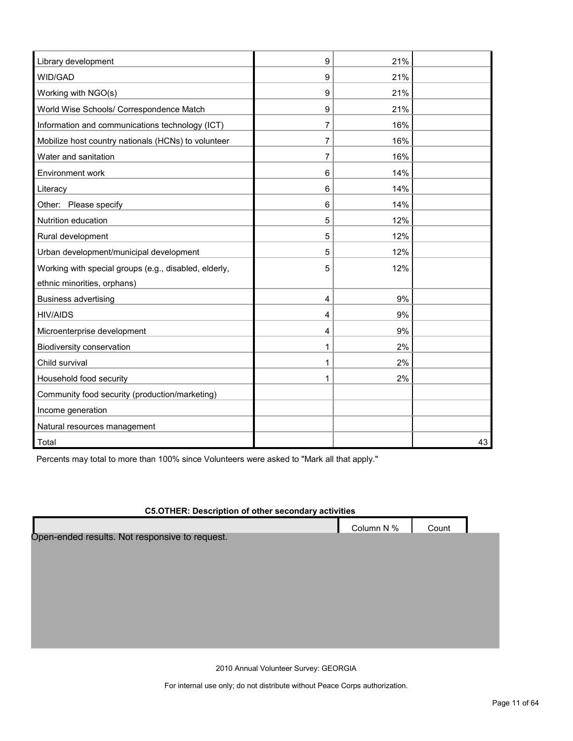| | | | |
|---|---|---|---|
| Library development | 9 | 21% | |
| WID/GAD | 9 | 21% | |
| Working with NGO(s) | 9 | 21% | |
| World Wise Schools/ Correspondence Match | 9 | 21% | |
| Information and communications technology (ICT) | 7 | 16% | |
| Mobilize host country nationals (HCNs) to volunteer | 7 | 16% | |
| Water and sanitation | 7 | 16% | |
| Environment work | 6 | 14% | |
| Literacy | 6 | 14% | |
| Other: Please specify | 6 | 14% | |
| Nutrition education | 5 | 12% | |
| Rural development | 5 | 12% | |
| Urban development/municipal development | 5 | 12% | |
| Working with special groups (e.g., disabled, elderly, ethnic minorities, orphans) | 5 | 12% | |
| Business advertising | 4 | 9% | |
| HIV/AIDS | 4 | 9% | |
| Microenterprise development | 4 | 9% | |
| Biodiversity conservation | 1 | 2% | |
| Child survival | 1 | 2% | |
| Household food security | 1 | 2% | |
| Community food security (production/marketing) | | | |
| Income generation | | | |
| Natural resources management | | | |
| Total | | | 43 |

Percents may total to more than 100% since Volunteers were asked to "Mark all that apply."

**C5.OTHER: Description of other secondary activities**

| | Column N % | Count |
|---|---|---|
| Open-ended results. Not responsive to request. | | |

2010 Annual Volunteer Survey: GEORGIA

For internal use only; do not distribute without Peace Corps authorization.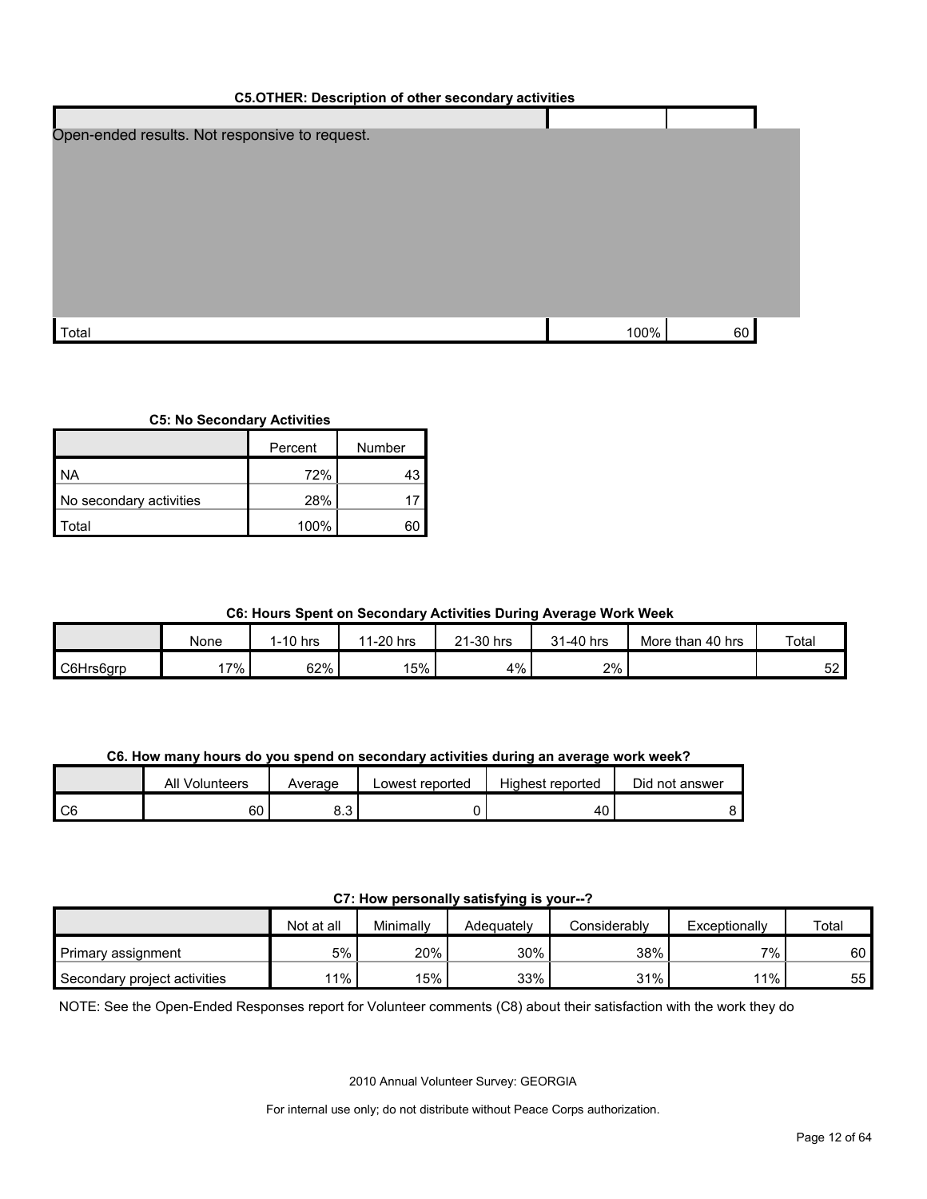**C5.OTHER: Description of other secondary activities**

| | | |
|---|---|---|
| Open-ended results. Not responsive to request. | | |
| Total | 100% | 60 |

**C5: No Secondary Activities**

| | Percent | Number |
|---|---|---|
| NA | 72% | 43 |
| No secondary activities | 28% | 17 |
| Total | 100% | 60 |

**C6: Hours Spent on Secondary Activities During Average Work Week**

| | None | 1-10 hrs | 11-20 hrs | 21-30 hrs | 31-40 hrs | More than 40 hrs | Total |
|---|---|---|---|---|---|---|---|
| C6Hrs6grp | 17% | 62% | 15% | 4% | 2% | | 52 |

**C6. How many hours do you spend on secondary activities during an average work week?**

| | All Volunteers | Average | Lowest reported | Highest reported | Did not answer |
|---|---|---|---|---|---|
| C6 | 60 | 8.3 | 0 | 40 | 8 |

**C7: How personally satisfying is your--?**

| | Not at all | Minimally | Adequately | Considerably | Exceptionally | Total |
|---|---|---|---|---|---|---|
| Primary assignment | 5% | 20% | 30% | 38% | 7% | 60 |
| Secondary project activities | 11% | 15% | 33% | 31% | 11% | 55 |

NOTE: See the Open-Ended Responses report for Volunteer comments (C8) about their satisfaction with the work they do

2010 Annual Volunteer Survey: GEORGIA

For internal use only; do not distribute without Peace Corps authorization.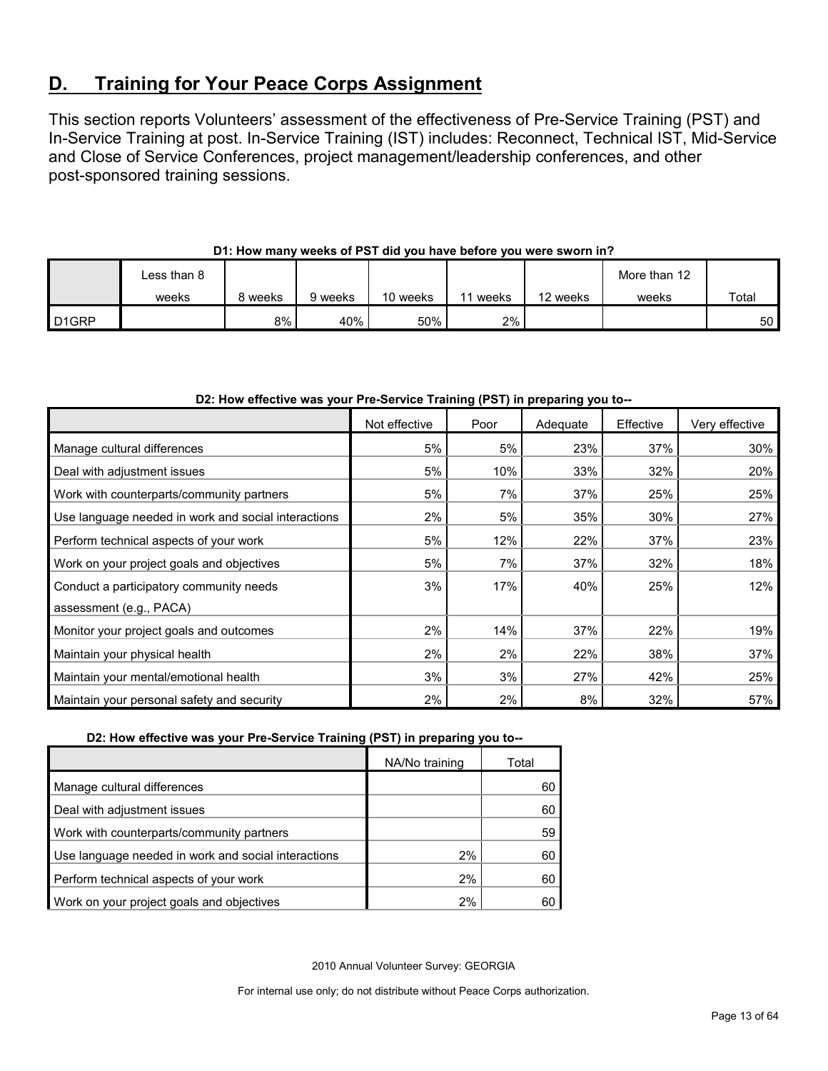## D. Training for Your Peace Corps Assignment

This section reports Volunteers' assessment of the effectiveness of Pre-Service Training (PST) and In-Service Training at post. In-Service Training (IST) includes: Reconnect, Technical IST, Mid-Service and Close of Service Conferences, project management/leadership conferences, and other post-sponsored training sessions.

**D1: How many weeks of PST did you have before you were sworn in?**

| | Less than 8 weeks | 8 weeks | 9 weeks | 10 weeks | 11 weeks | 12 weeks | More than 12 weeks | Total |
|---|---|---|---|---|---|---|---|---|
| D1GRP | | 8% | 40% | 50% | 2% | | | 50 |

**D2: How effective was your Pre-Service Training (PST) in preparing you to--**

| | Not effective | Poor | Adequate | Effective | Very effective | NA/No training | Total |
|---|---|---|---|---|---|---|---|
| Manage cultural differences | 5% | 5% | 23% | 37% | 30% | | 60 |
| Deal with adjustment issues | 5% | 10% | 33% | 32% | 20% | | 60 |
| Work with counterparts/community partners | 5% | 7% | 37% | 25% | 25% | | 59 |
| Use language needed in work and social interactions | 2% | 5% | 35% | 30% | 27% | 2% | 60 |
| Perform technical aspects of your work | 5% | 12% | 22% | 37% | 23% | 2% | 60 |
| Work on your project goals and objectives | 5% | 7% | 37% | 32% | 18% | 2% | 60 |
| Conduct a participatory community needs assessment (e.g., PACA) | 3% | 17% | 40% | 25% | 12% | | |
| Monitor your project goals and outcomes | 2% | 14% | 37% | 22% | 19% | | |
| Maintain your physical health | 2% | 2% | 22% | 38% | 37% | | |
| Maintain your mental/emotional health | 3% | 3% | 27% | 42% | 25% | | |
| Maintain your personal safety and security | 2% | 2% | 8% | 32% | 57% | | |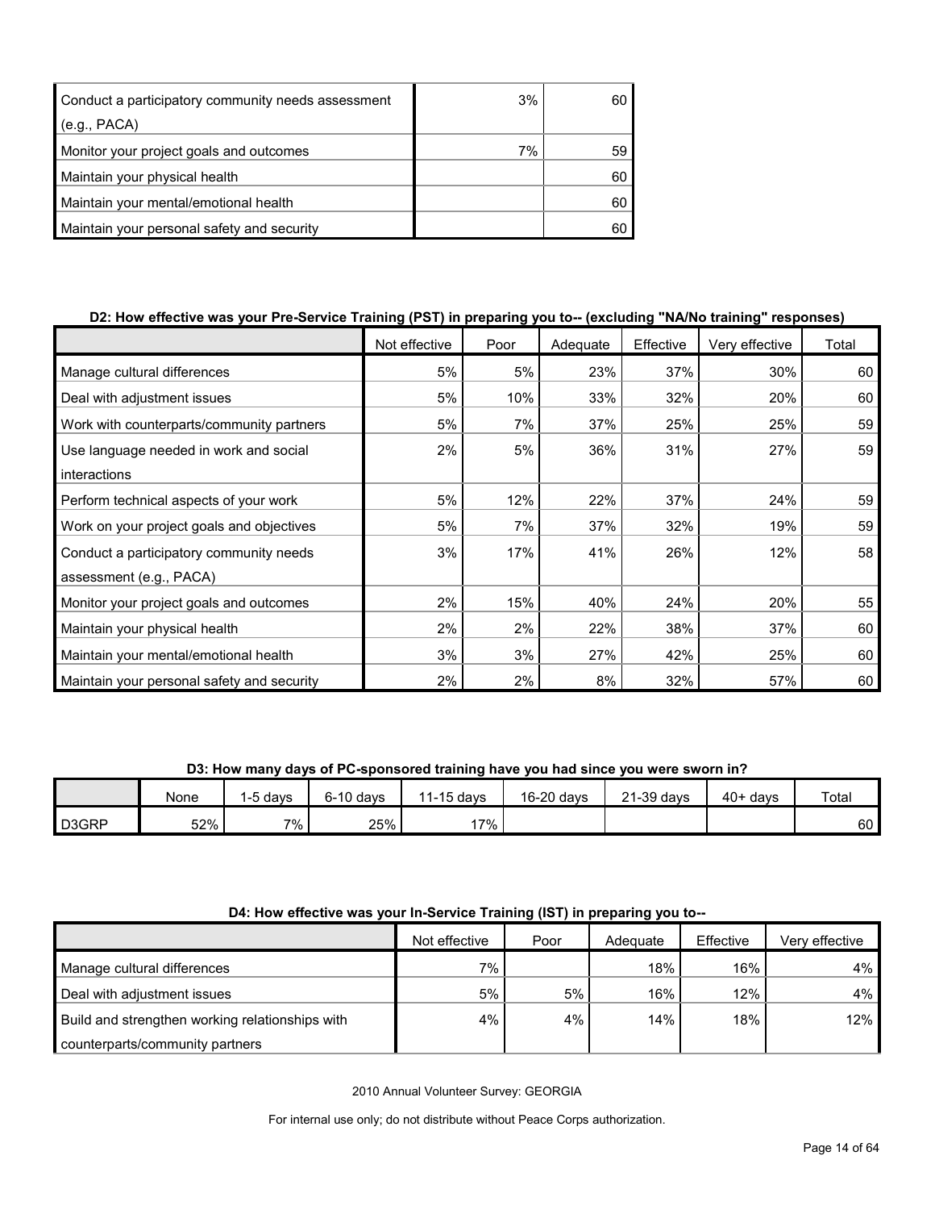| | | |
|---|---|---|
| Conduct a participatory community needs assessment (e.g., PACA) | 3% | 60 |
| Monitor your project goals and outcomes | 7% | 59 |
| Maintain your physical health | | 60 |
| Maintain your mental/emotional health | | 60 |
| Maintain your personal safety and security | | 60 |

**D2: How effective was your Pre-Service Training (PST) in preparing you to-- (excluding "NA/No training" responses)**

| | Not effective | Poor | Adequate | Effective | Very effective | Total |
|---|---|---|---|---|---|---|
| Manage cultural differences | 5% | 5% | 23% | 37% | 30% | 60 |
| Deal with adjustment issues | 5% | 10% | 33% | 32% | 20% | 60 |
| Work with counterparts/community partners | 5% | 7% | 37% | 25% | 25% | 59 |
| Use language needed in work and social interactions | 2% | 5% | 36% | 31% | 27% | 59 |
| Perform technical aspects of your work | 5% | 12% | 22% | 37% | 24% | 59 |
| Work on your project goals and objectives | 5% | 7% | 37% | 32% | 19% | 59 |
| Conduct a participatory community needs assessment (e.g., PACA) | 3% | 17% | 41% | 26% | 12% | 58 |
| Monitor your project goals and outcomes | 2% | 15% | 40% | 24% | 20% | 55 |
| Maintain your physical health | 2% | 2% | 22% | 38% | 37% | 60 |
| Maintain your mental/emotional health | 3% | 3% | 27% | 42% | 25% | 60 |
| Maintain your personal safety and security | 2% | 2% | 8% | 32% | 57% | 60 |

**D3: How many days of PC-sponsored training have you had since you were sworn in?**

| | None | 1-5 days | 6-10 days | 11-15 days | 16-20 days | 21-39 days | 40+ days | Total |
|---|---|---|---|---|---|---|---|---|
| D3GRP | 52% | 7% | 25% | 17% | | | | 60 |

**D4: How effective was your In-Service Training (IST) in preparing you to--**

| | Not effective | Poor | Adequate | Effective | Very effective |
|---|---|---|---|---|---|
| Manage cultural differences | 7% | | 18% | 16% | 4% |
| Deal with adjustment issues | 5% | 5% | 16% | 12% | 4% |
| Build and strengthen working relationships with counterparts/community partners | 4% | 4% | 14% | 18% | 12% |

2010 Annual Volunteer Survey: GEORGIA

For internal use only; do not distribute without Peace Corps authorization.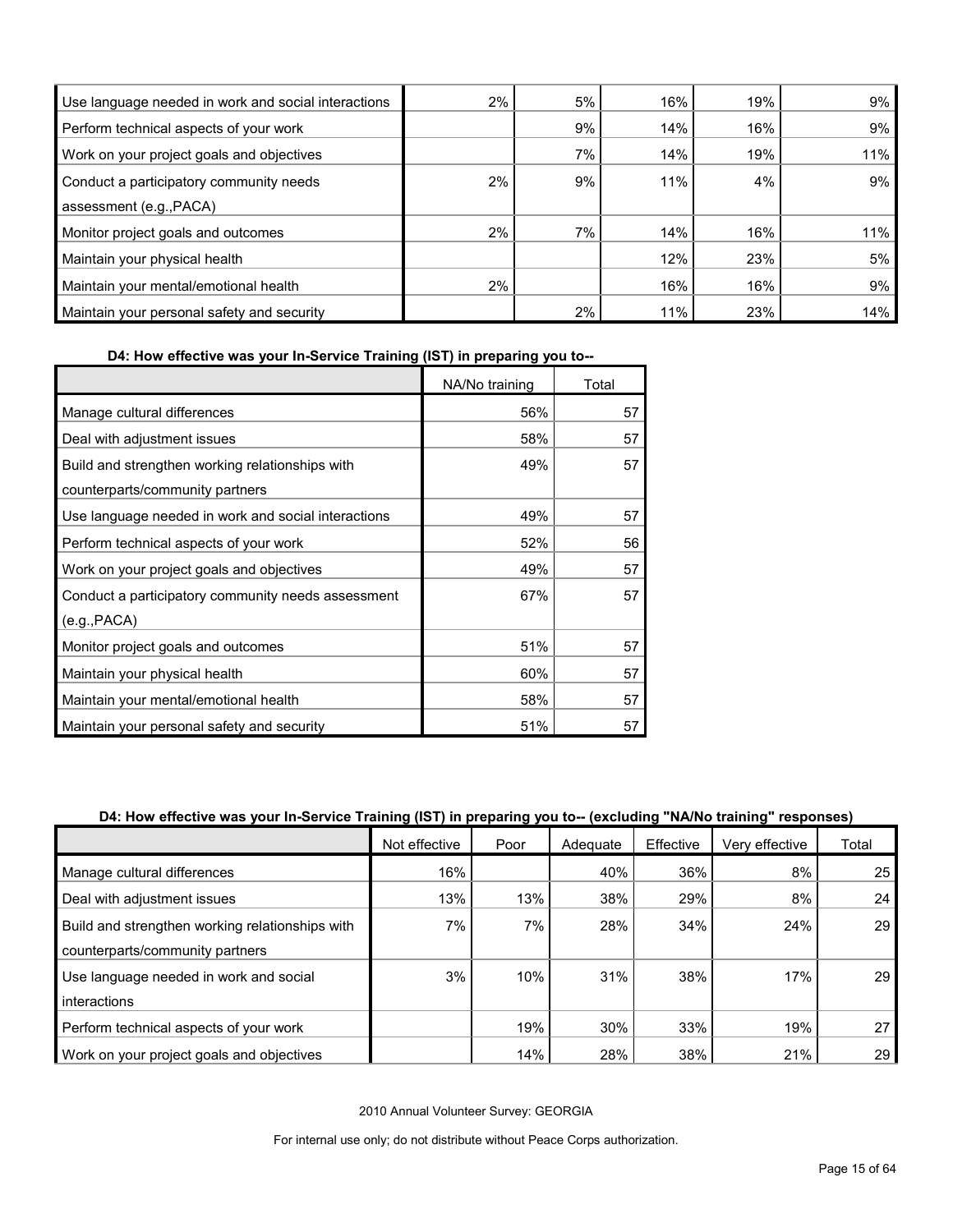| | | | | | |
|---|---|---|---|---|---|
| Use language needed in work and social interactions | 2% | 5% | 16% | 19% | 9% |
| Perform technical aspects of your work | | 9% | 14% | 16% | 9% |
| Work on your project goals and objectives | | 7% | 14% | 19% | 11% |
| Conduct a participatory community needs assessment (e.g.,PACA) | 2% | 9% | 11% | 4% | 9% |
| Monitor project goals and outcomes | 2% | 7% | 14% | 16% | 11% |
| Maintain your physical health | | | 12% | 23% | 5% |
| Maintain your mental/emotional health | 2% | | 16% | 16% | 9% |
| Maintain your personal safety and security | | 2% | 11% | 23% | 14% |

**D4: How effective was your In-Service Training (IST) in preparing you to--**

| | NA/No training | Total |
|---|---|---|
| Manage cultural differences | 56% | 57 |
| Deal with adjustment issues | 58% | 57 |
| Build and strengthen working relationships with counterparts/community partners | 49% | 57 |
| Use language needed in work and social interactions | 49% | 57 |
| Perform technical aspects of your work | 52% | 56 |
| Work on your project goals and objectives | 49% | 57 |
| Conduct a participatory community needs assessment (e.g.,PACA) | 67% | 57 |
| Monitor project goals and outcomes | 51% | 57 |
| Maintain your physical health | 60% | 57 |
| Maintain your mental/emotional health | 58% | 57 |
| Maintain your personal safety and security | 51% | 57 |

**D4: How effective was your In-Service Training (IST) in preparing you to-- (excluding "NA/No training" responses)**

| | Not effective | Poor | Adequate | Effective | Very effective | Total |
|---|---|---|---|---|---|---|
| Manage cultural differences | 16% | | 40% | 36% | 8% | 25 |
| Deal with adjustment issues | 13% | 13% | 38% | 29% | 8% | 24 |
| Build and strengthen working relationships with counterparts/community partners | 7% | 7% | 28% | 34% | 24% | 29 |
| Use language needed in work and social interactions | 3% | 10% | 31% | 38% | 17% | 29 |
| Perform technical aspects of your work | | 19% | 30% | 33% | 19% | 27 |
| Work on your project goals and objectives | | 14% | 28% | 38% | 21% | 29 |

2010 Annual Volunteer Survey: GEORGIA

For internal use only; do not distribute without Peace Corps authorization.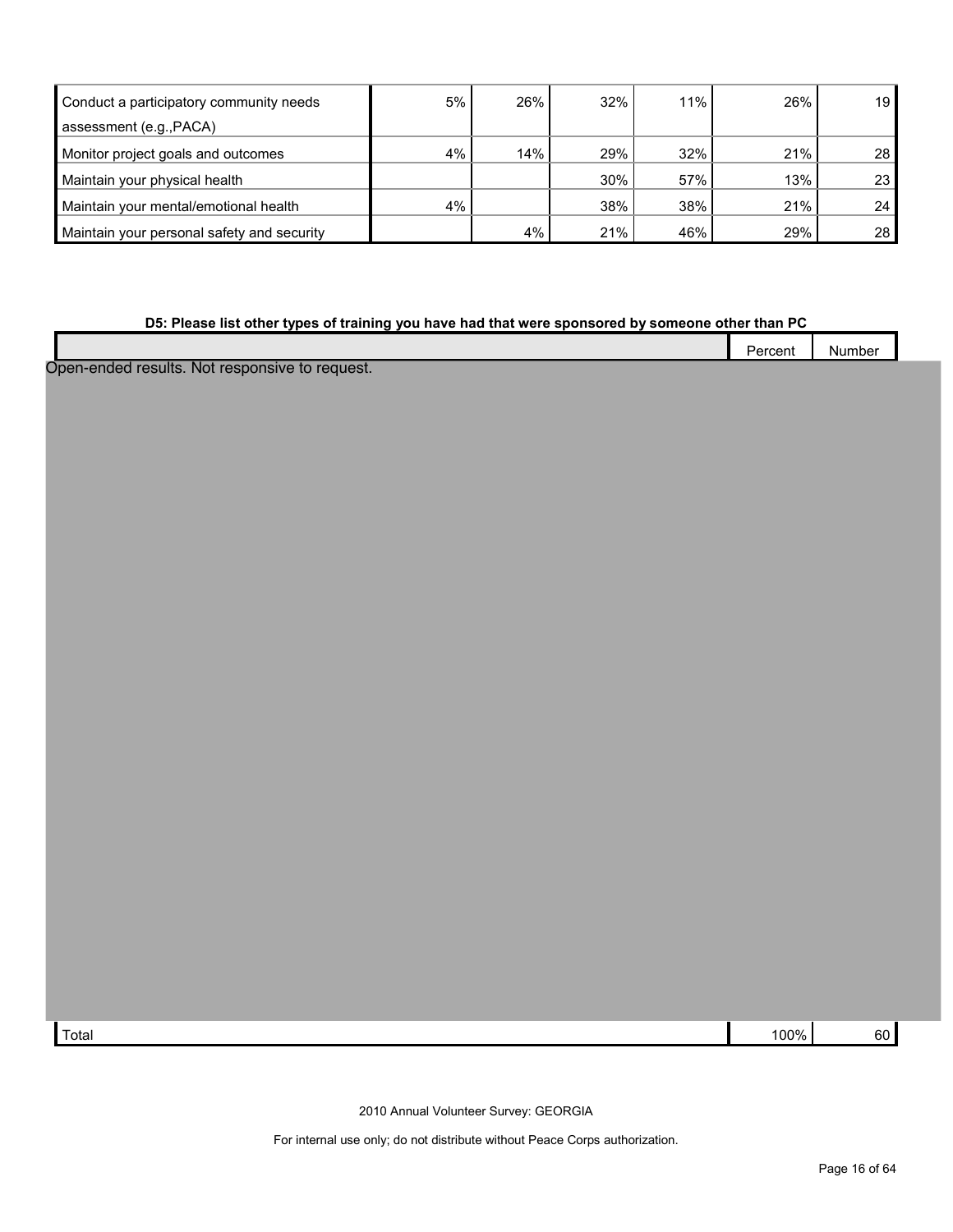| | | | | | | |
|---|---|---|---|---|---|---|
| Conduct a participatory community needs assessment (e.g.,PACA) | 5% | 26% | 32% | 11% | 26% | 19 |
| Monitor project goals and outcomes | 4% | 14% | 29% | 32% | 21% | 28 |
| Maintain your physical health | | | 30% | 57% | 13% | 23 |
| Maintain your mental/emotional health | 4% | | 38% | 38% | 21% | 24 |
| Maintain your personal safety and security | | 4% | 21% | 46% | 29% | 28 |

**D5: Please list other types of training you have had that were sponsored by someone other than PC**

| | Percent | Number |
|---|---|---|
| Open-ended results. Not responsive to request. | | |
| Total | 100% | 60 |

2010 Annual Volunteer Survey: GEORGIA

For internal use only; do not distribute without Peace Corps authorization.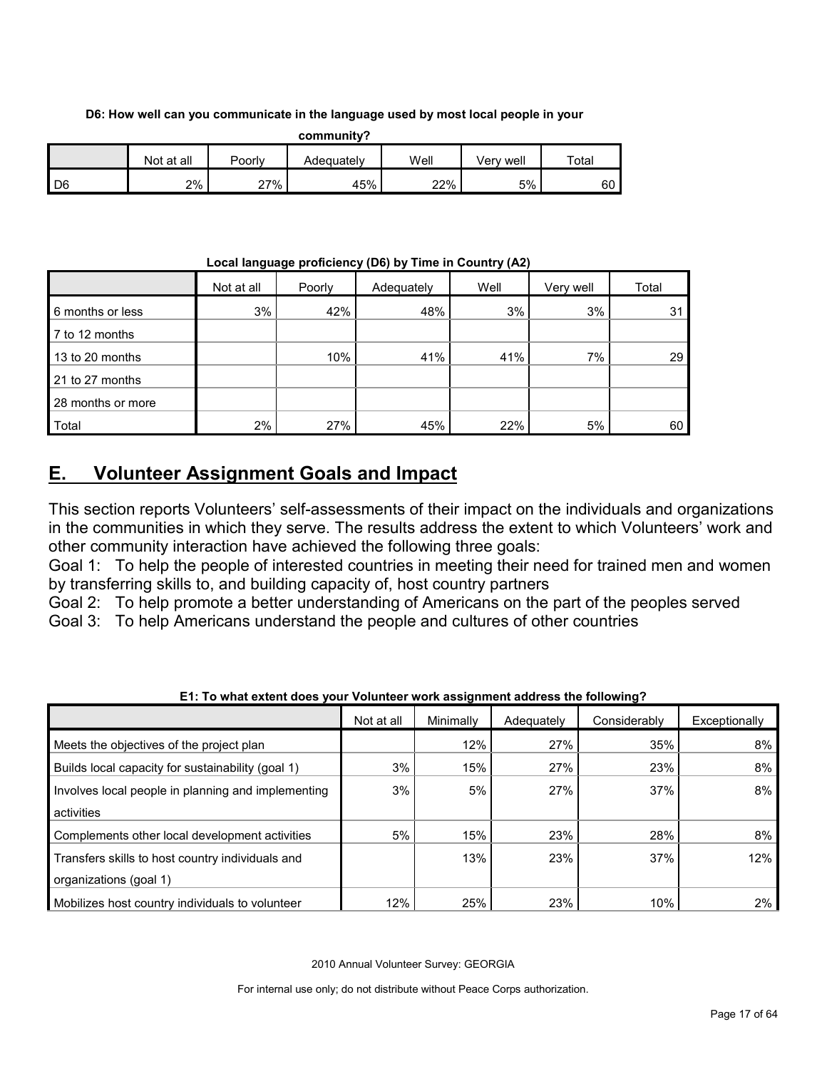**D6: How well can you communicate in the language used by most local people in your community?**

| | Not at all | Poorly | Adequately | Well | Very well | Total |
|---|---|---|---|---|---|---|
| D6 | 2% | 27% | 45% | 22% | 5% | 60 |

**Local language proficiency (D6) by Time in Country (A2)**

| | Not at all | Poorly | Adequately | Well | Very well | Total |
|---|---|---|---|---|---|---|
| 6 months or less | 3% | 42% | 48% | 3% | 3% | 31 |
| 7 to 12 months | | | | | | |
| 13 to 20 months | | 10% | 41% | 41% | 7% | 29 |
| 21 to 27 months | | | | | | |
| 28 months or more | | | | | | |
| Total | 2% | 27% | 45% | 22% | 5% | 60 |

## E. Volunteer Assignment Goals and Impact

This section reports Volunteers' self-assessments of their impact on the individuals and organizations in the communities in which they serve. The results address the extent to which Volunteers' work and other community interaction have achieved the following three goals:

Goal 1: To help the people of interested countries in meeting their need for trained men and women by transferring skills to, and building capacity of, host country partners

Goal 2: To help promote a better understanding of Americans on the part of the peoples served

Goal 3: To help Americans understand the people and cultures of other countries

**E1: To what extent does your Volunteer work assignment address the following?**

| | Not at all | Minimally | Adequately | Considerably | Exceptionally |
|---|---|---|---|---|---|
| Meets the objectives of the project plan | | 12% | 27% | 35% | 8% |
| Builds local capacity for sustainability (goal 1) | 3% | 15% | 27% | 23% | 8% |
| Involves local people in planning and implementing activities | 3% | 5% | 27% | 37% | 8% |
| Complements other local development activities | 5% | 15% | 23% | 28% | 8% |
| Transfers skills to host country individuals and organizations (goal 1) | | 13% | 23% | 37% | 12% |
| Mobilizes host country individuals to volunteer | 12% | 25% | 23% | 10% | 2% |

2010 Annual Volunteer Survey: GEORGIA

For internal use only; do not distribute without Peace Corps authorization.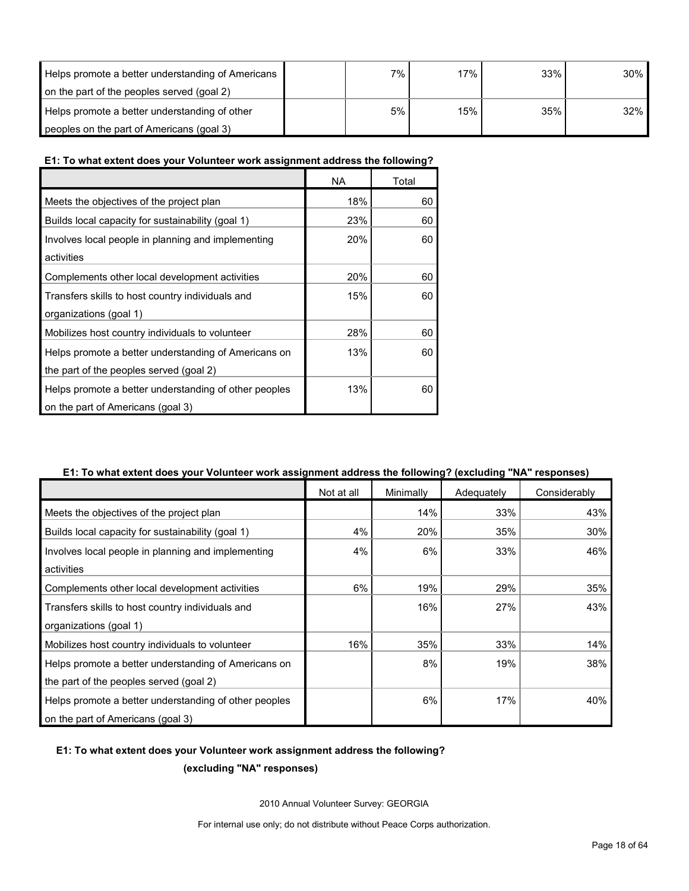| Helps promote a better understanding of Americans on the part of the peoples served (goal 2) | | 7% | 17% | 33% | 30% |
|---|---|---|---|---|---|
| Helps promote a better understanding of other peoples on the part of Americans (goal 3) | | 5% | 15% | 35% | 32% |

**E1: To what extent does your Volunteer work assignment address the following?**

| | NA | Total |
|---|---|---|
| Meets the objectives of the project plan | 18% | 60 |
| Builds local capacity for sustainability (goal 1) | 23% | 60 |
| Involves local people in planning and implementing activities | 20% | 60 |
| Complements other local development activities | 20% | 60 |
| Transfers skills to host country individuals and organizations (goal 1) | 15% | 60 |
| Mobilizes host country individuals to volunteer | 28% | 60 |
| Helps promote a better understanding of Americans on the part of the peoples served (goal 2) | 13% | 60 |
| Helps promote a better understanding of other peoples on the part of Americans (goal 3) | 13% | 60 |

**E1: To what extent does your Volunteer work assignment address the following? (excluding "NA" responses)**

| | Not at all | Minimally | Adequately | Considerably |
|---|---|---|---|---|
| Meets the objectives of the project plan | | 14% | 33% | 43% |
| Builds local capacity for sustainability (goal 1) | 4% | 20% | 35% | 30% |
| Involves local people in planning and implementing activities | 4% | 6% | 33% | 46% |
| Complements other local development activities | 6% | 19% | 29% | 35% |
| Transfers skills to host country individuals and organizations (goal 1) | | 16% | 27% | 43% |
| Mobilizes host country individuals to volunteer | 16% | 35% | 33% | 14% |
| Helps promote a better understanding of Americans on the part of the peoples served (goal 2) | | 8% | 19% | 38% |
| Helps promote a better understanding of other peoples on the part of Americans (goal 3) | | 6% | 17% | 40% |

**E1: To what extent does your Volunteer work assignment address the following? (excluding "NA" responses)**

2010 Annual Volunteer Survey: GEORGIA

For internal use only; do not distribute without Peace Corps authorization.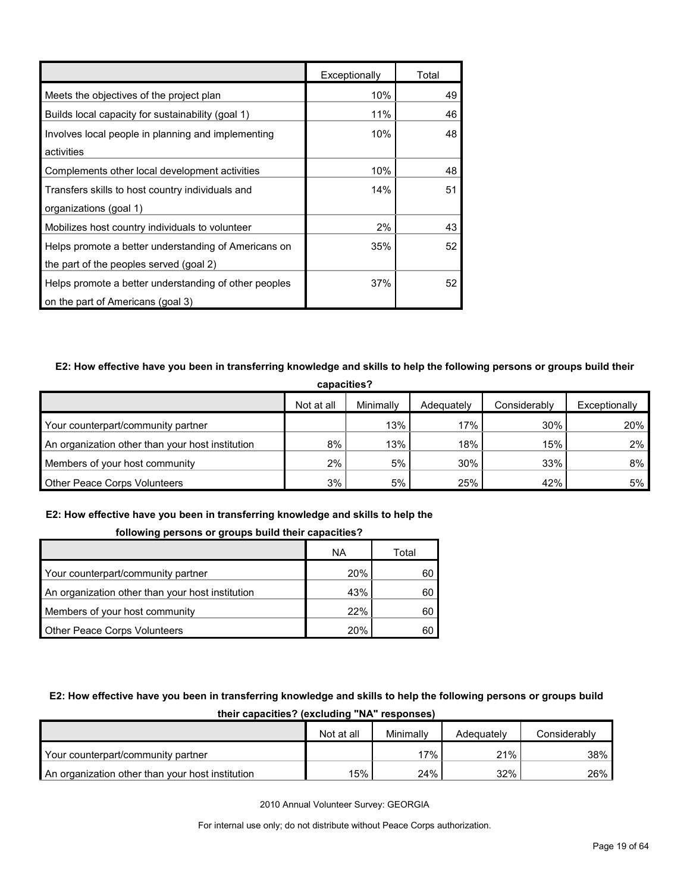| | Exceptionally | Total |
|---|---|---|
| Meets the objectives of the project plan | 10% | 49 |
| Builds local capacity for sustainability (goal 1) | 11% | 46 |
| Involves local people in planning and implementing activities | 10% | 48 |
| Complements other local development activities | 10% | 48 |
| Transfers skills to host country individuals and organizations (goal 1) | 14% | 51 |
| Mobilizes host country individuals to volunteer | 2% | 43 |
| Helps promote a better understanding of Americans on the part of the peoples served (goal 2) | 35% | 52 |
| Helps promote a better understanding of other peoples on the part of Americans (goal 3) | 37% | 52 |

**E2: How effective have you been in transferring knowledge and skills to help the following persons or groups build their capacities?**

| | Not at all | Minimally | Adequately | Considerably | Exceptionally |
|---|---|---|---|---|---|
| Your counterpart/community partner | | 13% | 17% | 30% | 20% |
| An organization other than your host institution | 8% | 13% | 18% | 15% | 2% |
| Members of your host community | 2% | 5% | 30% | 33% | 8% |
| Other Peace Corps Volunteers | 3% | 5% | 25% | 42% | 5% |

**E2: How effective have you been in transferring knowledge and skills to help the following persons or groups build their capacities?**

| | NA | Total |
|---|---|---|
| Your counterpart/community partner | 20% | 60 |
| An organization other than your host institution | 43% | 60 |
| Members of your host community | 22% | 60 |
| Other Peace Corps Volunteers | 20% | 60 |

**E2: How effective have you been in transferring knowledge and skills to help the following persons or groups build their capacities? (excluding "NA" responses)**

| | Not at all | Minimally | Adequately | Considerably |
|---|---|---|---|---|
| Your counterpart/community partner | | 17% | 21% | 38% |
| An organization other than your host institution | 15% | 24% | 32% | 26% |

2010 Annual Volunteer Survey: GEORGIA

For internal use only; do not distribute without Peace Corps authorization.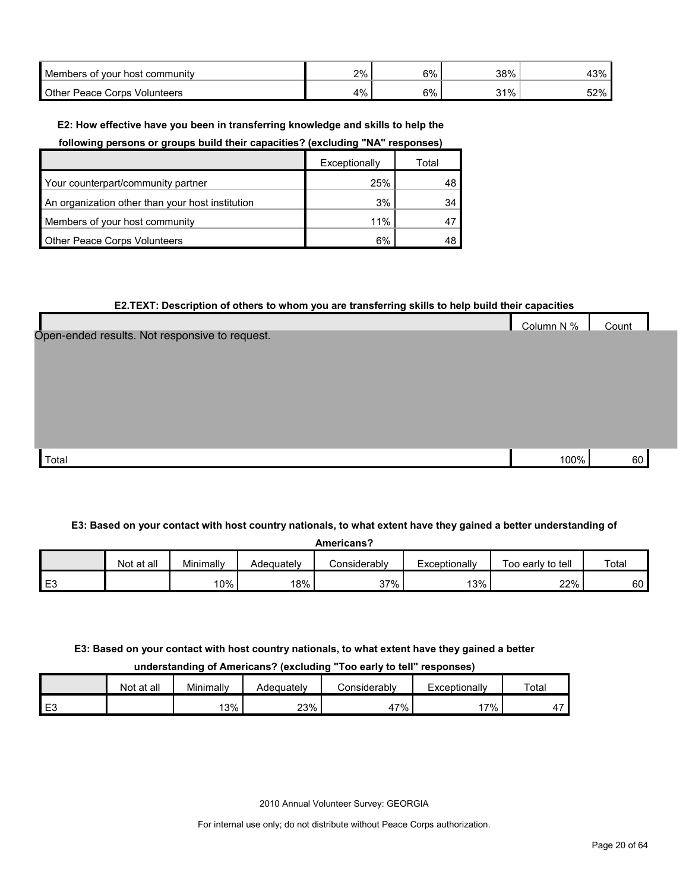| | | | | |
|---|---|---|---|---|
| Members of your host community | 2% | 6% | 38% | 43% |
| Other Peace Corps Volunteers | 4% | 6% | 31% | 52% |

**E2: How effective have you been in transferring knowledge and skills to help the following persons or groups build their capacities? (excluding "NA" responses)**

| | Exceptionally | Total |
|---|---|---|
| Your counterpart/community partner | 25% | 48 |
| An organization other than your host institution | 3% | 34 |
| Members of your host community | 11% | 47 |
| Other Peace Corps Volunteers | 6% | 48 |

**E2.TEXT: Description of others to whom you are transferring skills to help build their capacities**

| | Column N % | Count |
|---|---|---|
| Open-ended results. Not responsive to request. | | |
| Total | 100% | 60 |

**E3: Based on your contact with host country nationals, to what extent have they gained a better understanding of Americans?**

| | Not at all | Minimally | Adequately | Considerably | Exceptionally | Too early to tell | Total |
|---|---|---|---|---|---|---|---|
| E3 | | 10% | 18% | 37% | 13% | 22% | 60 |

**E3: Based on your contact with host country nationals, to what extent have they gained a better understanding of Americans? (excluding "Too early to tell" responses)**

| | Not at all | Minimally | Adequately | Considerably | Exceptionally | Total |
|---|---|---|---|---|---|---|
| E3 | | 13% | 23% | 47% | 17% | 47 |

2010 Annual Volunteer Survey: GEORGIA

For internal use only; do not distribute without Peace Corps authorization.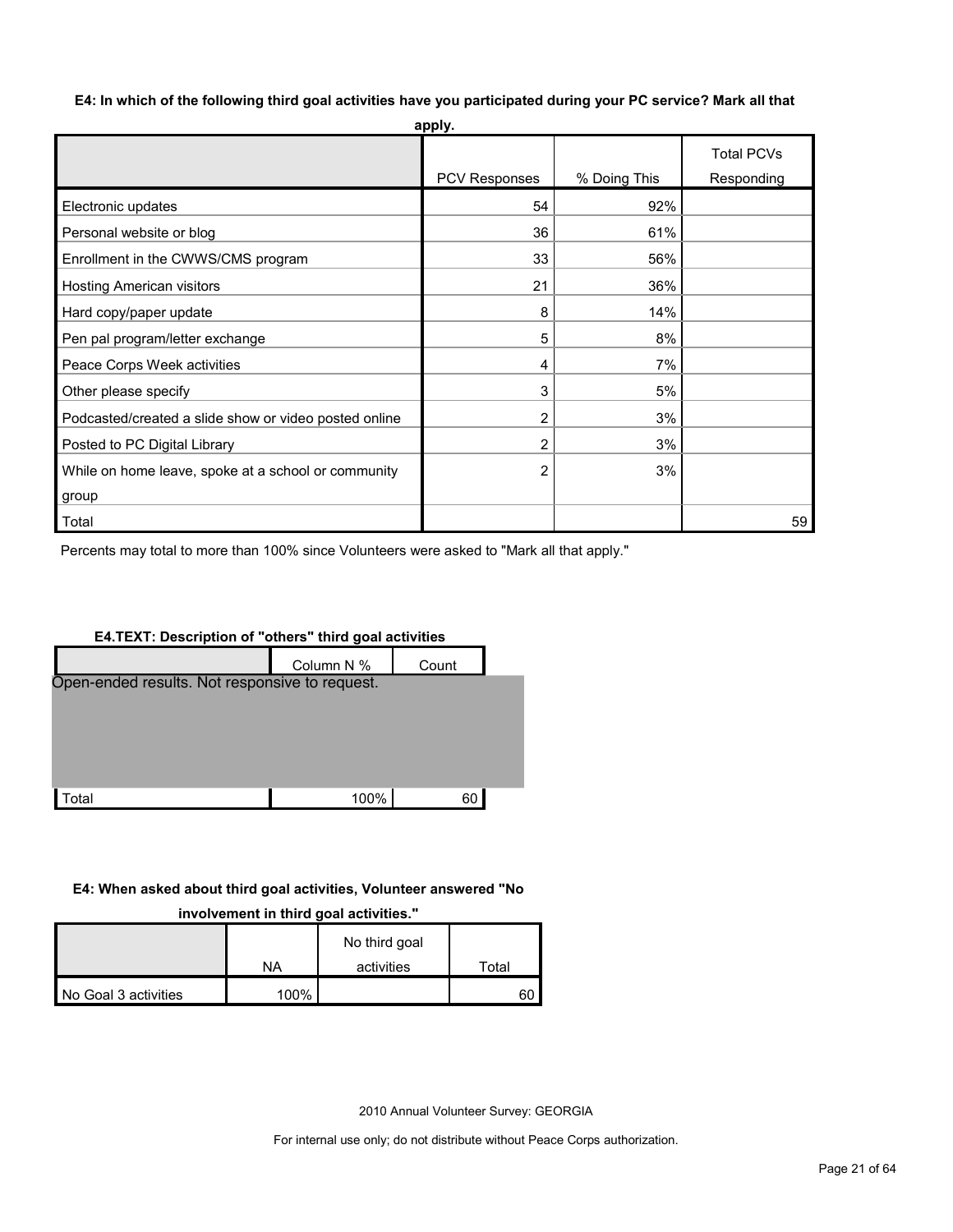**E4: In which of the following third goal activities have you participated during your PC service? Mark all that apply.**

| | PCV Responses | % Doing This | Total PCVs Responding |
|---|---|---|---|
| Electronic updates | 54 | 92% | |
| Personal website or blog | 36 | 61% | |
| Enrollment in the CWWS/CMS program | 33 | 56% | |
| Hosting American visitors | 21 | 36% | |
| Hard copy/paper update | 8 | 14% | |
| Pen pal program/letter exchange | 5 | 8% | |
| Peace Corps Week activities | 4 | 7% | |
| Other please specify | 3 | 5% | |
| Podcasted/created a slide show or video posted online | 2 | 3% | |
| Posted to PC Digital Library | 2 | 3% | |
| While on home leave, spoke at a school or community group | 2 | 3% | |
| Total | | | 59 |

Percents may total to more than 100% since Volunteers were asked to "Mark all that apply."

**E4.TEXT: Description of "others" third goal activities**

| | Column N % | Count |
|---|---|---|
| Open-ended results. Not responsive to request. | | |
| Total | 100% | 60 |

**E4: When asked about third goal activities, Volunteer answered "No involvement in third goal activities."**

| | NA | No third goal activities | Total |
|---|---|---|---|
| No Goal 3 activities | 100% | | 60 |

2010 Annual Volunteer Survey: GEORGIA

For internal use only; do not distribute without Peace Corps authorization.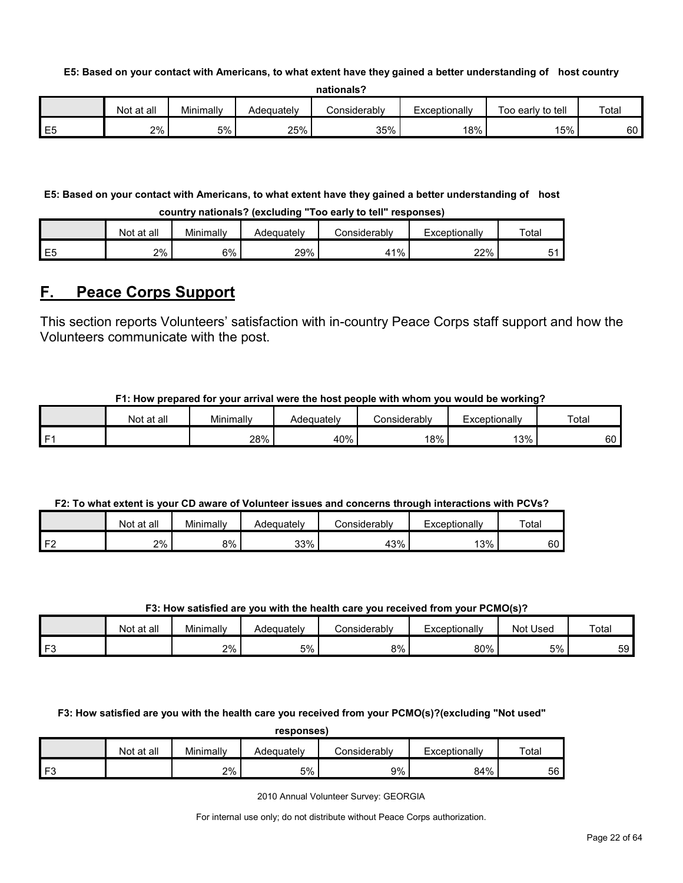**E5: Based on your contact with Americans, to what extent have they gained a better understanding of host country nationals?**

| | Not at all | Minimally | Adequately | Considerably | Exceptionally | Too early to tell | Total |
|---|---|---|---|---|---|---|---|
| E5 | 2% | 5% | 25% | 35% | 18% | 15% | 60 |

**E5: Based on your contact with Americans, to what extent have they gained a better understanding of host country nationals? (excluding "Too early to tell" responses)**

| | Not at all | Minimally | Adequately | Considerably | Exceptionally | Total |
|---|---|---|---|---|---|---|
| E5 | 2% | 6% | 29% | 41% | 22% | 51 |

## F. Peace Corps Support

This section reports Volunteers' satisfaction with in-country Peace Corps staff support and how the Volunteers communicate with the post.

**F1: How prepared for your arrival were the host people with whom you would be working?**

| | Not at all | Minimally | Adequately | Considerably | Exceptionally | Total |
|---|---|---|---|---|---|---|
| F1 | | 28% | 40% | 18% | 13% | 60 |

**F2: To what extent is your CD aware of Volunteer issues and concerns through interactions with PCVs?**

| | Not at all | Minimally | Adequately | Considerably | Exceptionally | Total |
|---|---|---|---|---|---|---|
| F2 | 2% | 8% | 33% | 43% | 13% | 60 |

**F3: How satisfied are you with the health care you received from your PCMO(s)?**

| | Not at all | Minimally | Adequately | Considerably | Exceptionally | Not Used | Total |
|---|---|---|---|---|---|---|---|
| F3 | | 2% | 5% | 8% | 80% | 5% | 59 |

**F3: How satisfied are you with the health care you received from your PCMO(s)?(excluding "Not used" responses)**

| | Not at all | Minimally | Adequately | Considerably | Exceptionally | Total |
|---|---|---|---|---|---|---|
| F3 | | 2% | 5% | 9% | 84% | 56 |

2010 Annual Volunteer Survey: GEORGIA

For internal use only; do not distribute without Peace Corps authorization.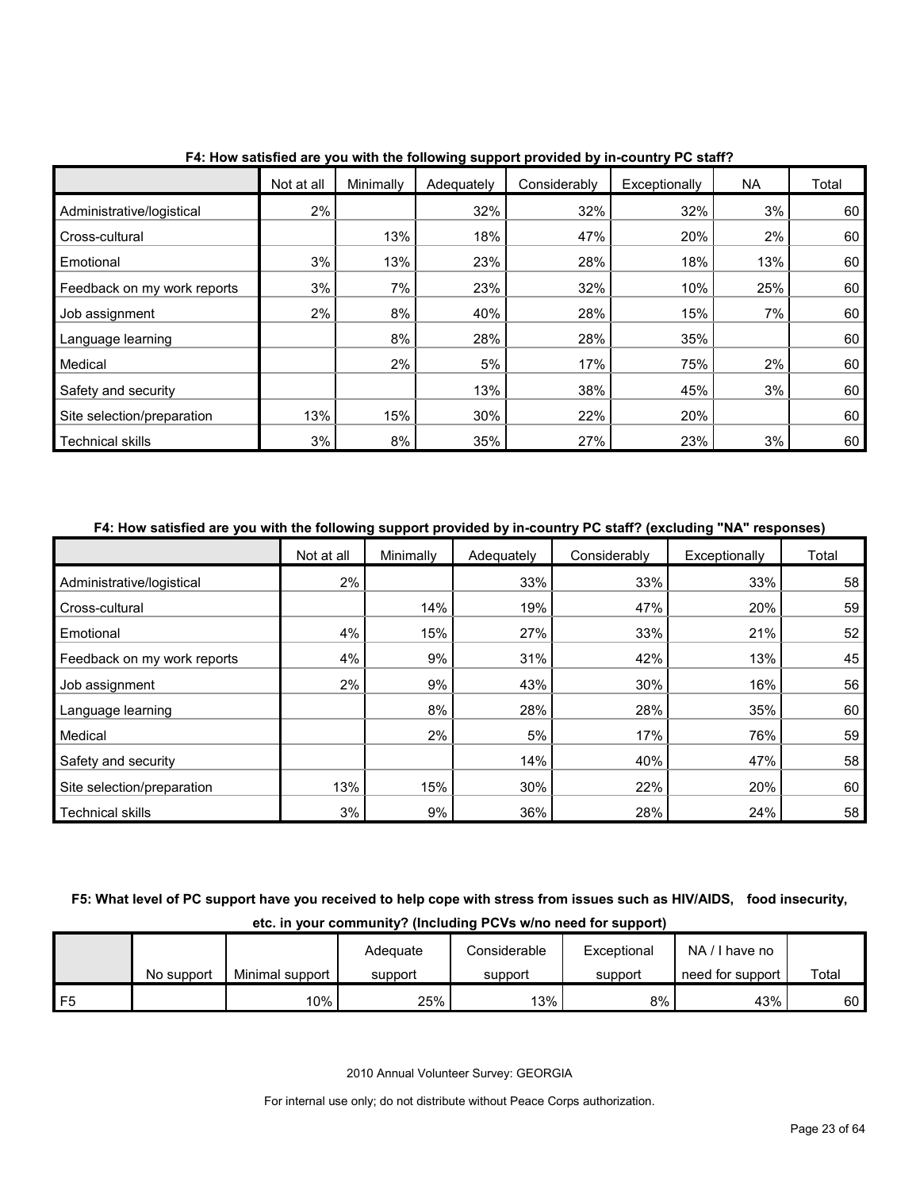**F4: How satisfied are you with the following support provided by in-country PC staff?**

| | Not at all | Minimally | Adequately | Considerably | Exceptionally | NA | Total |
|---|---|---|---|---|---|---|---|
| Administrative/logistical | 2% | | 32% | 32% | 32% | 3% | 60 |
| Cross-cultural | | 13% | 18% | 47% | 20% | 2% | 60 |
| Emotional | 3% | 13% | 23% | 28% | 18% | 13% | 60 |
| Feedback on my work reports | 3% | 7% | 23% | 32% | 10% | 25% | 60 |
| Job assignment | 2% | 8% | 40% | 28% | 15% | 7% | 60 |
| Language learning | | 8% | 28% | 28% | 35% | | 60 |
| Medical | | 2% | 5% | 17% | 75% | 2% | 60 |
| Safety and security | | | 13% | 38% | 45% | 3% | 60 |
| Site selection/preparation | 13% | 15% | 30% | 22% | 20% | | 60 |
| Technical skills | 3% | 8% | 35% | 27% | 23% | 3% | 60 |

**F4: How satisfied are you with the following support provided by in-country PC staff? (excluding "NA" responses)**

| | Not at all | Minimally | Adequately | Considerably | Exceptionally | Total |
|---|---|---|---|---|---|---|
| Administrative/logistical | 2% | | 33% | 33% | 33% | 58 |
| Cross-cultural | | 14% | 19% | 47% | 20% | 59 |
| Emotional | 4% | 15% | 27% | 33% | 21% | 52 |
| Feedback on my work reports | 4% | 9% | 31% | 42% | 13% | 45 |
| Job assignment | 2% | 9% | 43% | 30% | 16% | 56 |
| Language learning | | 8% | 28% | 28% | 35% | 60 |
| Medical | | 2% | 5% | 17% | 76% | 59 |
| Safety and security | | | 14% | 40% | 47% | 58 |
| Site selection/preparation | 13% | 15% | 30% | 22% | 20% | 60 |
| Technical skills | 3% | 9% | 36% | 28% | 24% | 58 |

**F5: What level of PC support have you received to help cope with stress from issues such as HIV/AIDS, food insecurity, etc. in your community? (Including PCVs w/no need for support)**

| | No support | Minimal support | Adequate support | Considerable support | Exceptional support | NA / I have no need for support | Total |
|---|---|---|---|---|---|---|---|
| F5 | | 10% | 25% | 13% | 8% | 43% | 60 |

2010 Annual Volunteer Survey: GEORGIA

For internal use only; do not distribute without Peace Corps authorization.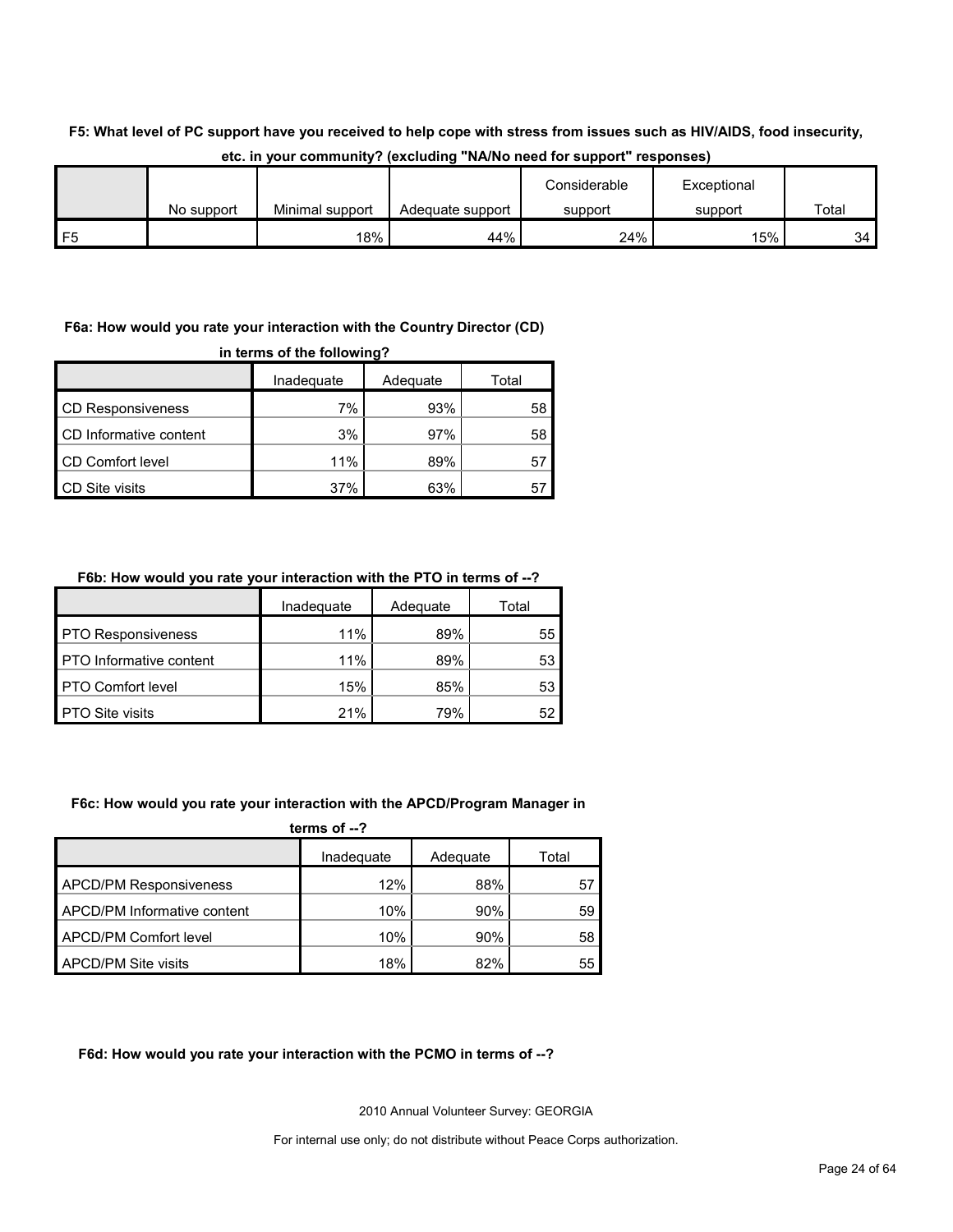**F5: What level of PC support have you received to help cope with stress from issues such as HIV/AIDS, food insecurity, etc. in your community? (excluding "NA/No need for support" responses)**

| | No support | Minimal support | Adequate support | Considerable support | Exceptional support | Total |
|---|---|---|---|---|---|---|
| F5 | | 18% | 44% | 24% | 15% | 34 |

**F6a: How would you rate your interaction with the Country Director (CD) in terms of the following?**

| | Inadequate | Adequate | Total |
|---|---|---|---|
| CD Responsiveness | 7% | 93% | 58 |
| CD Informative content | 3% | 97% | 58 |
| CD Comfort level | 11% | 89% | 57 |
| CD Site visits | 37% | 63% | 57 |

**F6b: How would you rate your interaction with the PTO in terms of --?**

| | Inadequate | Adequate | Total |
|---|---|---|---|
| PTO Responsiveness | 11% | 89% | 55 |
| PTO Informative content | 11% | 89% | 53 |
| PTO Comfort level | 15% | 85% | 53 |
| PTO Site visits | 21% | 79% | 52 |

**F6c: How would you rate your interaction with the APCD/Program Manager in terms of --?**

| | Inadequate | Adequate | Total |
|---|---|---|---|
| APCD/PM Responsiveness | 12% | 88% | 57 |
| APCD/PM Informative content | 10% | 90% | 59 |
| APCD/PM Comfort level | 10% | 90% | 58 |
| APCD/PM Site visits | 18% | 82% | 55 |

**F6d: How would you rate your interaction with the PCMO in terms of --?**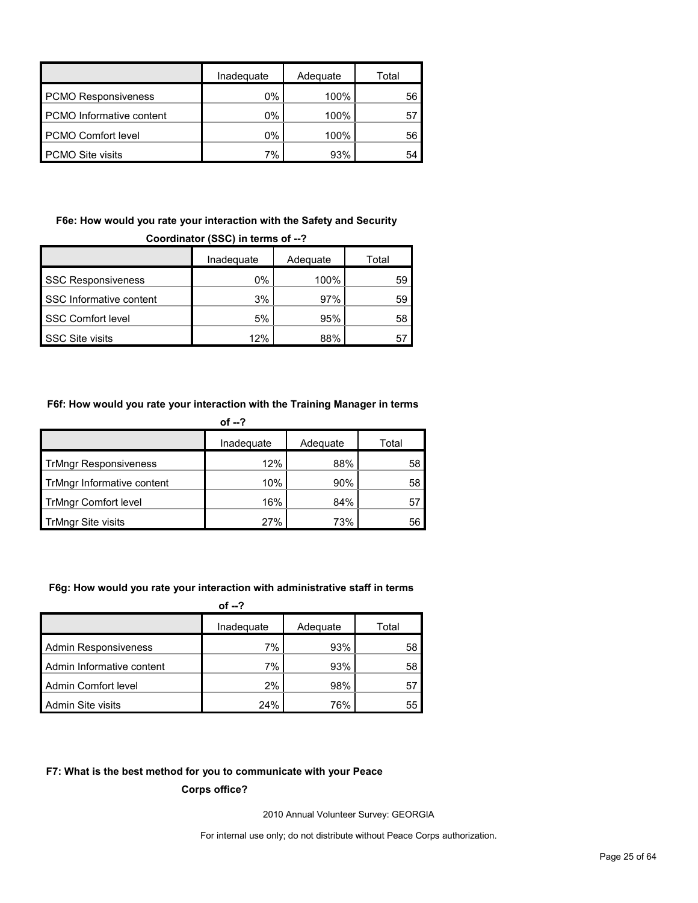| | Inadequate | Adequate | Total |
|---|---|---|---|
| PCMO Responsiveness | 0% | 100% | 56 |
| PCMO Informative content | 0% | 100% | 57 |
| PCMO Comfort level | 0% | 100% | 56 |
| PCMO Site visits | 7% | 93% | 54 |

**F6e: How would you rate your interaction with the Safety and Security Coordinator (SSC) in terms of --?**

| | Inadequate | Adequate | Total |
|---|---|---|---|
| SSC Responsiveness | 0% | 100% | 59 |
| SSC Informative content | 3% | 97% | 59 |
| SSC Comfort level | 5% | 95% | 58 |
| SSC Site visits | 12% | 88% | 57 |

**F6f: How would you rate your interaction with the Training Manager in terms of --?**

| | Inadequate | Adequate | Total |
|---|---|---|---|
| TrMngr Responsiveness | 12% | 88% | 58 |
| TrMngr Informative content | 10% | 90% | 58 |
| TrMngr Comfort level | 16% | 84% | 57 |
| TrMngr Site visits | 27% | 73% | 56 |

**F6g: How would you rate your interaction with administrative staff in terms of --?**

| | Inadequate | Adequate | Total |
|---|---|---|---|
| Admin Responsiveness | 7% | 93% | 58 |
| Admin Informative content | 7% | 93% | 58 |
| Admin Comfort level | 2% | 98% | 57 |
| Admin Site visits | 24% | 76% | 55 |

**F7: What is the best method for you to communicate with your Peace Corps office?**

2010 Annual Volunteer Survey: GEORGIA

For internal use only; do not distribute without Peace Corps authorization.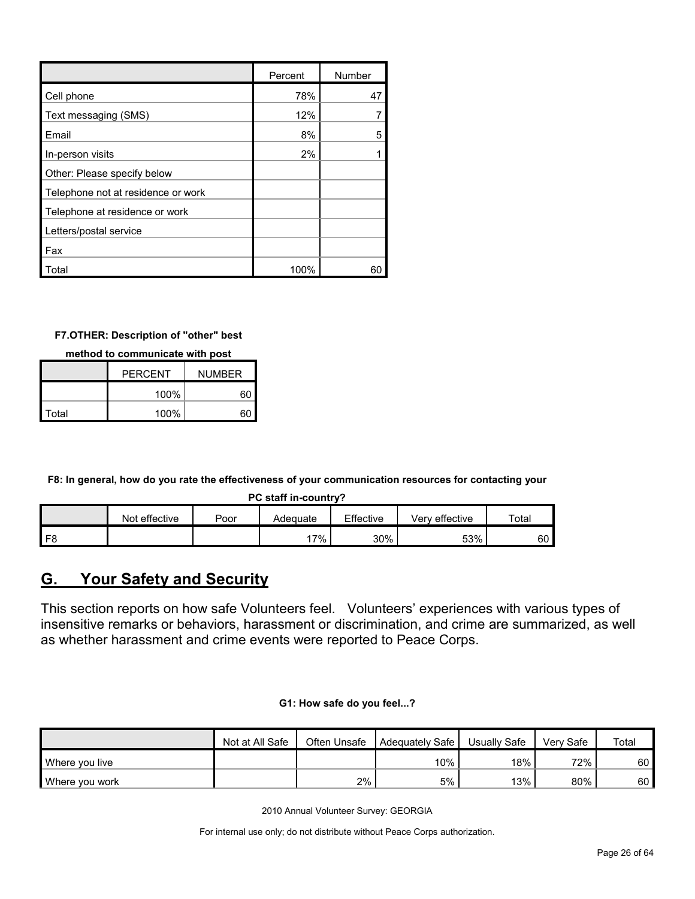| | Percent | Number |
|---|---|---|
| Cell phone | 78% | 47 |
| Text messaging (SMS) | 12% | 7 |
| Email | 8% | 5 |
| In-person visits | 2% | 1 |
| Other: Please specify below | | |
| Telephone not at residence or work | | |
| Telephone at residence or work | | |
| Letters/postal service | | |
| Fax | | |
| Total | 100% | 60 |

**F7.OTHER: Description of "other" best method to communicate with post**

| | PERCENT | NUMBER |
|---|---|---|
| | 100% | 60 |
| Total | 100% | 60 |

**F8: In general, how do you rate the effectiveness of your communication resources for contacting your PC staff in-country?**

| | Not effective | Poor | Adequate | Effective | Very effective | Total |
|---|---|---|---|---|---|---|
| F8 | | | 17% | 30% | 53% | 60 |

## G. Your Safety and Security

This section reports on how safe Volunteers feel. Volunteers' experiences with various types of insensitive remarks or behaviors, harassment or discrimination, and crime are summarized, as well as whether harassment and crime events were reported to Peace Corps.

**G1: How safe do you feel...?**

| | Not at All Safe | Often Unsafe | Adequately Safe | Usually Safe | Very Safe | Total |
|---|---|---|---|---|---|---|
| Where you live | | | 10% | 18% | 72% | 60 |
| Where you work | | 2% | 5% | 13% | 80% | 60 |

2010 Annual Volunteer Survey: GEORGIA

For internal use only; do not distribute without Peace Corps authorization.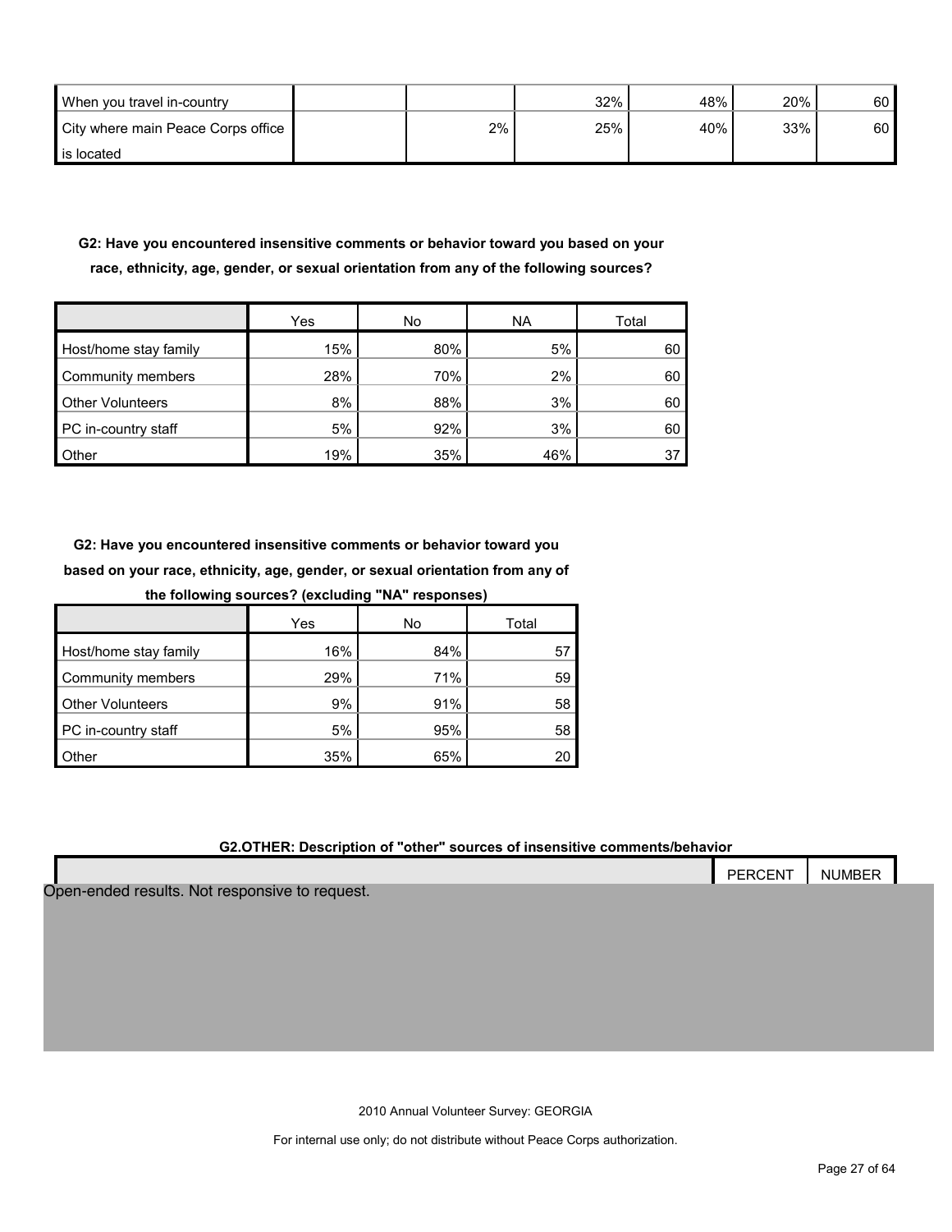| When you travel in-country | | | 32% | 48% | 20% | 60 |
|---|---|---|---|---|---|---|
| City where main Peace Corps office is located | | 2% | 25% | 40% | 33% | 60 |

**G2: Have you encountered insensitive comments or behavior toward you based on your race, ethnicity, age, gender, or sexual orientation from any of the following sources?**

| | Yes | No | NA | Total |
|---|---|---|---|---|
| Host/home stay family | 15% | 80% | 5% | 60 |
| Community members | 28% | 70% | 2% | 60 |
| Other Volunteers | 8% | 88% | 3% | 60 |
| PC in-country staff | 5% | 92% | 3% | 60 |
| Other | 19% | 35% | 46% | 37 |

**G2: Have you encountered insensitive comments or behavior toward you based on your race, ethnicity, age, gender, or sexual orientation from any of the following sources? (excluding "NA" responses)**

| | Yes | No | Total |
|---|---|---|---|
| Host/home stay family | 16% | 84% | 57 |
| Community members | 29% | 71% | 59 |
| Other Volunteers | 9% | 91% | 58 |
| PC in-country staff | 5% | 95% | 58 |
| Other | 35% | 65% | 20 |

**G2.OTHER: Description of "other" sources of insensitive comments/behavior**

| | PERCENT | NUMBER |
|---|---|---|

Open-ended results. Not responsive to request.

2010 Annual Volunteer Survey: GEORGIA

For internal use only; do not distribute without Peace Corps authorization.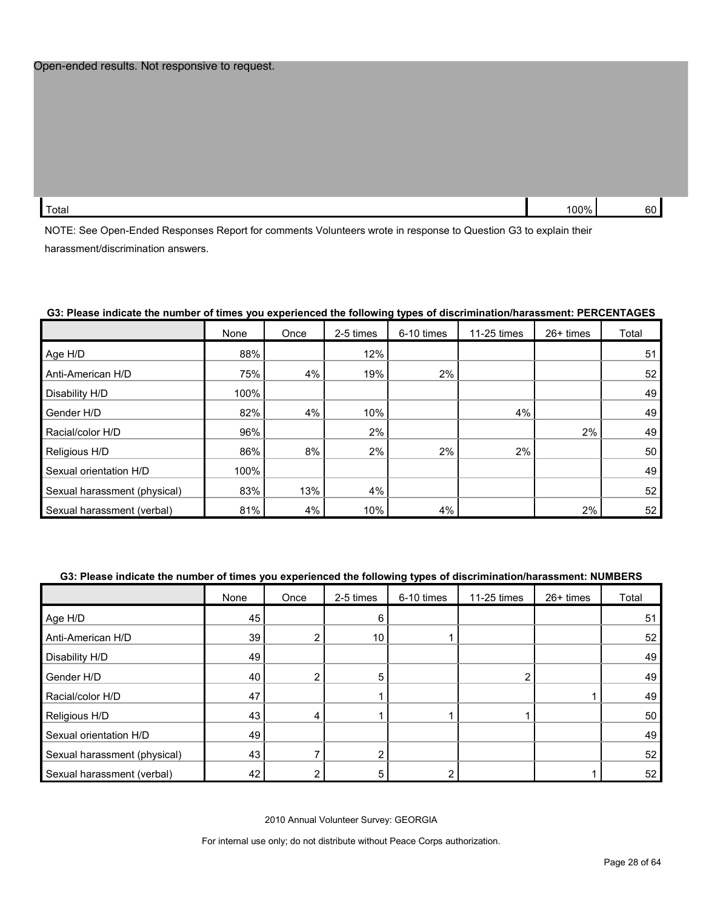Open-ended results. Not responsive to request.

| | | |
|---|---|---|
| Total | 100% | 60 |

NOTE: See Open-Ended Responses Report for comments Volunteers wrote in response to Question G3 to explain their harassment/discrimination answers.

**G3: Please indicate the number of times you experienced the following types of discrimination/harassment: PERCENTAGES**

| | None | Once | 2-5 times | 6-10 times | 11-25 times | 26+ times | Total |
|---|---|---|---|---|---|---|---|
| Age H/D | 88% | | 12% | | | | 51 |
| Anti-American H/D | 75% | 4% | 19% | 2% | | | 52 |
| Disability H/D | 100% | | | | | | 49 |
| Gender H/D | 82% | 4% | 10% | | 4% | | 49 |
| Racial/color H/D | 96% | | 2% | | | 2% | 49 |
| Religious H/D | 86% | 8% | 2% | 2% | 2% | | 50 |
| Sexual orientation H/D | 100% | | | | | | 49 |
| Sexual harassment (physical) | 83% | 13% | 4% | | | | 52 |
| Sexual harassment (verbal) | 81% | 4% | 10% | 4% | | 2% | 52 |

**G3: Please indicate the number of times you experienced the following types of discrimination/harassment: NUMBERS**

| | None | Once | 2-5 times | 6-10 times | 11-25 times | 26+ times | Total |
|---|---|---|---|---|---|---|---|
| Age H/D | 45 | | 6 | | | | 51 |
| Anti-American H/D | 39 | 2 | 10 | 1 | | | 52 |
| Disability H/D | 49 | | | | | | 49 |
| Gender H/D | 40 | 2 | 5 | | 2 | | 49 |
| Racial/color H/D | 47 | | 1 | | | 1 | 49 |
| Religious H/D | 43 | 4 | 1 | 1 | 1 | | 50 |
| Sexual orientation H/D | 49 | | | | | | 49 |
| Sexual harassment (physical) | 43 | 7 | 2 | | | | 52 |
| Sexual harassment (verbal) | 42 | 2 | 5 | 2 | | 1 | 52 |

2010 Annual Volunteer Survey: GEORGIA

For internal use only; do not distribute without Peace Corps authorization.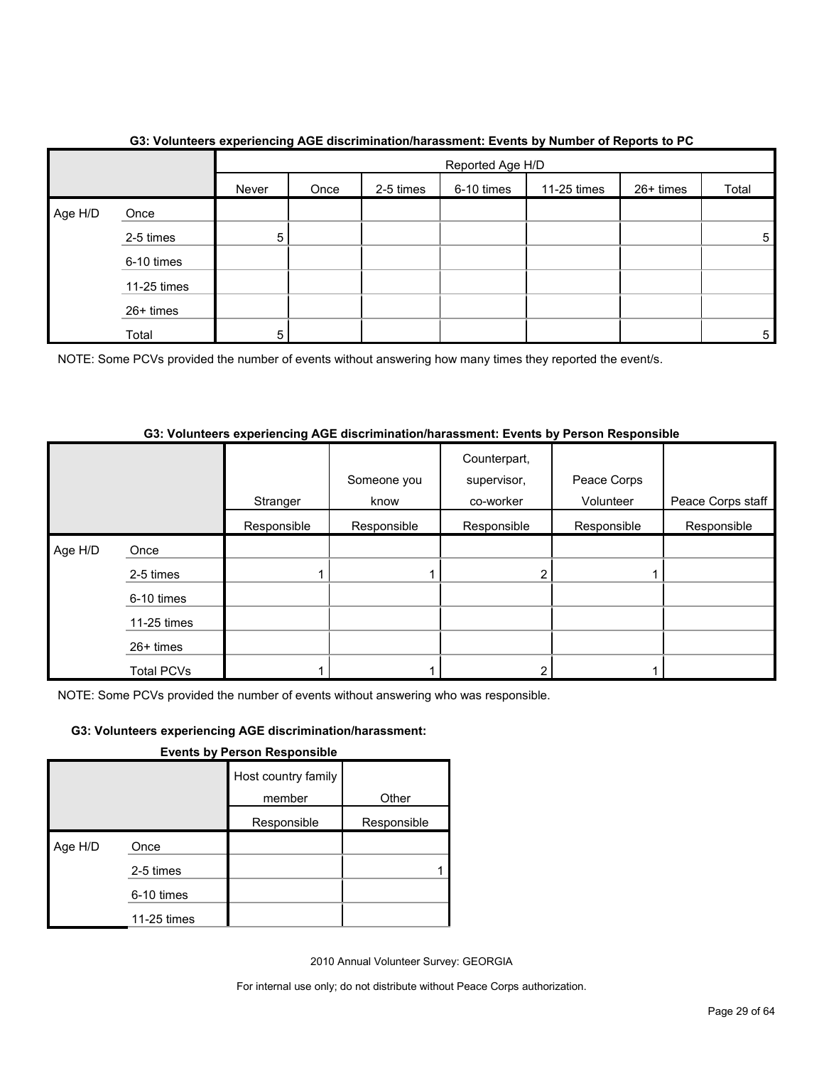**G3: Volunteers experiencing AGE discrimination/harassment: Events by Number of Reports to PC**

| | | Reported Age H/D | | | | | | |
|---|---|---|---|---|---|---|---|---|
| | | Never | Once | 2-5 times | 6-10 times | 11-25 times | 26+ times | Total |
| Age H/D | Once | | | | | | | |
| | 2-5 times | 5 | | | | | | 5 |
| | 6-10 times | | | | | | | |
| | 11-25 times | | | | | | | |
| | 26+ times | | | | | | | |
| | Total | 5 | | | | | | 5 |

NOTE: Some PCVs provided the number of events without answering how many times they reported the event/s.

**G3: Volunteers experiencing AGE discrimination/harassment: Events by Person Responsible**

| | | Stranger | Someone you know | Counterpart, supervisor, co-worker | Peace Corps Volunteer | Peace Corps staff |
|---|---|---|---|---|---|---|
| | | Responsible | Responsible | Responsible | Responsible | Responsible |
| Age H/D | Once | | | | | |
| | 2-5 times | 1 | 1 | 2 | 1 | |
| | 6-10 times | | | | | |
| | 11-25 times | | | | | |
| | 26+ times | | | | | |
| | Total PCVs | 1 | 1 | 2 | 1 | |

NOTE: Some PCVs provided the number of events without answering who was responsible.

**G3: Volunteers experiencing AGE discrimination/harassment: Events by Person Responsible**

| | | Host country family member | Other |
|---|---|---|---|
| | | Responsible | Responsible |
| Age H/D | Once | | |
| | 2-5 times | | 1 |
| | 6-10 times | | |
| | 11-25 times | | |

2010 Annual Volunteer Survey: GEORGIA

For internal use only; do not distribute without Peace Corps authorization.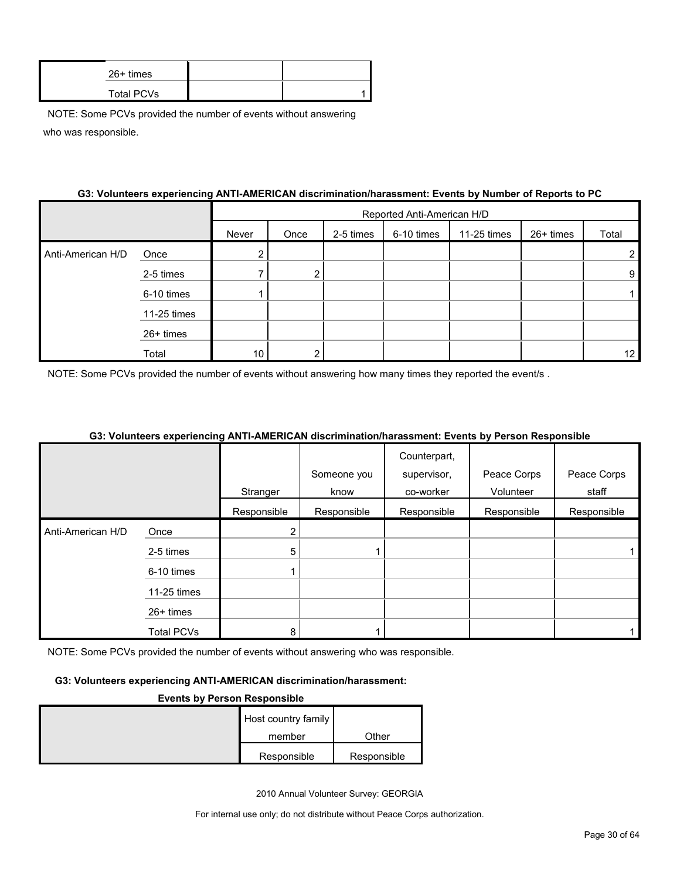| | | | |
|---|---|---|---|
| | 26+ times | | |
| | Total PCVs | | 1 |

NOTE: Some PCVs provided the number of events without answering who was responsible.

**G3: Volunteers experiencing ANTI-AMERICAN discrimination/harassment: Events by Number of Reports to PC**

| | | Reported Anti-American H/D | | | | | | |
|---|---|---|---|---|---|---|---|---|
| | | Never | Once | 2-5 times | 6-10 times | 11-25 times | 26+ times | Total |
| Anti-American H/D | Once | 2 | | | | | | 2 |
| | 2-5 times | 7 | 2 | | | | | 9 |
| | 6-10 times | 1 | | | | | | 1 |
| | 11-25 times | | | | | | | |
| | 26+ times | | | | | | | |
| | Total | 10 | 2 | | | | | 12 |

NOTE: Some PCVs provided the number of events without answering how many times they reported the event/s .

**G3: Volunteers experiencing ANTI-AMERICAN discrimination/harassment: Events by Person Responsible**

| | | Stranger | Someone you know | Counterpart, supervisor, co-worker | Peace Corps Volunteer | Peace Corps staff |
|---|---|---|---|---|---|---|
| | | Responsible | Responsible | Responsible | Responsible | Responsible |
| Anti-American H/D | Once | 2 | | | | |
| | 2-5 times | 5 | 1 | | | 1 |
| | 6-10 times | 1 | | | | |
| | 11-25 times | | | | | |
| | 26+ times | | | | | |
| | Total PCVs | 8 | 1 | | | 1 |

NOTE: Some PCVs provided the number of events without answering who was responsible.

**G3: Volunteers experiencing ANTI-AMERICAN discrimination/harassment: Events by Person Responsible**

| | Host country family member | Other |
|---|---|---|
| | Responsible | Responsible |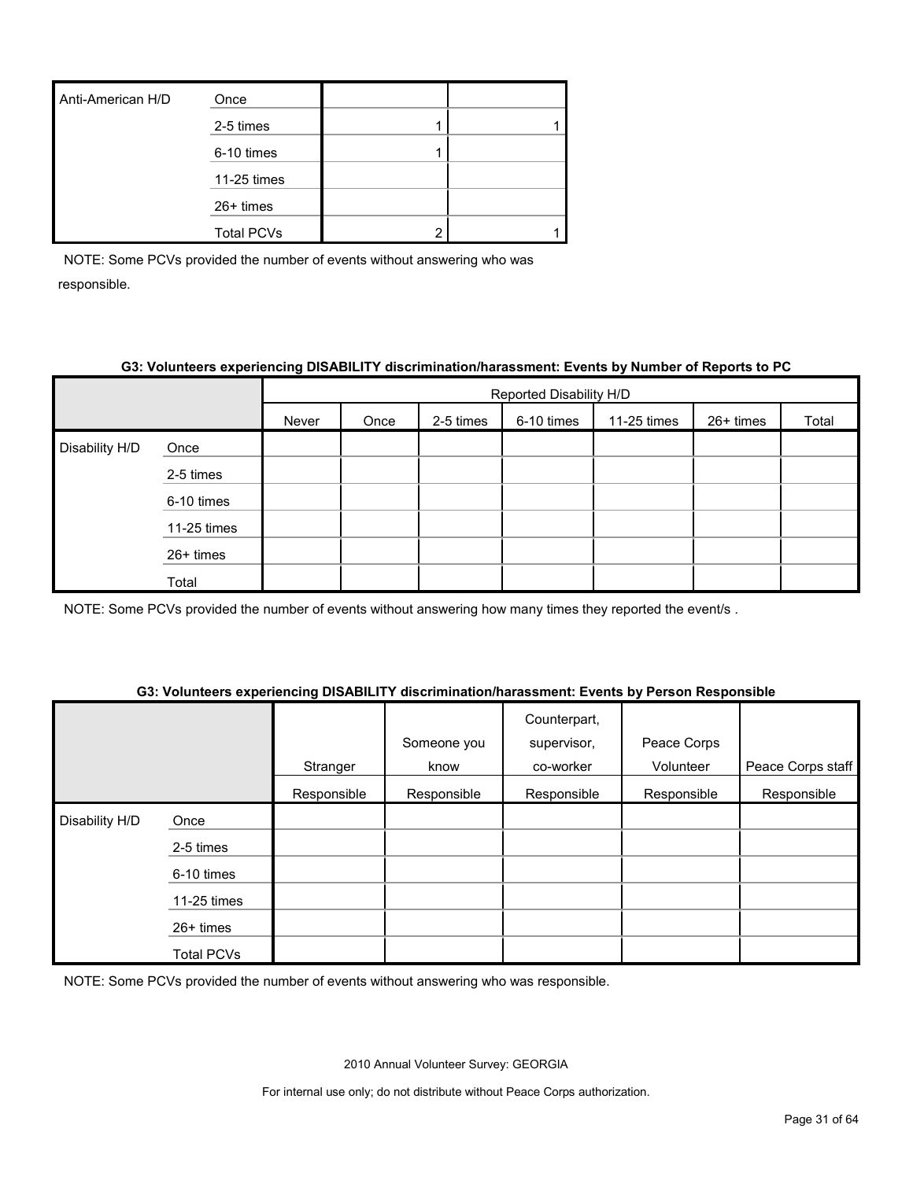| Anti-American H/D | Once | | |
|---|---|---|---|
| | 2-5 times | 1 | 1 |
| | 6-10 times | 1 | |
| | 11-25 times | | |
| | 26+ times | | |
| | Total PCVs | 2 | 1 |

NOTE: Some PCVs provided the number of events without answering who was responsible.

**G3: Volunteers experiencing DISABILITY discrimination/harassment: Events by Number of Reports to PC**

| | | Reported Disability H/D | | | | | | |
|---|---|---|---|---|---|---|---|---|
| | | Never | Once | 2-5 times | 6-10 times | 11-25 times | 26+ times | Total |
| Disability H/D | Once | | | | | | | |
| | 2-5 times | | | | | | | |
| | 6-10 times | | | | | | | |
| | 11-25 times | | | | | | | |
| | 26+ times | | | | | | | |
| | Total | | | | | | | |

NOTE: Some PCVs provided the number of events without answering how many times they reported the event/s .

**G3: Volunteers experiencing DISABILITY discrimination/harassment: Events by Person Responsible**

| | | Stranger | Someone you know | Counterpart, supervisor, co-worker | Peace Corps Volunteer | Peace Corps staff |
|---|---|---|---|---|---|---|
| | | Responsible | Responsible | Responsible | Responsible | Responsible |
| Disability H/D | Once | | | | | |
| | 2-5 times | | | | | |
| | 6-10 times | | | | | |
| | 11-25 times | | | | | |
| | 26+ times | | | | | |
| | Total PCVs | | | | | |

NOTE: Some PCVs provided the number of events without answering who was responsible.

2010 Annual Volunteer Survey: GEORGIA

For internal use only; do not distribute without Peace Corps authorization.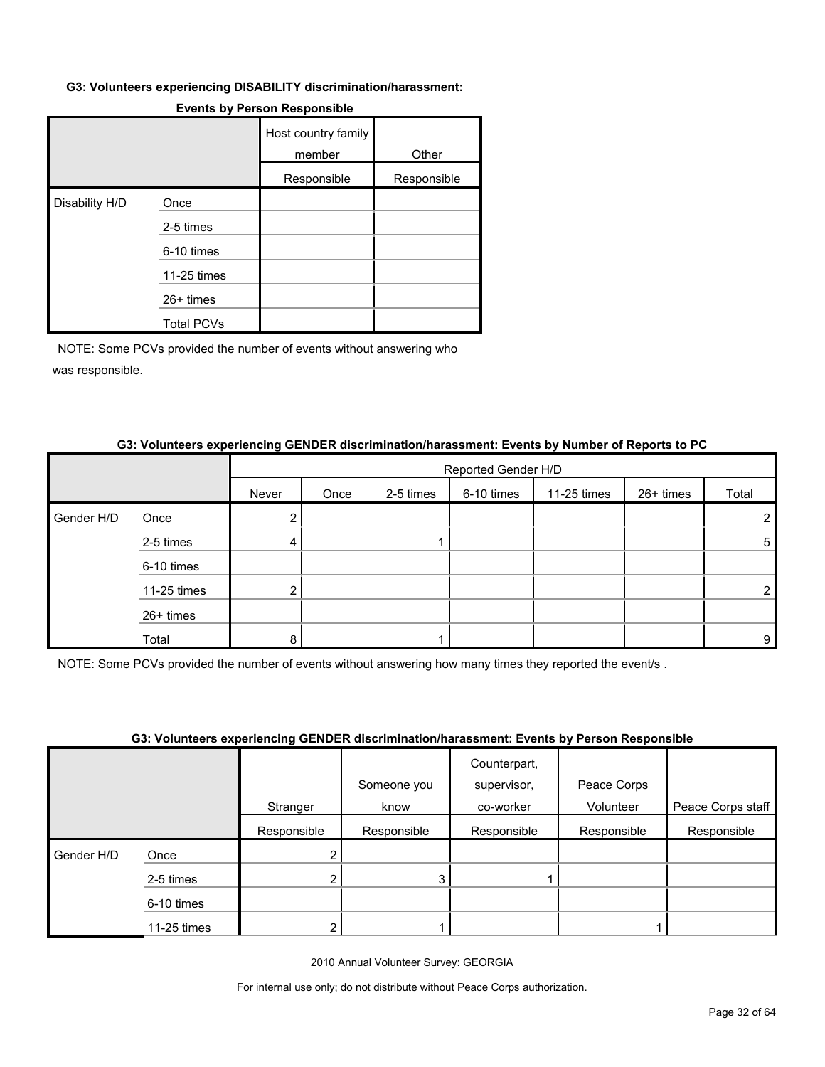**G3: Volunteers experiencing DISABILITY discrimination/harassment: Events by Person Responsible**

| | | Host country family member | Other |
|---|---|---|---|
| | | Responsible | Responsible |
| Disability H/D | Once | | |
| | 2-5 times | | |
| | 6-10 times | | |
| | 11-25 times | | |
| | 26+ times | | |
| | Total PCVs | | |

NOTE: Some PCVs provided the number of events without answering who was responsible.

**G3: Volunteers experiencing GENDER discrimination/harassment: Events by Number of Reports to PC**

| | | Reported Gender H/D | | | | | | |
|---|---|---|---|---|---|---|---|---|
| | | Never | Once | 2-5 times | 6-10 times | 11-25 times | 26+ times | Total |
| Gender H/D | Once | 2 | | | | | | 2 |
| | 2-5 times | 4 | | 1 | | | | 5 |
| | 6-10 times | | | | | | | |
| | 11-25 times | 2 | | | | | | 2 |
| | 26+ times | | | | | | | |
| | Total | 8 | | 1 | | | | 9 |

NOTE: Some PCVs provided the number of events without answering how many times they reported the event/s .

**G3: Volunteers experiencing GENDER discrimination/harassment: Events by Person Responsible**

| | | Stranger | Someone you know | Counterpart, supervisor, co-worker | Peace Corps Volunteer | Peace Corps staff |
|---|---|---|---|---|---|---|
| | | Responsible | Responsible | Responsible | Responsible | Responsible |
| Gender H/D | Once | 2 | | | | |
| | 2-5 times | 2 | 3 | 1 | | |
| | 6-10 times | | | | | |
| | 11-25 times | 2 | 1 | | 1 | |

2010 Annual Volunteer Survey: GEORGIA

For internal use only; do not distribute without Peace Corps authorization.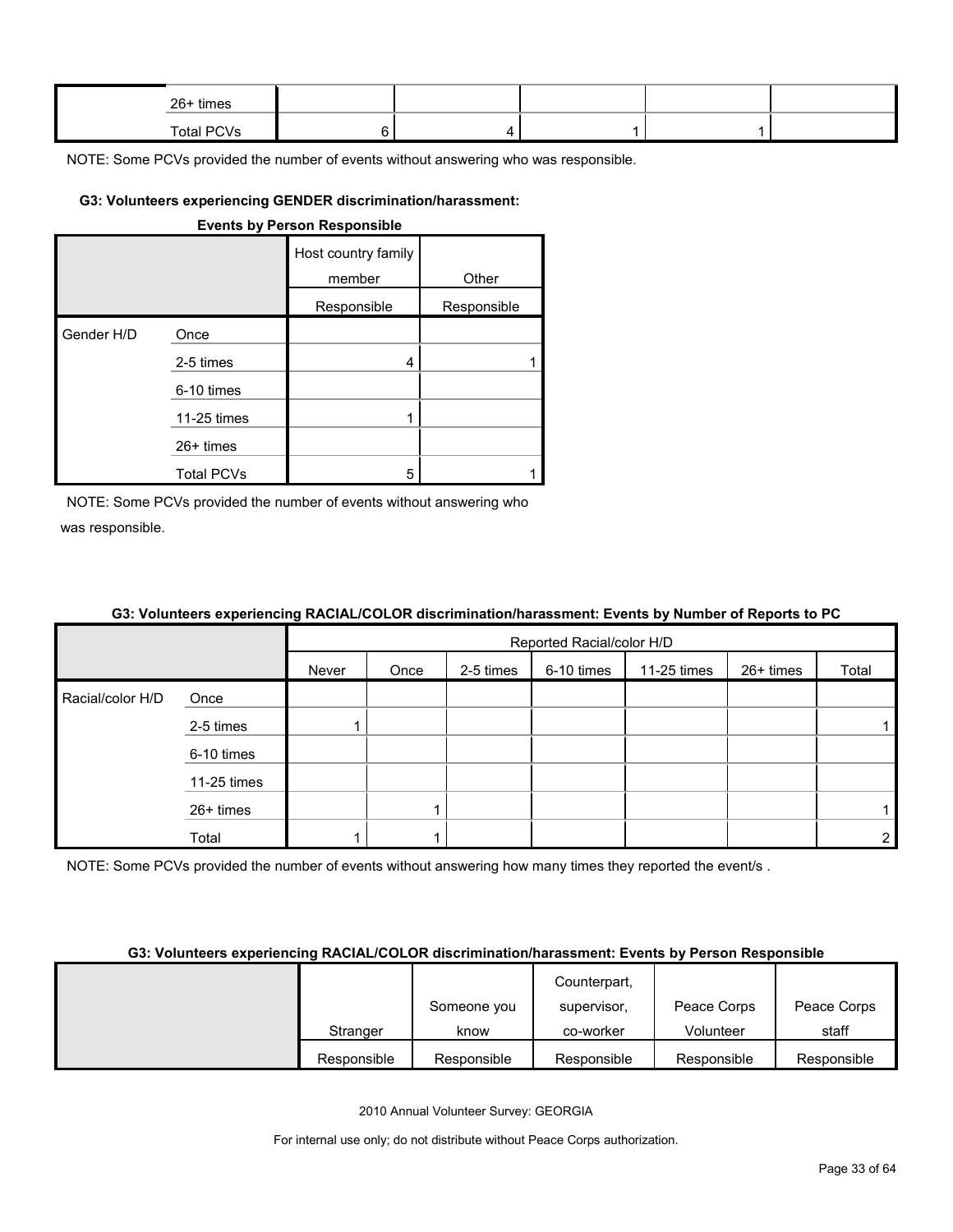| | | | | | | |
|---|---|---|---|---|---|---|
| | 26+ times | | | | | |
| | Total PCVs | 6 | 4 | 1 | 1 | |

NOTE: Some PCVs provided the number of events without answering who was responsible.

**G3: Volunteers experiencing GENDER discrimination/harassment: Events by Person Responsible**

| | | Host country family member | Other |
|---|---|---|---|
| | | Responsible | Responsible |
| Gender H/D | Once | | |
| | 2-5 times | 4 | 1 |
| | 6-10 times | | |
| | 11-25 times | 1 | |
| | 26+ times | | |
| | Total PCVs | 5 | 1 |

NOTE: Some PCVs provided the number of events without answering who was responsible.

**G3: Volunteers experiencing RACIAL/COLOR discrimination/harassment: Events by Number of Reports to PC**

| | | Reported Racial/color H/D | | | | | | |
|---|---|---|---|---|---|---|---|---|
| | | Never | Once | 2-5 times | 6-10 times | 11-25 times | 26+ times | Total |
| Racial/color H/D | Once | | | | | | | |
| | 2-5 times | 1 | | | | | | 1 |
| | 6-10 times | | | | | | | |
| | 11-25 times | | | | | | | |
| | 26+ times | | 1 | | | | | 1 |
| | Total | 1 | 1 | | | | | 2 |

NOTE: Some PCVs provided the number of events without answering how many times they reported the event/s .

**G3: Volunteers experiencing RACIAL/COLOR discrimination/harassment: Events by Person Responsible**

| | Stranger | Someone you know | Counterpart, supervisor, co-worker | Peace Corps Volunteer | Peace Corps staff |
|---|---|---|---|---|---|
| | Responsible | Responsible | Responsible | Responsible | Responsible |

2010 Annual Volunteer Survey: GEORGIA

For internal use only; do not distribute without Peace Corps authorization.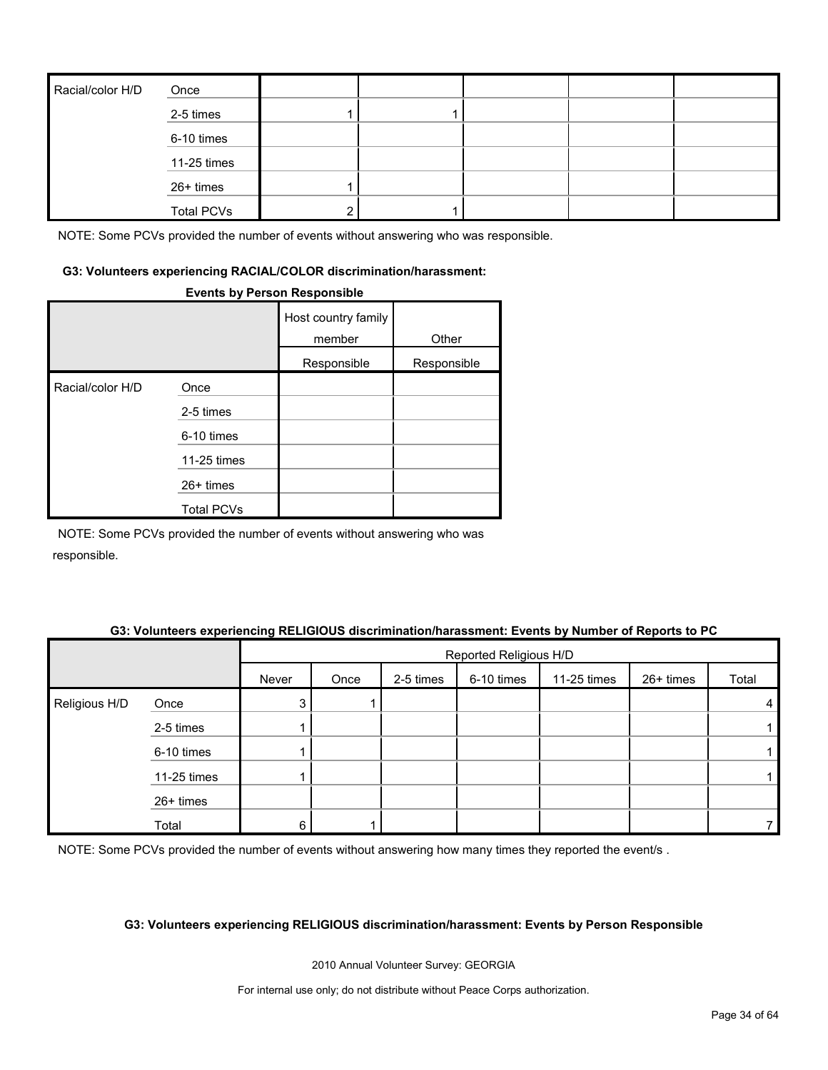| Racial/color H/D | Once | | | | | |
|---|---|---|---|---|---|---|
| | 2-5 times | 1 | 1 | | | |
| | 6-10 times | | | | | |
| | 11-25 times | | | | | |
| | 26+ times | 1 | | | | |
| | Total PCVs | 2 | 1 | | | |

NOTE: Some PCVs provided the number of events without answering who was responsible.

**G3: Volunteers experiencing RACIAL/COLOR discrimination/harassment: Events by Person Responsible**

| | | Host country family member | Other |
|---|---|---|---|
| | | Responsible | Responsible |
| Racial/color H/D | Once | | |
| | 2-5 times | | |
| | 6-10 times | | |
| | 11-25 times | | |
| | 26+ times | | |
| | Total PCVs | | |

NOTE: Some PCVs provided the number of events without answering who was responsible.

**G3: Volunteers experiencing RELIGIOUS discrimination/harassment: Events by Number of Reports to PC**

| | | Reported Religious H/D | | | | | | |
|---|---|---|---|---|---|---|---|---|
| | | Never | Once | 2-5 times | 6-10 times | 11-25 times | 26+ times | Total |
| Religious H/D | Once | 3 | 1 | | | | | 4 |
| | 2-5 times | 1 | | | | | | 1 |
| | 6-10 times | 1 | | | | | | 1 |
| | 11-25 times | 1 | | | | | | 1 |
| | 26+ times | | | | | | | |
| | Total | 6 | 1 | | | | | 7 |

NOTE: Some PCVs provided the number of events without answering how many times they reported the event/s .

**G3: Volunteers experiencing RELIGIOUS discrimination/harassment: Events by Person Responsible**

2010 Annual Volunteer Survey: GEORGIA

For internal use only; do not distribute without Peace Corps authorization.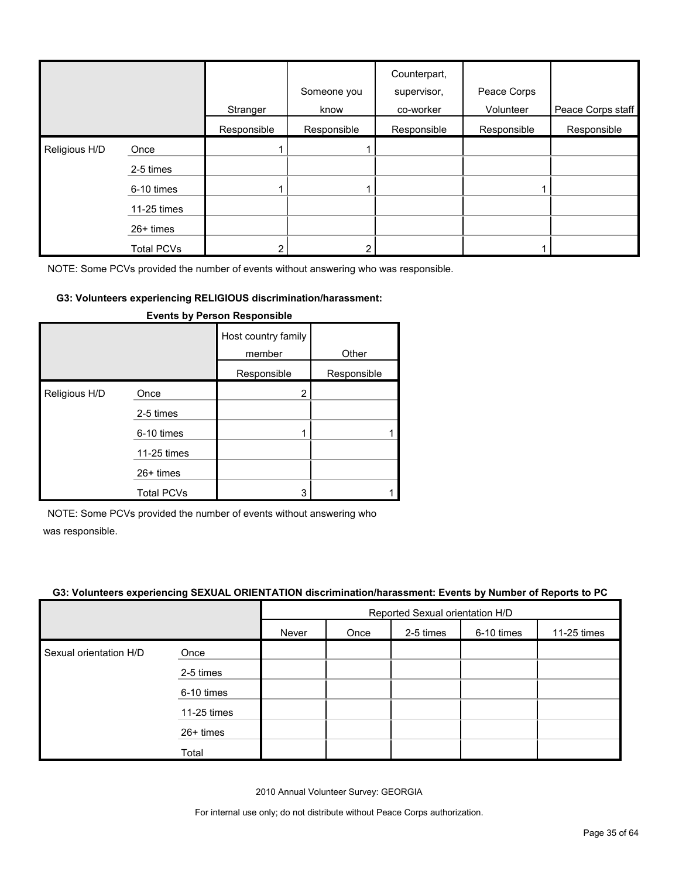| | | Stranger | Someone you know | Counterpart, supervisor, co-worker | Peace Corps Volunteer | Peace Corps staff |
|---|---|---|---|---|---|---|
| | | Responsible | Responsible | Responsible | Responsible | Responsible |
| Religious H/D | Once | 1 | 1 | | | |
| | 2-5 times | | | | | |
| | 6-10 times | 1 | 1 | | 1 | |
| | 11-25 times | | | | | |
| | 26+ times | | | | | |
| | Total PCVs | 2 | 2 | | 1 | |

NOTE: Some PCVs provided the number of events without answering who was responsible.

**G3: Volunteers experiencing RELIGIOUS discrimination/harassment: Events by Person Responsible**

| | | Host country family member | Other |
|---|---|---|---|
| | | Responsible | Responsible |
| Religious H/D | Once | 2 | |
| | 2-5 times | | |
| | 6-10 times | 1 | 1 |
| | 11-25 times | | |
| | 26+ times | | |
| | Total PCVs | 3 | 1 |

NOTE: Some PCVs provided the number of events without answering who was responsible.

**G3: Volunteers experiencing SEXUAL ORIENTATION discrimination/harassment: Events by Number of Reports to PC**

| | | Reported Sexual orientation H/D | | | | |
|---|---|---|---|---|---|---|
| | | Never | Once | 2-5 times | 6-10 times | 11-25 times |
| Sexual orientation H/D | Once | | | | | |
| | 2-5 times | | | | | |
| | 6-10 times | | | | | |
| | 11-25 times | | | | | |
| | 26+ times | | | | | |
| | Total | | | | | |

2010 Annual Volunteer Survey: GEORGIA

For internal use only; do not distribute without Peace Corps authorization.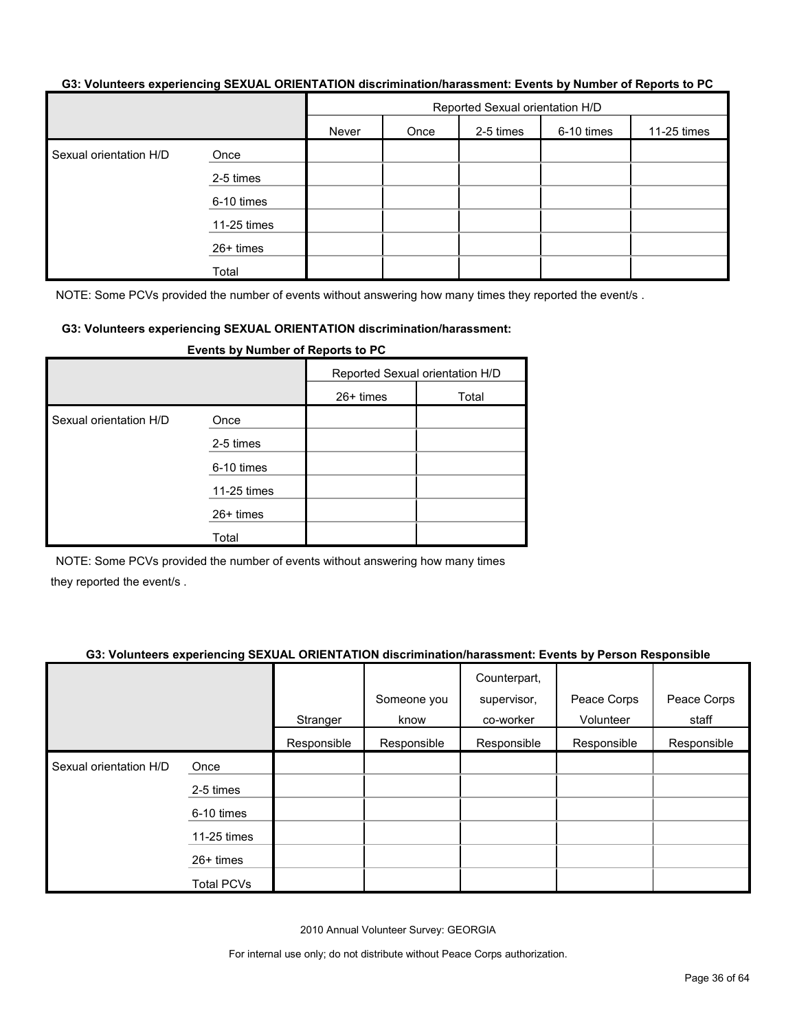**G3: Volunteers experiencing SEXUAL ORIENTATION discrimination/harassment: Events by Number of Reports to PC**

| | | Reported Sexual orientation H/D | | | | |
|---|---|---|---|---|---|---|
| | | Never | Once | 2-5 times | 6-10 times | 11-25 times |
| Sexual orientation H/D | Once | | | | | |
| | 2-5 times | | | | | |
| | 6-10 times | | | | | |
| | 11-25 times | | | | | |
| | 26+ times | | | | | |
| | Total | | | | | |

NOTE: Some PCVs provided the number of events without answering how many times they reported the event/s .

**G3: Volunteers experiencing SEXUAL ORIENTATION discrimination/harassment: Events by Number of Reports to PC**

| | | Reported Sexual orientation H/D | |
|---|---|---|---|
| | | 26+ times | Total |
| Sexual orientation H/D | Once | | |
| | 2-5 times | | |
| | 6-10 times | | |
| | 11-25 times | | |
| | 26+ times | | |
| | Total | | |

NOTE: Some PCVs provided the number of events without answering how many times they reported the event/s .

**G3: Volunteers experiencing SEXUAL ORIENTATION discrimination/harassment: Events by Person Responsible**

| | | Stranger | Someone you know | Counterpart, supervisor, co-worker | Peace Corps Volunteer | Peace Corps staff |
|---|---|---|---|---|---|---|
| | | Responsible | Responsible | Responsible | Responsible | Responsible |
| Sexual orientation H/D | Once | | | | | |
| | 2-5 times | | | | | |
| | 6-10 times | | | | | |
| | 11-25 times | | | | | |
| | 26+ times | | | | | |
| | Total PCVs | | | | | |

2010 Annual Volunteer Survey: GEORGIA

For internal use only; do not distribute without Peace Corps authorization.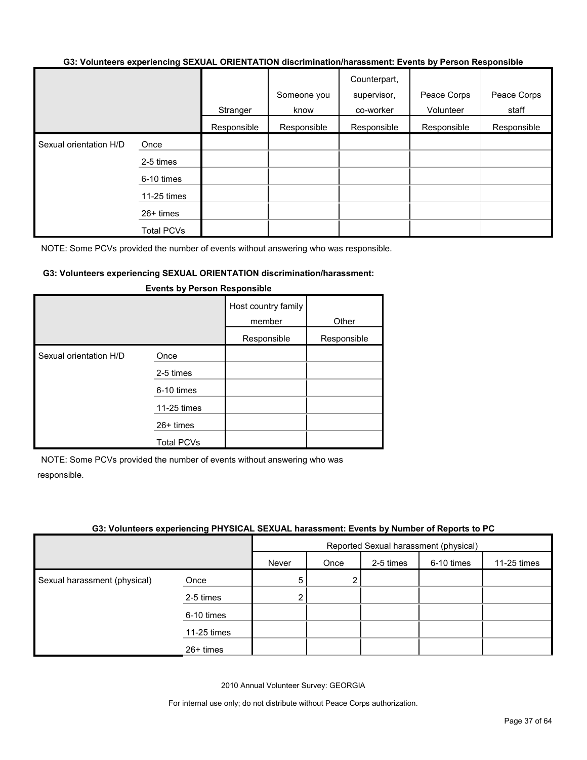**G3: Volunteers experiencing SEXUAL ORIENTATION discrimination/harassment: Events by Person Responsible**

| | | Stranger | Someone you know | Counterpart, supervisor, co-worker | Peace Corps Volunteer | Peace Corps staff |
|---|---|---|---|---|---|---|
| | | Responsible | Responsible | Responsible | Responsible | Responsible |
| Sexual orientation H/D | Once | | | | | |
| | 2-5 times | | | | | |
| | 6-10 times | | | | | |
| | 11-25 times | | | | | |
| | 26+ times | | | | | |
| | Total PCVs | | | | | |

NOTE: Some PCVs provided the number of events without answering who was responsible.

**G3: Volunteers experiencing SEXUAL ORIENTATION discrimination/harassment: Events by Person Responsible**

| | | Host country family member | Other |
|---|---|---|---|
| | | Responsible | Responsible |
| Sexual orientation H/D | Once | | |
| | 2-5 times | | |
| | 6-10 times | | |
| | 11-25 times | | |
| | 26+ times | | |
| | Total PCVs | | |

NOTE: Some PCVs provided the number of events without answering who was responsible.

**G3: Volunteers experiencing PHYSICAL SEXUAL harassment: Events by Number of Reports to PC**

| | | Reported Sexual harassment (physical) | | | | |
|---|---|---|---|---|---|---|
| | | Never | Once | 2-5 times | 6-10 times | 11-25 times |
| Sexual harassment (physical) | Once | 5 | 2 | | | |
| | 2-5 times | 2 | | | | |
| | 6-10 times | | | | | |
| | 11-25 times | | | | | |
| | 26+ times | | | | | |

2010 Annual Volunteer Survey: GEORGIA

For internal use only; do not distribute without Peace Corps authorization.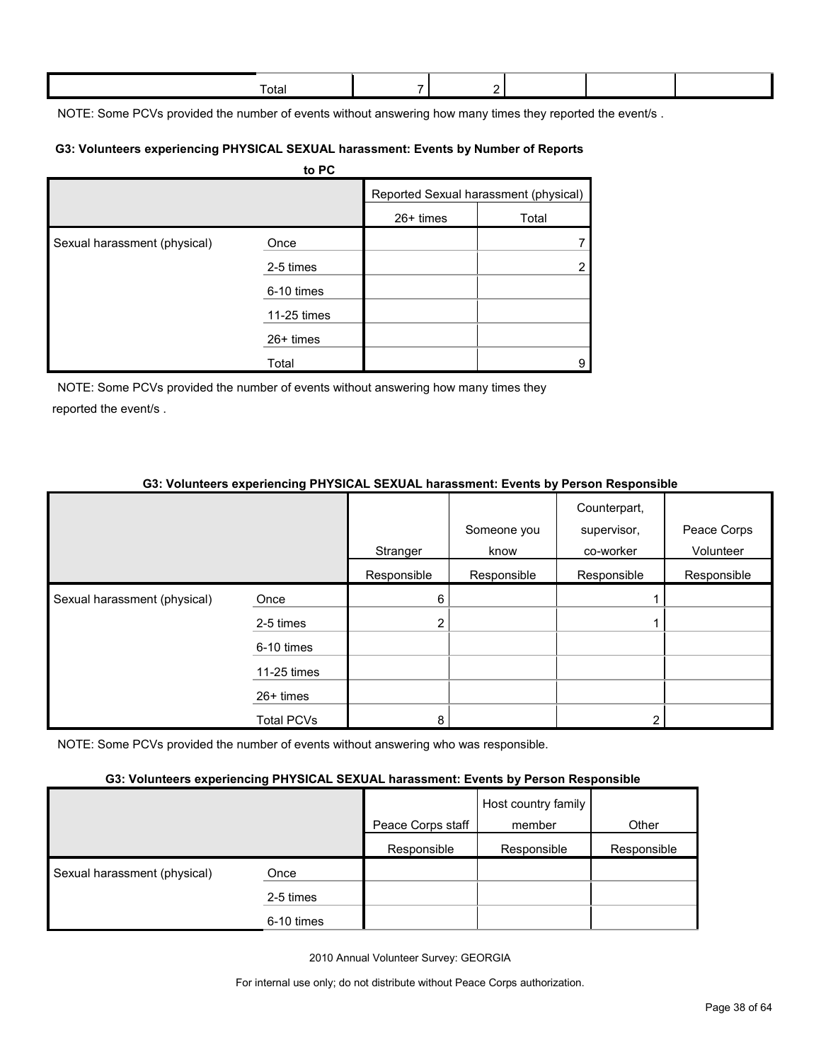| | Total | 7 | 2 | | | |
|---|---|---|---|---|---|---|

NOTE: Some PCVs provided the number of events without answering how many times they reported the event/s .

**G3: Volunteers experiencing PHYSICAL SEXUAL harassment: Events by Number of Reports to PC**

| | | Reported Sexual harassment (physical) | |
|---|---|---|---|
| | | 26+ times | Total |
| Sexual harassment (physical) | Once | | 7 |
| | 2-5 times | | 2 |
| | 6-10 times | | |
| | 11-25 times | | |
| | 26+ times | | |
| | Total | | 9 |

NOTE: Some PCVs provided the number of events without answering how many times they reported the event/s .

**G3: Volunteers experiencing PHYSICAL SEXUAL harassment: Events by Person Responsible**

| | | Stranger | Someone you know | Counterpart, supervisor, co-worker | Peace Corps Volunteer |
|---|---|---|---|---|---|
| | | Responsible | Responsible | Responsible | Responsible |
| Sexual harassment (physical) | Once | 6 | | 1 | |
| | 2-5 times | 2 | | 1 | |
| | 6-10 times | | | | |
| | 11-25 times | | | | |
| | 26+ times | | | | |
| | Total PCVs | 8 | | 2 | |

NOTE: Some PCVs provided the number of events without answering who was responsible.

**G3: Volunteers experiencing PHYSICAL SEXUAL harassment: Events by Person Responsible**

| | | Peace Corps staff | Host country family member | Other |
|---|---|---|---|---|
| | | Responsible | Responsible | Responsible |
| Sexual harassment (physical) | Once | | | |
| | 2-5 times | | | |
| | 6-10 times | | | |

2010 Annual Volunteer Survey: GEORGIA

For internal use only; do not distribute without Peace Corps authorization.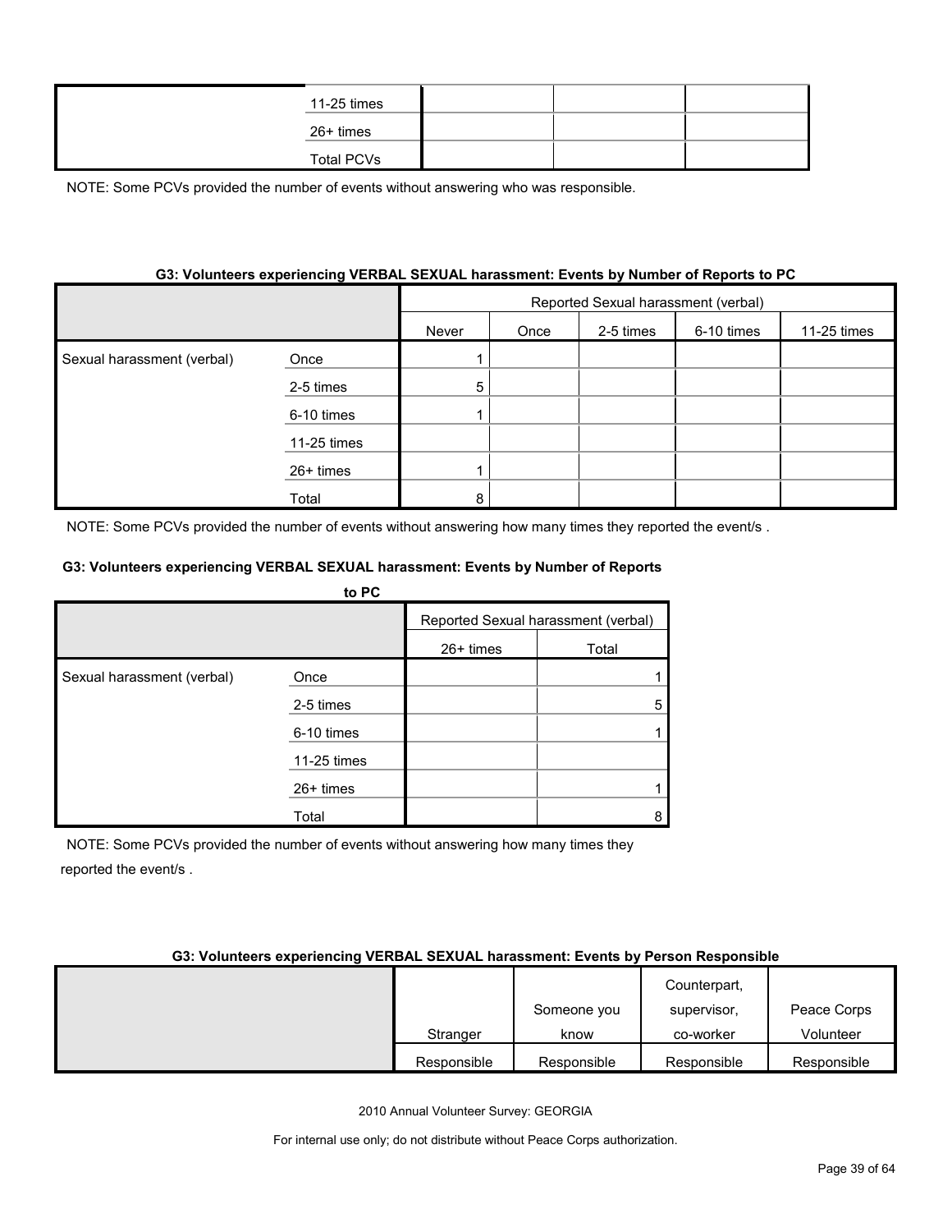| | | | | |
|---|---|---|---|---|
| | 11-25 times | | | |
| | 26+ times | | | |
| | Total PCVs | | | |

NOTE: Some PCVs provided the number of events without answering who was responsible.

#### G3: Volunteers experiencing VERBAL SEXUAL harassment: Events by Number of Reports to PC

| | | Reported Sexual harassment (verbal) | | | | | | |
|---|---|---|---|---|---|---|---|---|
| | | Never | Once | 2-5 times | 6-10 times | 11-25 times | 26+ times | Total |
| Sexual harassment (verbal) | Once | 1 | | | | | | 1 |
| | 2-5 times | 5 | | | | | | 5 |
| | 6-10 times | 1 | | | | | | 1 |
| | 11-25 times | | | | | | | |
| | 26+ times | 1 | | | | | | 1 |
| | Total | 8 | | | | | | 8 |

NOTE: Some PCVs provided the number of events without answering how many times they reported the event/s .

#### G3: Volunteers experiencing VERBAL SEXUAL harassment: Events by Person Responsible

| | Stranger | Someone you know | Counterpart, supervisor, co-worker | Peace Corps Volunteer |
|---|---|---|---|---|
| | Responsible | Responsible | Responsible | Responsible |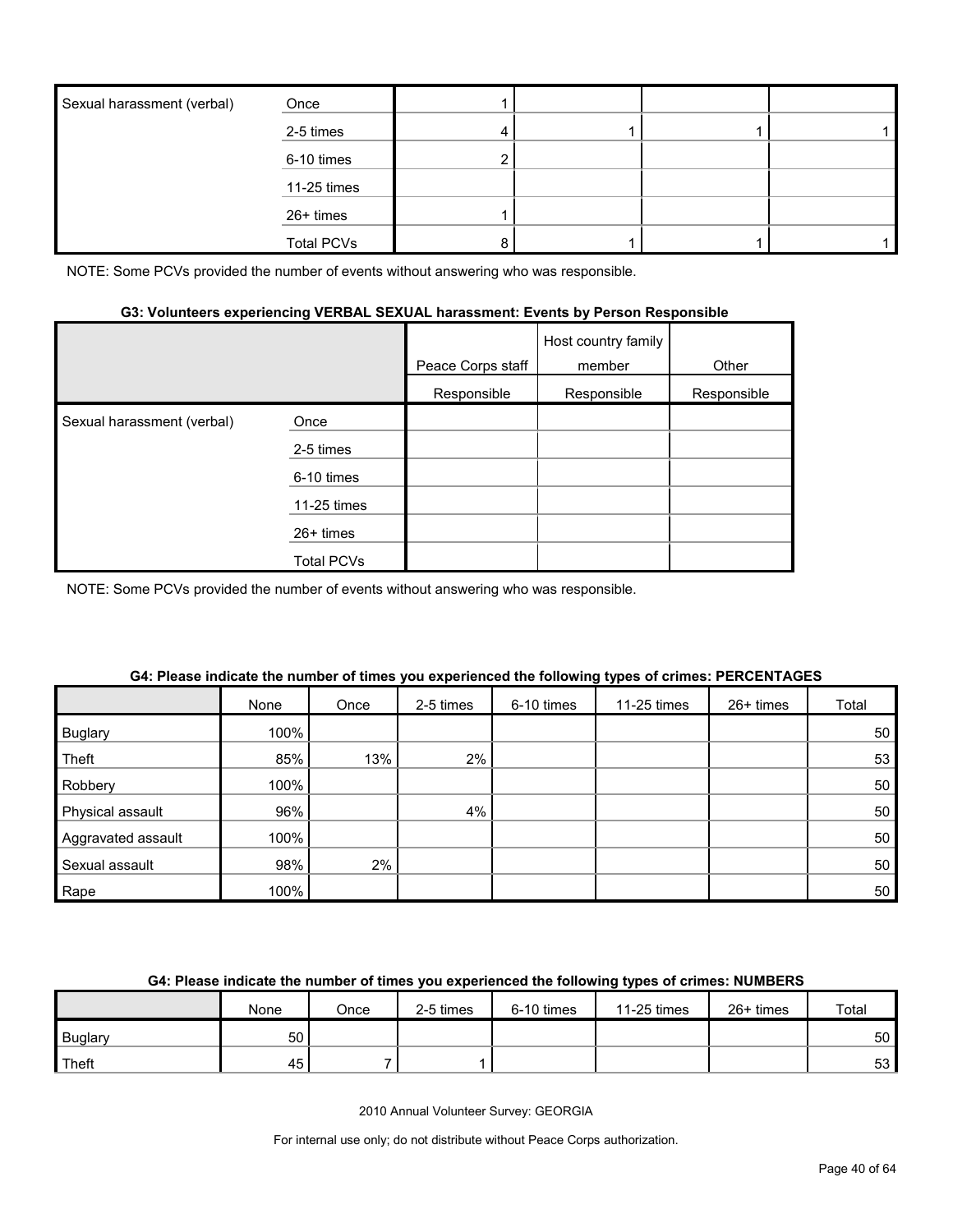| | | | | | |
|---|---|---|---|---|---|
| Sexual harassment (verbal) | Once | 1 | | | |
| | 2-5 times | 4 | 1 | 1 | 1 |
| | 6-10 times | 2 | | | |
| | 11-25 times | | | | |
| | 26+ times | 1 | | | |
| | Total PCVs | 8 | 1 | 1 | 1 |

NOTE: Some PCVs provided the number of events without answering who was responsible.

#### G3: Volunteers experiencing VERBAL SEXUAL harassment: Events by Person Responsible

| | | Peace Corps staff | Host country family member | Other |
|---|---|---|---|---|
| | | Responsible | Responsible | Responsible |
| Sexual harassment (verbal) | Once | | | |
| | 2-5 times | | | |
| | 6-10 times | | | |
| | 11-25 times | | | |
| | 26+ times | | | |
| | Total PCVs | | | |

NOTE: Some PCVs provided the number of events without answering who was responsible.

#### G4: Please indicate the number of times you experienced the following types of crimes: PERCENTAGES

| | None | Once | 2-5 times | 6-10 times | 11-25 times | 26+ times | Total |
|---|---|---|---|---|---|---|---|
| Buglary | 100% | | | | | | 50 |
| Theft | 85% | 13% | 2% | | | | 53 |
| Robbery | 100% | | | | | | 50 |
| Physical assault | 96% | | 4% | | | | 50 |
| Aggravated assault | 100% | | | | | | 50 |
| Sexual assault | 98% | 2% | | | | | 50 |
| Rape | 100% | | | | | | 50 |

#### G4: Please indicate the number of times you experienced the following types of crimes: NUMBERS

| | None | Once | 2-5 times | 6-10 times | 11-25 times | 26+ times | Total |
|---|---|---|---|---|---|---|---|
| Buglary | 50 | | | | | | 50 |
| Theft | 45 | 7 | 1 | | | | 53 |

2010 Annual Volunteer Survey: GEORGIA

For internal use only; do not distribute without Peace Corps authorization.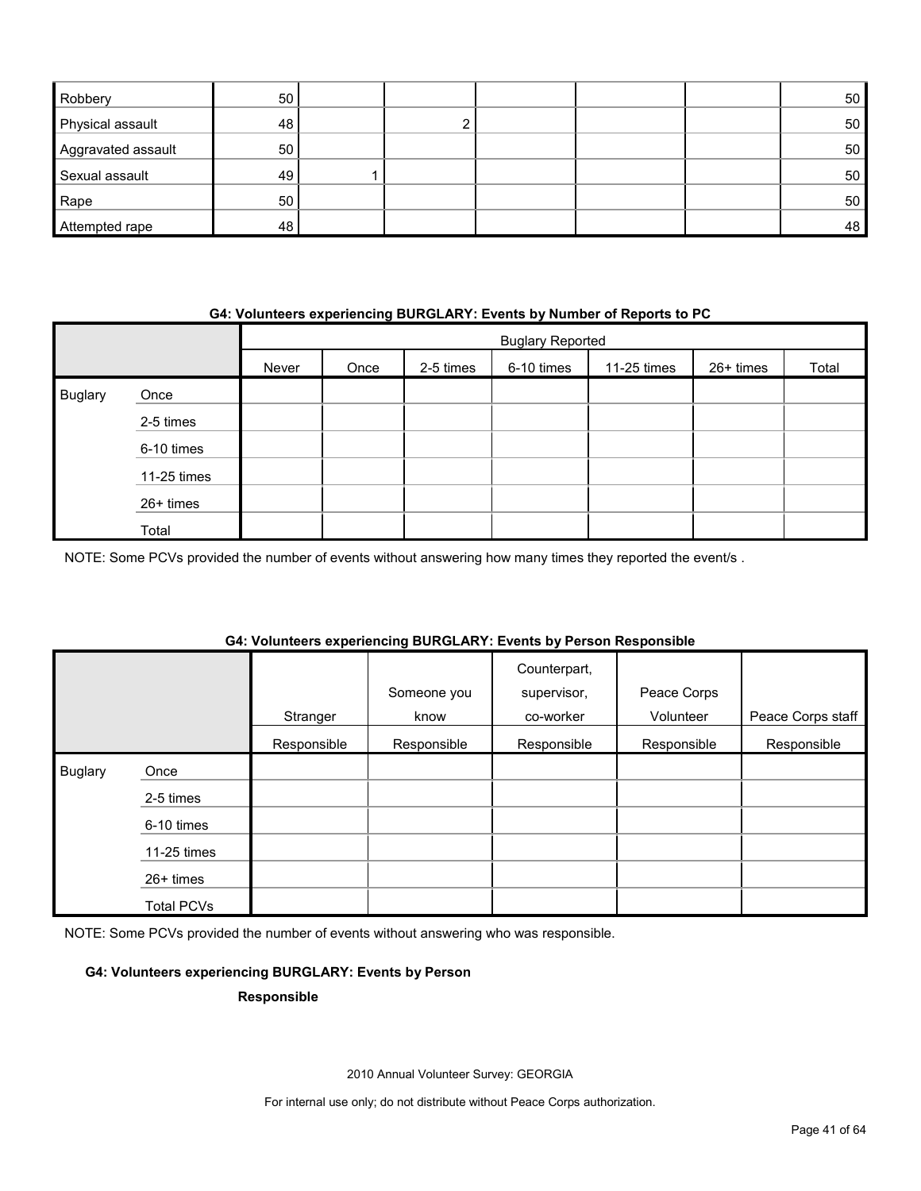| | | | | | | | |
|---|---|---|---|---|---|---|---|
| Robbery | 50 | | | | | | 50 |
| Physical assault | 48 | | 2 | | | | 50 |
| Aggravated assault | 50 | | | | | | 50 |
| Sexual assault | 49 | 1 | | | | | 50 |
| Rape | 50 | | | | | | 50 |
| Attempted rape | 48 | | | | | | 48 |

**G4: Volunteers experiencing BURGLARY: Events by Number of Reports to PC**

| | | Buglary Reported | | | | | | |
|---|---|---|---|---|---|---|---|---|
| | | Never | Once | 2-5 times | 6-10 times | 11-25 times | 26+ times | Total |
| Buglary | Once | | | | | | | |
| | 2-5 times | | | | | | | |
| | 6-10 times | | | | | | | |
| | 11-25 times | | | | | | | |
| | 26+ times | | | | | | | |
| | Total | | | | | | | |

NOTE: Some PCVs provided the number of events without answering how many times they reported the event/s .

**G4: Volunteers experiencing BURGLARY: Events by Person Responsible**

| | | Stranger | Someone you know | Counterpart, supervisor, co-worker | Peace Corps Volunteer | Peace Corps staff |
|---|---|---|---|---|---|---|
| | | Responsible | Responsible | Responsible | Responsible | Responsible |
| Buglary | Once | | | | | |
| | 2-5 times | | | | | |
| | 6-10 times | | | | | |
| | 11-25 times | | | | | |
| | 26+ times | | | | | |
| | Total PCVs | | | | | |

NOTE: Some PCVs provided the number of events without answering who was responsible.

**G4: Volunteers experiencing BURGLARY: Events by Person Responsible**

2010 Annual Volunteer Survey: GEORGIA

For internal use only; do not distribute without Peace Corps authorization.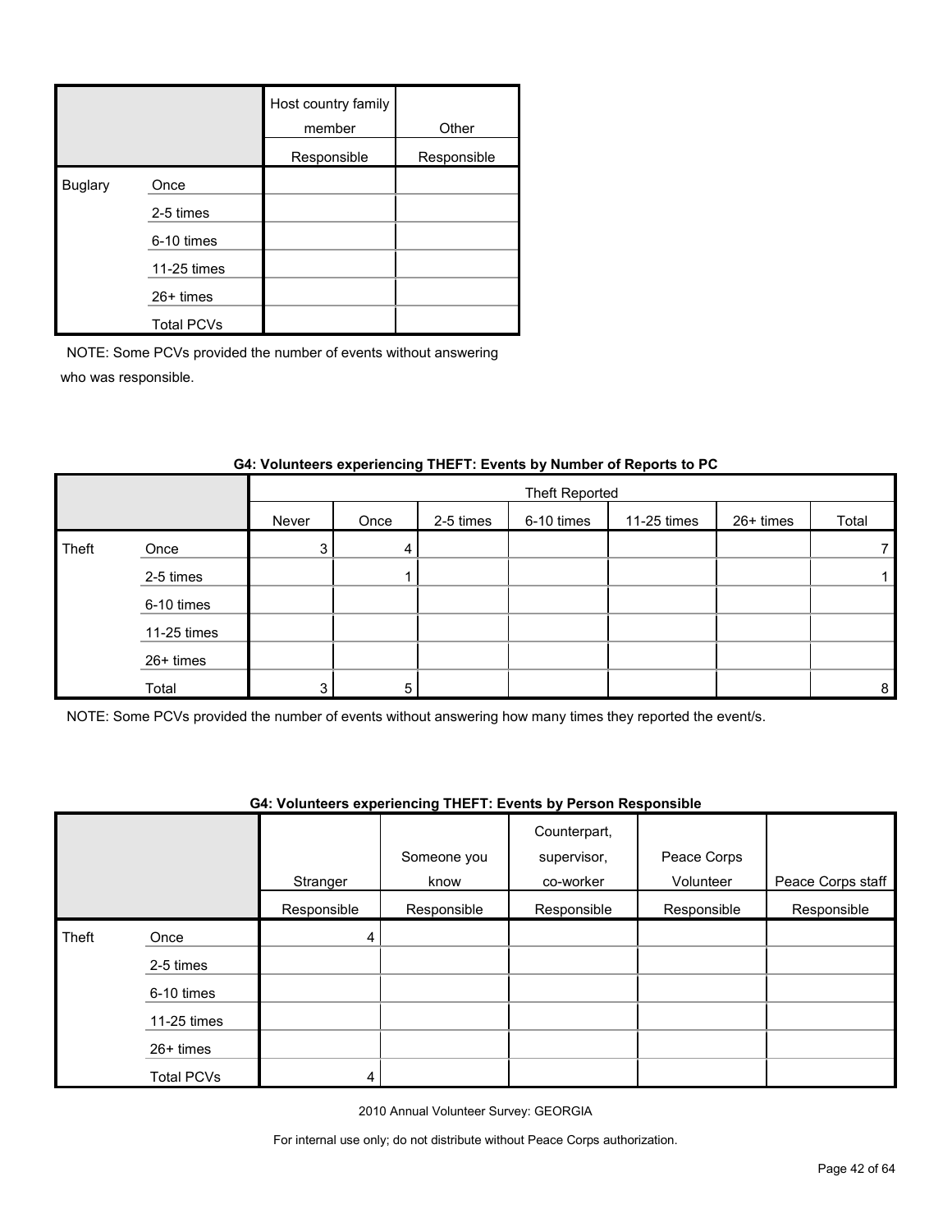| | | Host country family member | Other |
|---|---|---|---|
| | | Responsible | Responsible |
| Buglary | Once | | |
| | 2-5 times | | |
| | 6-10 times | | |
| | 11-25 times | | |
| | 26+ times | | |
| | Total PCVs | | |

NOTE: Some PCVs provided the number of events without answering who was responsible.

**G4: Volunteers experiencing THEFT: Events by Number of Reports to PC**

| | | Theft Reported | | | | | | |
|---|---|---|---|---|---|---|---|---|
| | | Never | Once | 2-5 times | 6-10 times | 11-25 times | 26+ times | Total |
| Theft | Once | 3 | 4 | | | | | 7 |
| | 2-5 times | | 1 | | | | | 1 |
| | 6-10 times | | | | | | | |
| | 11-25 times | | | | | | | |
| | 26+ times | | | | | | | |
| | Total | 3 | 5 | | | | | 8 |

NOTE: Some PCVs provided the number of events without answering how many times they reported the event/s.

**G4: Volunteers experiencing THEFT: Events by Person Responsible**

| | | Stranger | Someone you know | Counterpart, supervisor, co-worker | Peace Corps Volunteer | Peace Corps staff |
|---|---|---|---|---|---|---|
| | | Responsible | Responsible | Responsible | Responsible | Responsible |
| Theft | Once | 4 | | | | |
| | 2-5 times | | | | | |
| | 6-10 times | | | | | |
| | 11-25 times | | | | | |
| | 26+ times | | | | | |
| | Total PCVs | 4 | | | | |

2010 Annual Volunteer Survey: GEORGIA

For internal use only; do not distribute without Peace Corps authorization.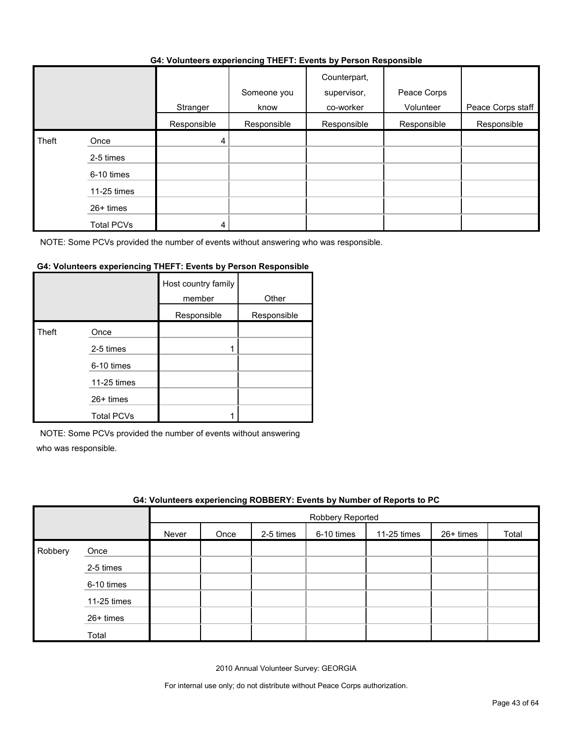**G4: Volunteers experiencing THEFT: Events by Person Responsible**

| | | Stranger | Someone you know | Counterpart, supervisor, co-worker | Peace Corps Volunteer | Peace Corps staff |
|---|---|---|---|---|---|---|
| | | Responsible | Responsible | Responsible | Responsible | Responsible |
| Theft | Once | 4 | | | | |
| | 2-5 times | | | | | |
| | 6-10 times | | | | | |
| | 11-25 times | | | | | |
| | 26+ times | | | | | |
| | Total PCVs | 4 | | | | |

NOTE: Some PCVs provided the number of events without answering who was responsible.

**G4: Volunteers experiencing THEFT: Events by Person Responsible**

| | | Host country family member | Other |
|---|---|---|---|
| | | Responsible | Responsible |
| Theft | Once | | |
| | 2-5 times | 1 | |
| | 6-10 times | | |
| | 11-25 times | | |
| | 26+ times | | |
| | Total PCVs | 1 | |

NOTE: Some PCVs provided the number of events without answering who was responsible.

**G4: Volunteers experiencing ROBBERY: Events by Number of Reports to PC**

| | | Robbery Reported | | | | | | |
|---|---|---|---|---|---|---|---|---|
| | | Never | Once | 2-5 times | 6-10 times | 11-25 times | 26+ times | Total |
| Robbery | Once | | | | | | | |
| | 2-5 times | | | | | | | |
| | 6-10 times | | | | | | | |
| | 11-25 times | | | | | | | |
| | 26+ times | | | | | | | |
| | Total | | | | | | | |

2010 Annual Volunteer Survey: GEORGIA

For internal use only; do not distribute without Peace Corps authorization.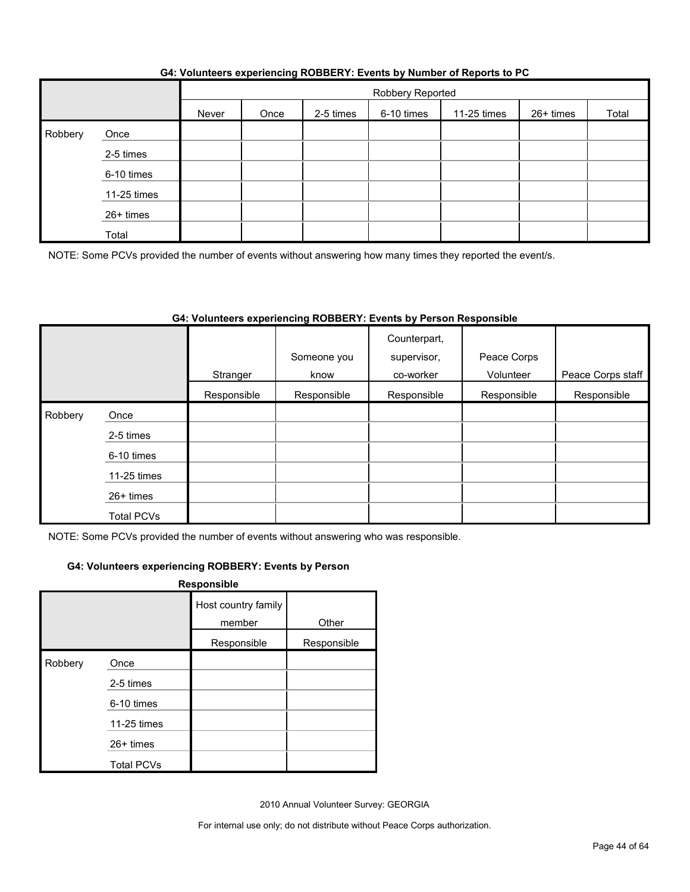### G4: Volunteers experiencing ROBBERY: Events by Number of Reports to PC

| | | Robbery Reported | | | | | | |
|---|---|---|---|---|---|---|---|---|
| | | Never | Once | 2-5 times | 6-10 times | 11-25 times | 26+ times | Total |
| Robbery | Once | | | | | | | |
| | 2-5 times | | | | | | | |
| | 6-10 times | | | | | | | |
| | 11-25 times | | | | | | | |
| | 26+ times | | | | | | | |
| | Total | | | | | | | |

NOTE: Some PCVs provided the number of events without answering how many times they reported the event/s.

### G4: Volunteers experiencing ROBBERY: Events by Person Responsible

| | | Stranger | Someone you know | Counterpart, supervisor, co-worker | Peace Corps Volunteer | Peace Corps staff |
|---|---|---|---|---|---|---|
| | | Responsible | Responsible | Responsible | Responsible | Responsible |
| Robbery | Once | | | | | |
| | 2-5 times | | | | | |
| | 6-10 times | | | | | |
| | 11-25 times | | | | | |
| | 26+ times | | | | | |
| | Total PCVs | | | | | |

NOTE: Some PCVs provided the number of events without answering who was responsible.

### G4: Volunteers experiencing ROBBERY: Events by Person Responsible

| | | Host country family member | Other |
|---|---|---|---|
| | | Responsible | Responsible |
| Robbery | Once | | |
| | 2-5 times | | |
| | 6-10 times | | |
| | 11-25 times | | |
| | 26+ times | | |
| | Total PCVs | | |

2010 Annual Volunteer Survey: GEORGIA

For internal use only; do not distribute without Peace Corps authorization.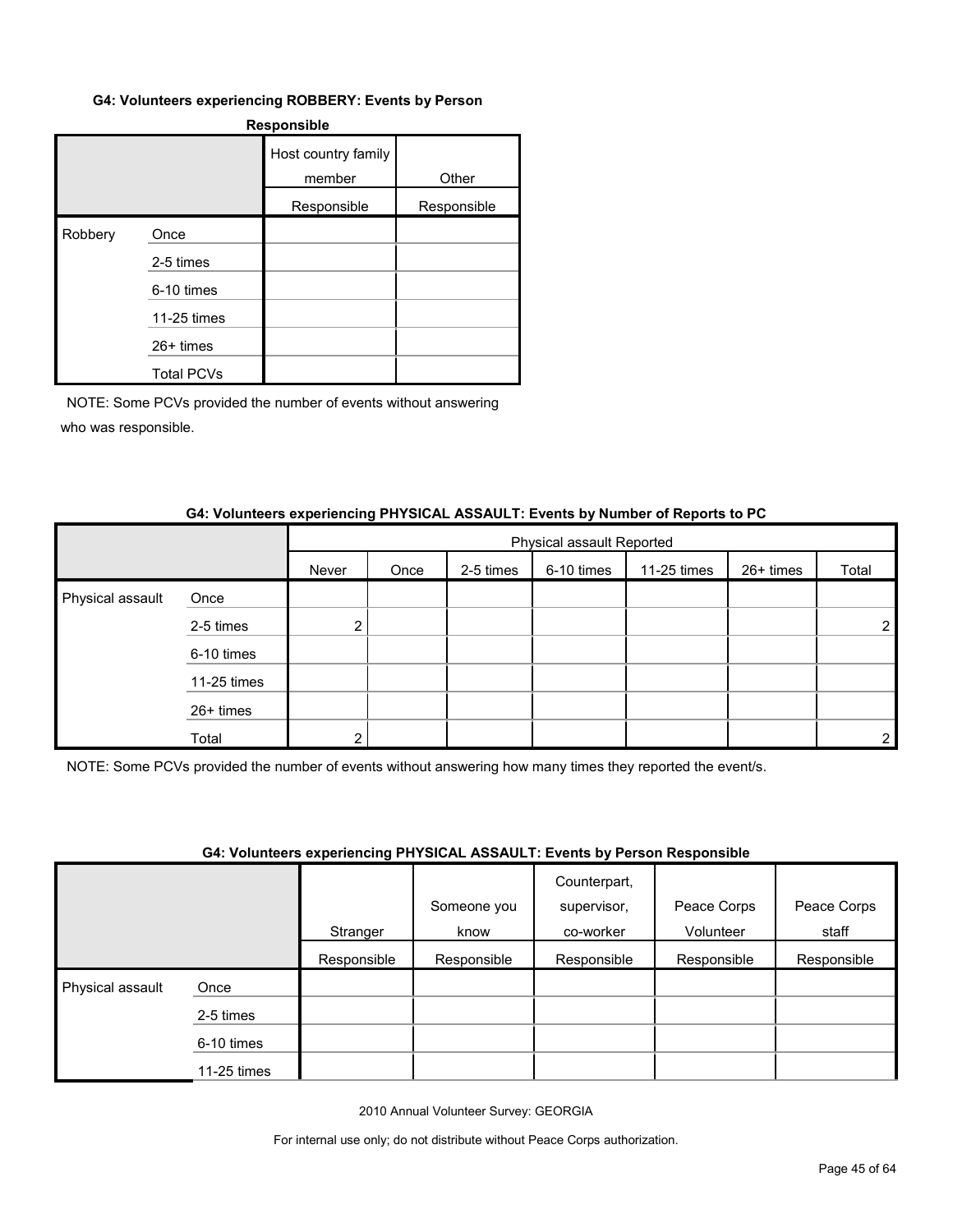**G4: Volunteers experiencing ROBBERY: Events by Person Responsible**

| | | Host country family member | Other |
|---|---|---|---|
| | | Responsible | Responsible |
| Robbery | Once | | |
| | 2-5 times | | |
| | 6-10 times | | |
| | 11-25 times | | |
| | 26+ times | | |
| | Total PCVs | | |

NOTE: Some PCVs provided the number of events without answering who was responsible.

**G4: Volunteers experiencing PHYSICAL ASSAULT: Events by Number of Reports to PC**

| | | Physical assault Reported | | | | | | |
|---|---|---|---|---|---|---|---|---|
| | | Never | Once | 2-5 times | 6-10 times | 11-25 times | 26+ times | Total |
| Physical assault | Once | | | | | | | |
| | 2-5 times | 2 | | | | | | 2 |
| | 6-10 times | | | | | | | |
| | 11-25 times | | | | | | | |
| | 26+ times | | | | | | | |
| | Total | 2 | | | | | | 2 |

NOTE: Some PCVs provided the number of events without answering how many times they reported the event/s.

**G4: Volunteers experiencing PHYSICAL ASSAULT: Events by Person Responsible**

| | | Stranger | Someone you know | Counterpart, supervisor, co-worker | Peace Corps Volunteer | Peace Corps staff |
|---|---|---|---|---|---|---|
| | | Responsible | Responsible | Responsible | Responsible | Responsible |
| Physical assault | Once | | | | | |
| | 2-5 times | | | | | |
| | 6-10 times | | | | | |
| | 11-25 times | | | | | |

2010 Annual Volunteer Survey: GEORGIA

For internal use only; do not distribute without Peace Corps authorization.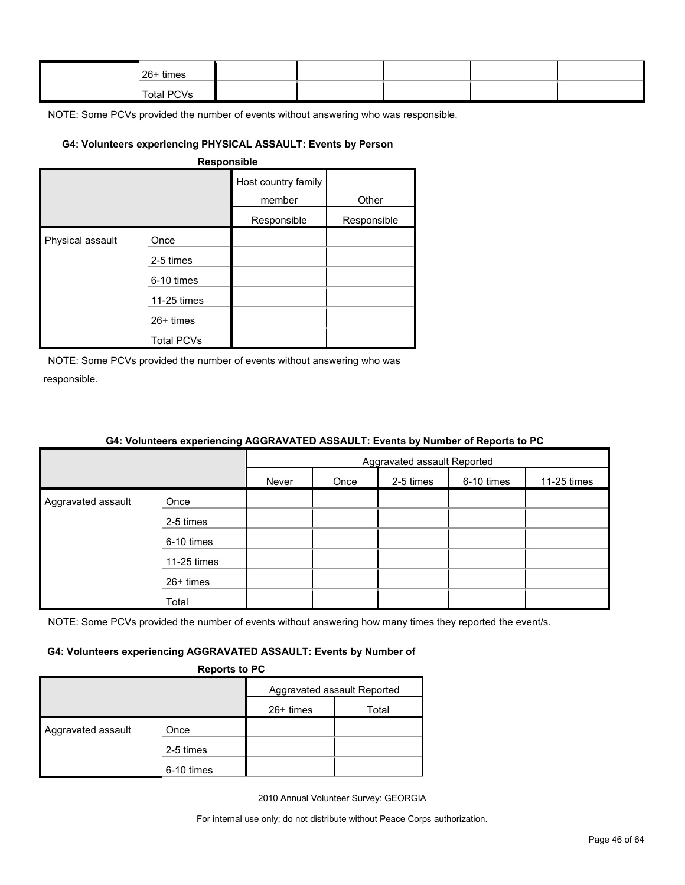| | | | | | | |
|---|---|---|---|---|---|---|
| | 26+ times | | | | | |
| | Total PCVs | | | | | |

NOTE: Some PCVs provided the number of events without answering who was responsible.

#### G4: Volunteers experiencing PHYSICAL ASSAULT: Events by Person Responsible

| | | Host country family member | Other |
|---|---|---|---|
| | | Responsible | Responsible |
| Physical assault | Once | | |
| | 2-5 times | | |
| | 6-10 times | | |
| | 11-25 times | | |
| | 26+ times | | |
| | Total PCVs | | |

NOTE: Some PCVs provided the number of events without answering who was responsible.

#### G4: Volunteers experiencing AGGRAVATED ASSAULT: Events by Number of Reports to PC

| | | Aggravated assault Reported | | | | |
|---|---|---|---|---|---|---|
| | | Never | Once | 2-5 times | 6-10 times | 11-25 times |
| Aggravated assault | Once | | | | | |
| | 2-5 times | | | | | |
| | 6-10 times | | | | | |
| | 11-25 times | | | | | |
| | 26+ times | | | | | |
| | Total | | | | | |

NOTE: Some PCVs provided the number of events without answering how many times they reported the event/s.

#### G4: Volunteers experiencing AGGRAVATED ASSAULT: Events by Number of Reports to PC

| | | Aggravated assault Reported | |
|---|---|---|---|
| | | 26+ times | Total |
| Aggravated assault | Once | | |
| | 2-5 times | | |
| | 6-10 times | | |

2010 Annual Volunteer Survey: GEORGIA

For internal use only; do not distribute without Peace Corps authorization.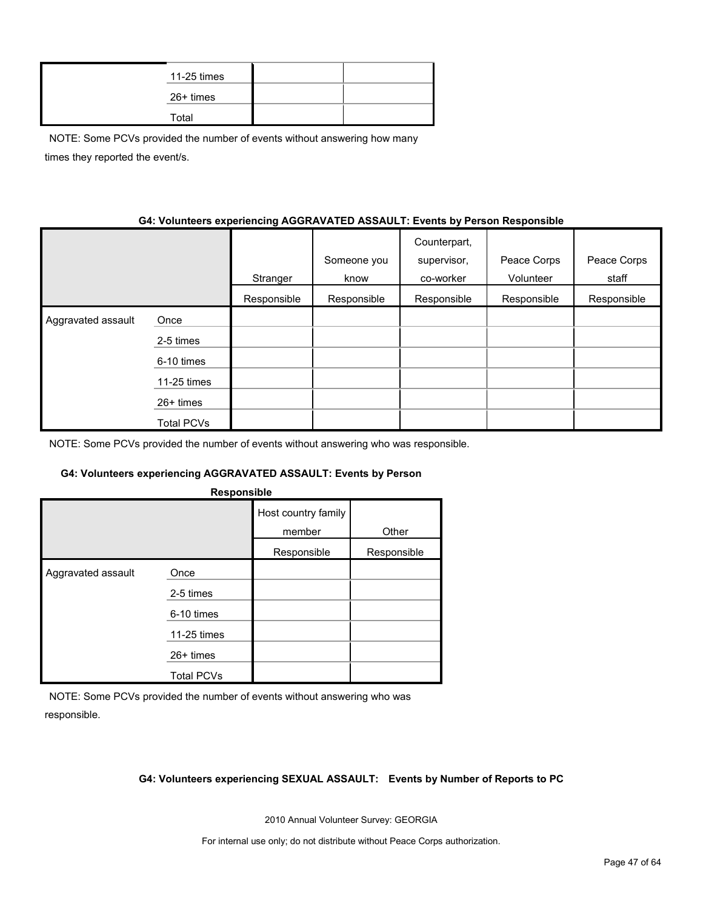| | | | |
|---|---|---|---|
| | 11-25 times | | |
| | 26+ times | | |
| | Total | | |

NOTE: Some PCVs provided the number of events without answering how many times they reported the event/s.

**G4: Volunteers experiencing AGGRAVATED ASSAULT: Events by Person Responsible**

| | | Stranger | Someone you know | Counterpart, supervisor, co-worker | Peace Corps Volunteer | Peace Corps staff |
|---|---|---|---|---|---|---|
| | | Responsible | Responsible | Responsible | Responsible | Responsible |
| Aggravated assault | Once | | | | | |
| | 2-5 times | | | | | |
| | 6-10 times | | | | | |
| | 11-25 times | | | | | |
| | 26+ times | | | | | |
| | Total PCVs | | | | | |

NOTE: Some PCVs provided the number of events without answering who was responsible.

**G4: Volunteers experiencing AGGRAVATED ASSAULT: Events by Person Responsible**

| | | Host country family member | Other |
|---|---|---|---|
| | | Responsible | Responsible |
| Aggravated assault | Once | | |
| | 2-5 times | | |
| | 6-10 times | | |
| | 11-25 times | | |
| | 26+ times | | |
| | Total PCVs | | |

NOTE: Some PCVs provided the number of events without answering who was responsible.

**G4: Volunteers experiencing SEXUAL ASSAULT: Events by Number of Reports to PC**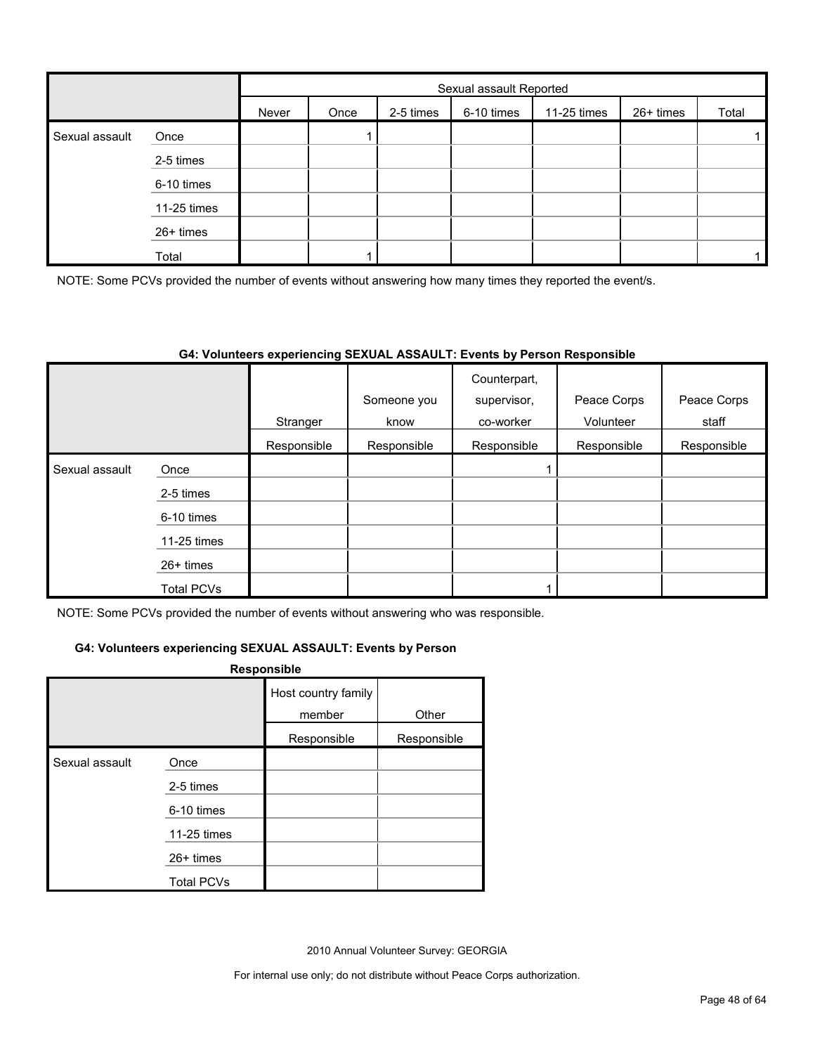| | | Sexual assault Reported | | | | | | |
|---|---|---|---|---|---|---|---|---|
| | | Never | Once | 2-5 times | 6-10 times | 11-25 times | 26+ times | Total |
| Sexual assault | Once | | 1 | | | | | 1 |
| | 2-5 times | | | | | | | |
| | 6-10 times | | | | | | | |
| | 11-25 times | | | | | | | |
| | 26+ times | | | | | | | |
| | Total | | 1 | | | | | 1 |

NOTE: Some PCVs provided the number of events without answering how many times they reported the event/s.

**G4: Volunteers experiencing SEXUAL ASSAULT: Events by Person Responsible**

| | | Stranger | Someone you know | Counterpart, supervisor, co-worker | Peace Corps Volunteer | Peace Corps staff |
|---|---|---|---|---|---|---|
| | | Responsible | Responsible | Responsible | Responsible | Responsible |
| Sexual assault | Once | | | 1 | | |
| | 2-5 times | | | | | |
| | 6-10 times | | | | | |
| | 11-25 times | | | | | |
| | 26+ times | | | | | |
| | Total PCVs | | | 1 | | |

NOTE: Some PCVs provided the number of events without answering who was responsible.

**G4: Volunteers experiencing SEXUAL ASSAULT: Events by Person Responsible**

| | | Host country family member | Other |
|---|---|---|---|
| | | Responsible | Responsible |
| Sexual assault | Once | | |
| | 2-5 times | | |
| | 6-10 times | | |
| | 11-25 times | | |
| | 26+ times | | |
| | Total PCVs | | |

2010 Annual Volunteer Survey: GEORGIA

For internal use only; do not distribute without Peace Corps authorization.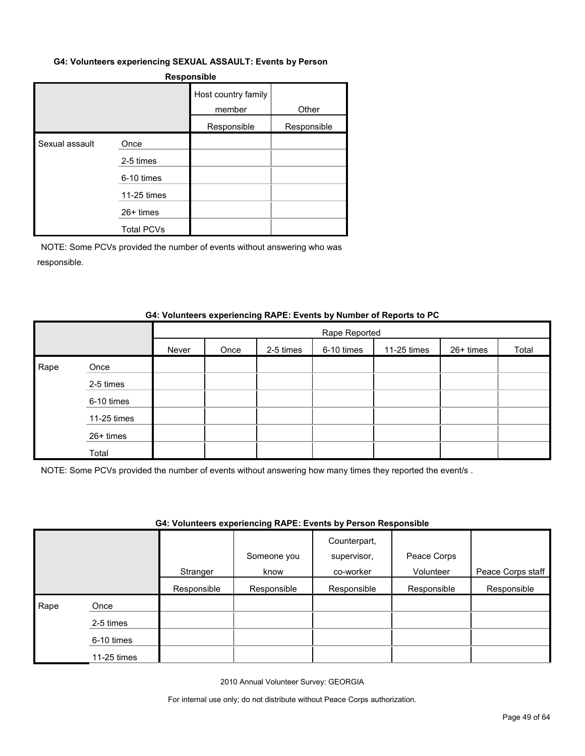#### G4: Volunteers experiencing SEXUAL ASSAULT: Events by Person Responsible

| | | Host country family member | Other |
|---|---|---|---|
| | | Responsible | Responsible |
| Sexual assault | Once | | |
| | 2-5 times | | |
| | 6-10 times | | |
| | 11-25 times | | |
| | 26+ times | | |
| | Total PCVs | | |

NOTE: Some PCVs provided the number of events without answering who was responsible.

#### G4: Volunteers experiencing RAPE: Events by Number of Reports to PC

| | | Rape Reported | | | | | | |
|---|---|---|---|---|---|---|---|---|
| | | Never | Once | 2-5 times | 6-10 times | 11-25 times | 26+ times | Total |
| Rape | Once | | | | | | | |
| | 2-5 times | | | | | | | |
| | 6-10 times | | | | | | | |
| | 11-25 times | | | | | | | |
| | 26+ times | | | | | | | |
| | Total | | | | | | | |

NOTE: Some PCVs provided the number of events without answering how many times they reported the event/s .

#### G4: Volunteers experiencing RAPE: Events by Person Responsible

| | | Stranger | Someone you know | Counterpart, supervisor, co-worker | Peace Corps Volunteer | Peace Corps staff |
|---|---|---|---|---|---|---|
| | | Responsible | Responsible | Responsible | Responsible | Responsible |
| Rape | Once | | | | | |
| | 2-5 times | | | | | |
| | 6-10 times | | | | | |
| | 11-25 times | | | | | |

2010 Annual Volunteer Survey: GEORGIA

For internal use only; do not distribute without Peace Corps authorization.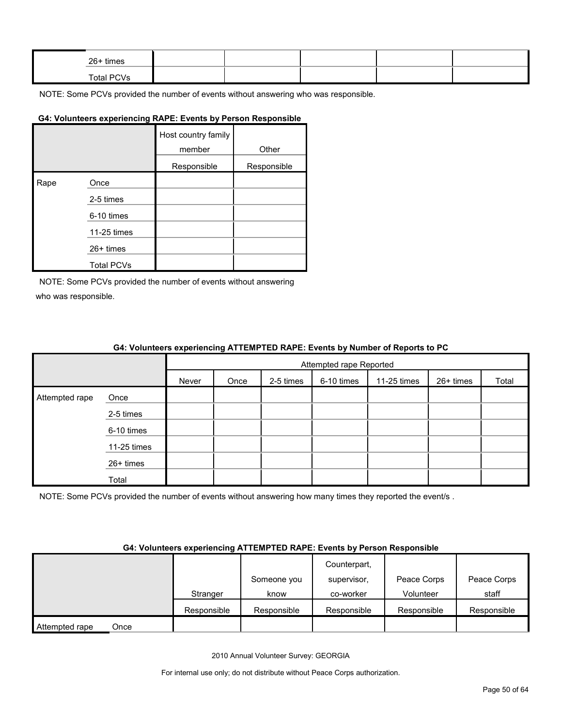| | | | | | | |
|---|---|---|---|---|---|---|
| | 26+ times | | | | | |
| | Total PCVs | | | | | |

NOTE: Some PCVs provided the number of events without answering who was responsible.

**G4: Volunteers experiencing RAPE: Events by Person Responsible**

| | | Host country family member | Other |
|---|---|---|---|
| | | Responsible | Responsible |
| Rape | Once | | |
| | 2-5 times | | |
| | 6-10 times | | |
| | 11-25 times | | |
| | 26+ times | | |
| | Total PCVs | | |

NOTE: Some PCVs provided the number of events without answering who was responsible.

**G4: Volunteers experiencing ATTEMPTED RAPE: Events by Number of Reports to PC**

| | | Attempted rape Reported | | | | | | |
|---|---|---|---|---|---|---|---|---|
| | | Never | Once | 2-5 times | 6-10 times | 11-25 times | 26+ times | Total |
| Attempted rape | Once | | | | | | | |
| | 2-5 times | | | | | | | |
| | 6-10 times | | | | | | | |
| | 11-25 times | | | | | | | |
| | 26+ times | | | | | | | |
| | Total | | | | | | | |

NOTE: Some PCVs provided the number of events without answering how many times they reported the event/s .

**G4: Volunteers experiencing ATTEMPTED RAPE: Events by Person Responsible**

| | | Stranger | Someone you know | Counterpart, supervisor, co-worker | Peace Corps Volunteer | Peace Corps staff |
|---|---|---|---|---|---|---|
| | | Responsible | Responsible | Responsible | Responsible | Responsible |
| Attempted rape | Once | | | | | |

2010 Annual Volunteer Survey: GEORGIA

For internal use only; do not distribute without Peace Corps authorization.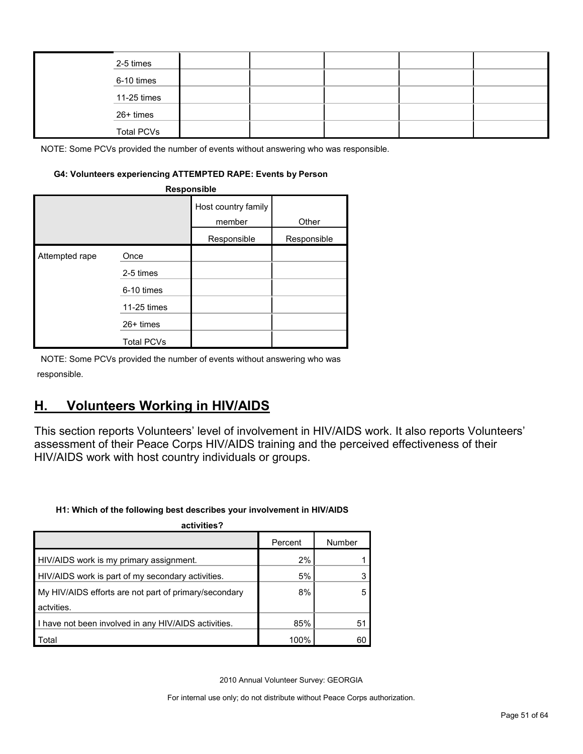| | | | | | | |
|---|---|---|---|---|---|---|
| | 2-5 times | | | | | |
| | 6-10 times | | | | | |
| | 11-25 times | | | | | |
| | 26+ times | | | | | |
| | Total PCVs | | | | | |

NOTE: Some PCVs provided the number of events without answering who was responsible.

**G4: Volunteers experiencing ATTEMPTED RAPE: Events by Person Responsible**

| | | Host country family member | Other |
|---|---|---|---|
| | | Responsible | Responsible |
| Attempted rape | Once | | |
| | 2-5 times | | |
| | 6-10 times | | |
| | 11-25 times | | |
| | 26+ times | | |
| | Total PCVs | | |

NOTE: Some PCVs provided the number of events without answering who was responsible.

## H. Volunteers Working in HIV/AIDS

This section reports Volunteers' level of involvement in HIV/AIDS work. It also reports Volunteers' assessment of their Peace Corps HIV/AIDS training and the perceived effectiveness of their HIV/AIDS work with host country individuals or groups.

**H1: Which of the following best describes your involvement in HIV/AIDS activities?**

| | Percent | Number |
|---|---|---|
| HIV/AIDS work is my primary assignment. | 2% | 1 |
| HIV/AIDS work is part of my secondary activities. | 5% | 3 |
| My HIV/AIDS efforts are not part of primary/secondary actvities. | 8% | 5 |
| I have not been involved in any HIV/AIDS activities. | 85% | 51 |
| Total | 100% | 60 |

2010 Annual Volunteer Survey: GEORGIA

For internal use only; do not distribute without Peace Corps authorization.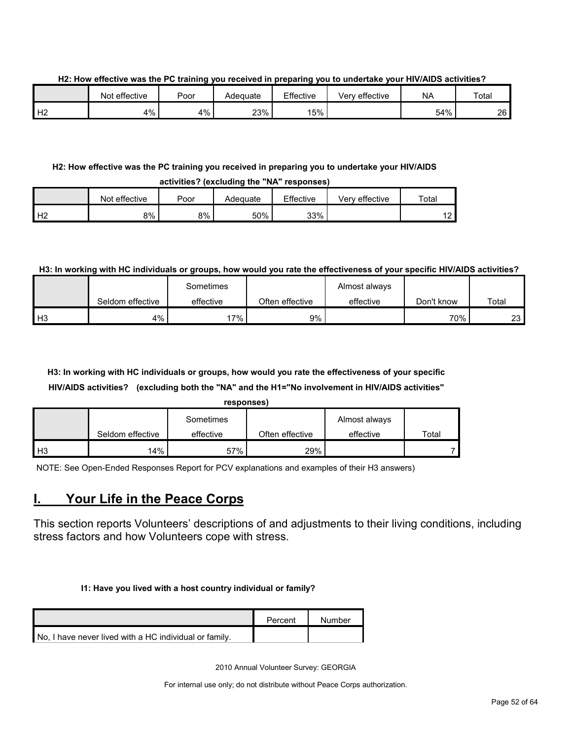**H2: How effective was the PC training you received in preparing you to undertake your HIV/AIDS activities?**

| | Not effective | Poor | Adequate | Effective | Very effective | NA | Total |
|---|---|---|---|---|---|---|---|
| H2 | 4% | 4% | 23% | 15% | | 54% | 26 |

**H2: How effective was the PC training you received in preparing you to undertake your HIV/AIDS activities? (excluding the "NA" responses)**

| | Not effective | Poor | Adequate | Effective | Very effective | Total |
|---|---|---|---|---|---|---|
| H2 | 8% | 8% | 50% | 33% | | 12 |

**H3: In working with HC individuals or groups, how would you rate the effectiveness of your specific HIV/AIDS activities?**

| | Seldom effective | Sometimes effective | Often effective | Almost always effective | Don't know | Total |
|---|---|---|---|---|---|---|
| H3 | 4% | 17% | 9% | | 70% | 23 |

**H3: In working with HC individuals or groups, how would you rate the effectiveness of your specific HIV/AIDS activities? (excluding both the "NA" and the H1="No involvement in HIV/AIDS activities" responses)**

| | Seldom effective | Sometimes effective | Often effective | Almost always effective | Total |
|---|---|---|---|---|---|
| H3 | 14% | 57% | 29% | | 7 |

NOTE: See Open-Ended Responses Report for PCV explanations and examples of their H3 answers)

# I. Your Life in the Peace Corps

This section reports Volunteers' descriptions of and adjustments to their living conditions, including stress factors and how Volunteers cope with stress.

**I1: Have you lived with a host country individual or family?**

| | Percent | Number |
|---|---|---|
| No, I have never lived with a HC individual or family. | | |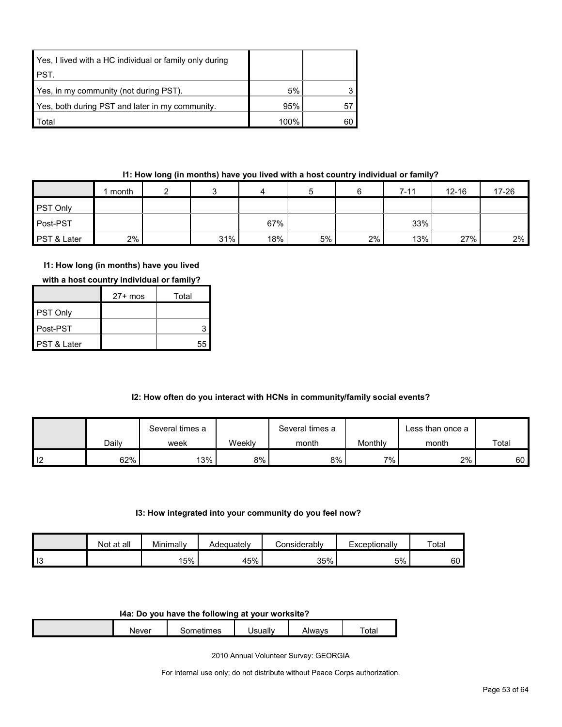| | | |
|---|---|---|
| Yes, I lived with a HC individual or family only during PST. | | |
| Yes, in my community (not during PST). | 5% | 3 |
| Yes, both during PST and later in my community. | 95% | 57 |
| Total | 100% | 60 |

**I1: How long (in months) have you lived with a host country individual or family?**

| | 1 month | 2 | 3 | 4 | 5 | 6 | 7-11 | 12-16 | 17-26 |
|---|---|---|---|---|---|---|---|---|---|
| PST Only | | | | | | | | | |
| Post-PST | | | | 67% | | | 33% | | |
| PST & Later | 2% | | 31% | 18% | 5% | 2% | 13% | 27% | 2% |

**I1: How long (in months) have you lived with a host country individual or family?**

| | 27+ mos | Total |
|---|---|---|
| PST Only | | |
| Post-PST | | 3 |
| PST & Later | | 55 |

**I2: How often do you interact with HCNs in community/family social events?**

| | Daily | Several times a week | Weekly | Several times a month | Monthly | Less than once a month | Total |
|---|---|---|---|---|---|---|---|
| I2 | 62% | 13% | 8% | 8% | 7% | 2% | 60 |

**I3: How integrated into your community do you feel now?**

| | Not at all | Minimally | Adequately | Considerably | Exceptionally | Total |
|---|---|---|---|---|---|---|
| I3 | | 15% | 45% | 35% | 5% | 60 |

**I4a: Do you have the following at your worksite?**

| | Never | Sometimes | Usually | Always | Total |
|---|---|---|---|---|---|

2010 Annual Volunteer Survey: GEORGIA

For internal use only; do not distribute without Peace Corps authorization.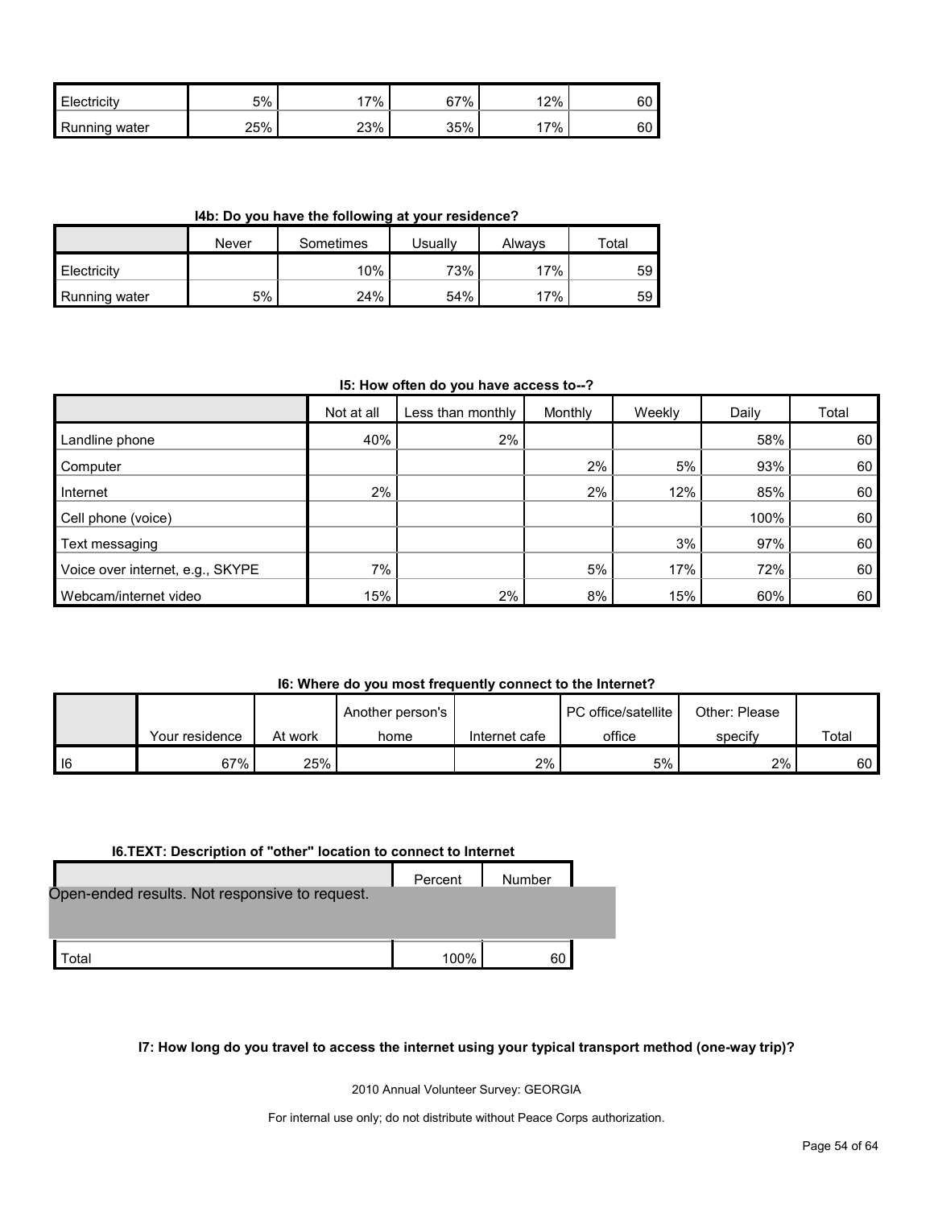| | | | | | |
|---|---|---|---|---|---|
| Electricity | 5% | 17% | 67% | 12% | 60 |
| Running water | 25% | 23% | 35% | 17% | 60 |

**I4b: Do you have the following at your residence?**

| | Never | Sometimes | Usually | Always | Total |
|---|---|---|---|---|---|
| Electricity | | 10% | 73% | 17% | 59 |
| Running water | 5% | 24% | 54% | 17% | 59 |

**I5: How often do you have access to--?**

| | Not at all | Less than monthly | Monthly | Weekly | Daily | Total |
|---|---|---|---|---|---|---|
| Landline phone | 40% | 2% | | | 58% | 60 |
| Computer | | | 2% | 5% | 93% | 60 |
| Internet | 2% | | 2% | 12% | 85% | 60 |
| Cell phone (voice) | | | | | 100% | 60 |
| Text messaging | | | | 3% | 97% | 60 |
| Voice over internet, e.g., SKYPE | 7% | | 5% | 17% | 72% | 60 |
| Webcam/internet video | 15% | 2% | 8% | 15% | 60% | 60 |

**I6: Where do you most frequently connect to the Internet?**

| | Your residence | At work | Another person's home | Internet cafe | PC office/satellite office | Other: Please specify | Total |
|---|---|---|---|---|---|---|---|
| I6 | 67% | 25% | | 2% | 5% | 2% | 60 |

**I6.TEXT: Description of "other" location to connect to Internet**

| | Percent | Number |
|---|---|---|
| Open-ended results. Not responsive to request. | | |
| Total | 100% | 60 |

**I7: How long do you travel to access the internet using your typical transport method (one-way trip)?**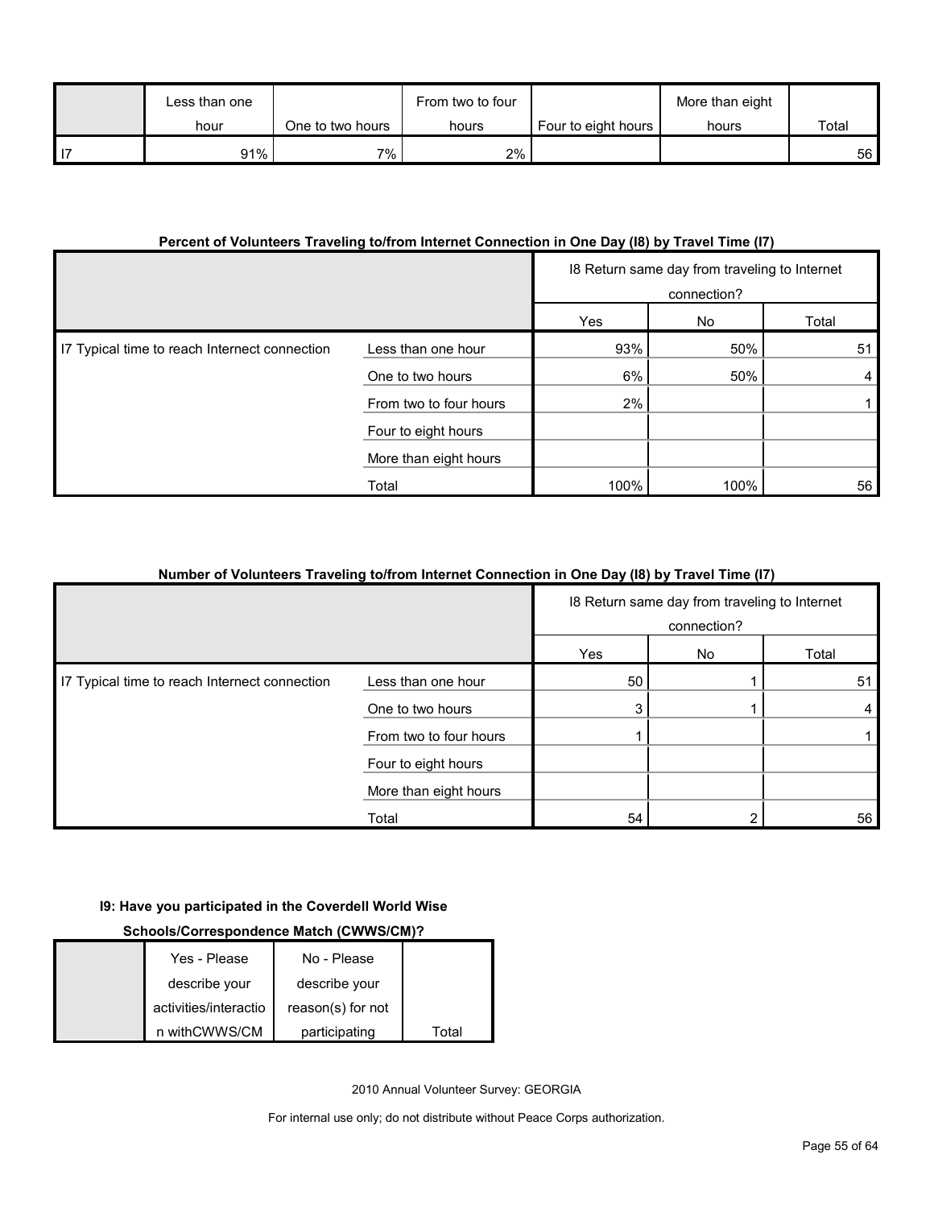| | Less than one hour | One to two hours | From two to four hours | Four to eight hours | More than eight hours | Total |
|---|---|---|---|---|---|---|
| I7 | 91% | 7% | 2% | | | 56 |

**Percent of Volunteers Traveling to/from Internet Connection in One Day (I8) by Travel Time (I7)**

| | | I8 Return same day from traveling to Internet connection? | | |
|---|---|---|---|---|
| | | Yes | No | Total |
| I7 Typical time to reach Internet connection | Less than one hour | 93% | 50% | 51 |
| | One to two hours | 6% | 50% | 4 |
| | From two to four hours | 2% | | 1 |
| | Four to eight hours | | | |
| | More than eight hours | | | |
| | Total | 100% | 100% | 56 |

**Number of Volunteers Traveling to/from Internet Connection in One Day (I8) by Travel Time (I7)**

| | | I8 Return same day from traveling to Internet connection? | | |
|---|---|---|---|---|
| | | Yes | No | Total |
| I7 Typical time to reach Internet connection | Less than one hour | 50 | 1 | 51 |
| | One to two hours | 3 | 1 | 4 |
| | From two to four hours | 1 | | 1 |
| | Four to eight hours | | | |
| | More than eight hours | | | |
| | Total | 54 | 2 | 56 |

**I9: Have you participated in the Coverdell World Wise Schools/Correspondence Match (CWWS/CM)?**

| | Yes - Please describe your activities/interaction withCWWS/CM | No - Please describe your reason(s) for not participating | Total |
|---|---|---|---|

2010 Annual Volunteer Survey: GEORGIA

For internal use only; do not distribute without Peace Corps authorization.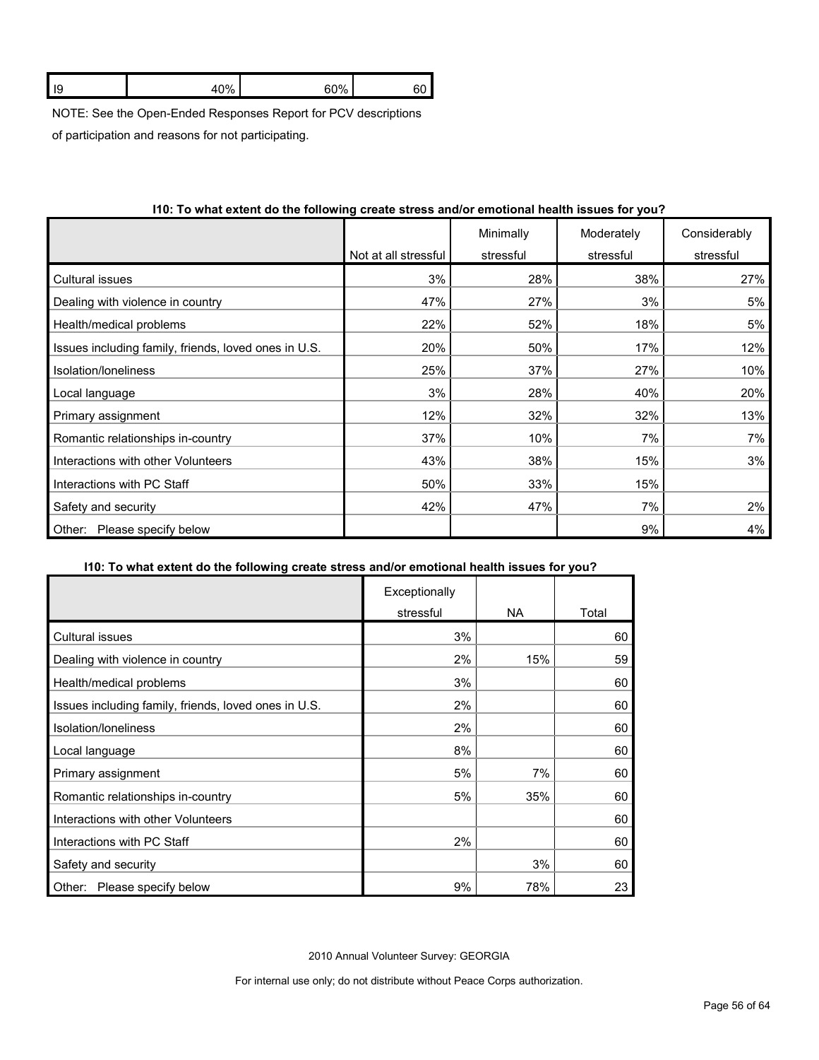| I9 | 40% | 60% | 60 |
|---|---|---|---|

NOTE: See the Open-Ended Responses Report for PCV descriptions of participation and reasons for not participating.

**I10: To what extent do the following create stress and/or emotional health issues for you?**

| | Not at all stressful | Minimally stressful | Moderately stressful | Considerably stressful |
|---|---|---|---|---|
| Cultural issues | 3% | 28% | 38% | 27% |
| Dealing with violence in country | 47% | 27% | 3% | 5% |
| Health/medical problems | 22% | 52% | 18% | 5% |
| Issues including family, friends, loved ones in U.S. | 20% | 50% | 17% | 12% |
| Isolation/loneliness | 25% | 37% | 27% | 10% |
| Local language | 3% | 28% | 40% | 20% |
| Primary assignment | 12% | 32% | 32% | 13% |
| Romantic relationships in-country | 37% | 10% | 7% | 7% |
| Interactions with other Volunteers | 43% | 38% | 15% | 3% |
| Interactions with PC Staff | 50% | 33% | 15% | |
| Safety and security | 42% | 47% | 7% | 2% |
| Other: Please specify below | | | 9% | 4% |

**I10: To what extent do the following create stress and/or emotional health issues for you?**

| | Exceptionally stressful | NA | Total |
|---|---|---|---|
| Cultural issues | 3% | | 60 |
| Dealing with violence in country | 2% | 15% | 59 |
| Health/medical problems | 3% | | 60 |
| Issues including family, friends, loved ones in U.S. | 2% | | 60 |
| Isolation/loneliness | 2% | | 60 |
| Local language | 8% | | 60 |
| Primary assignment | 5% | 7% | 60 |
| Romantic relationships in-country | 5% | 35% | 60 |
| Interactions with other Volunteers | | | 60 |
| Interactions with PC Staff | 2% | | 60 |
| Safety and security | | 3% | 60 |
| Other: Please specify below | 9% | 78% | 23 |

2010 Annual Volunteer Survey: GEORGIA

For internal use only; do not distribute without Peace Corps authorization.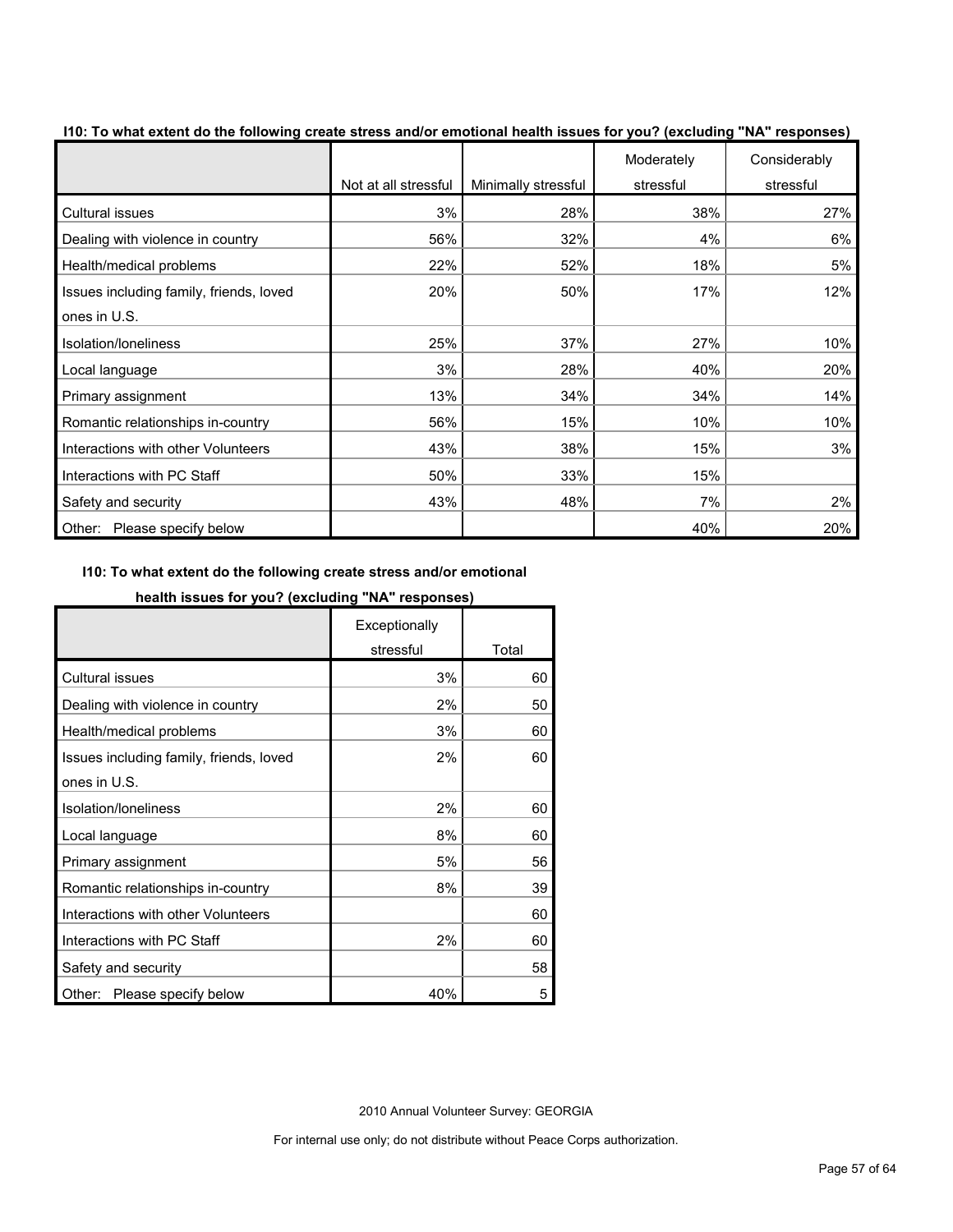**I10: To what extent do the following create stress and/or emotional health issues for you? (excluding "NA" responses)**

| | Not at all stressful | Minimally stressful | Moderately stressful | Considerably stressful |
|---|---|---|---|---|
| Cultural issues | 3% | 28% | 38% | 27% |
| Dealing with violence in country | 56% | 32% | 4% | 6% |
| Health/medical problems | 22% | 52% | 18% | 5% |
| Issues including family, friends, loved ones in U.S. | 20% | 50% | 17% | 12% |
| Isolation/loneliness | 25% | 37% | 27% | 10% |
| Local language | 3% | 28% | 40% | 20% |
| Primary assignment | 13% | 34% | 34% | 14% |
| Romantic relationships in-country | 56% | 15% | 10% | 10% |
| Interactions with other Volunteers | 43% | 38% | 15% | 3% |
| Interactions with PC Staff | 50% | 33% | 15% | |
| Safety and security | 43% | 48% | 7% | 2% |
| Other: Please specify below | | | 40% | 20% |

**I10: To what extent do the following create stress and/or emotional health issues for you? (excluding "NA" responses)**

| | Exceptionally stressful | Total |
|---|---|---|
| Cultural issues | 3% | 60 |
| Dealing with violence in country | 2% | 50 |
| Health/medical problems | 3% | 60 |
| Issues including family, friends, loved ones in U.S. | 2% | 60 |
| Isolation/loneliness | 2% | 60 |
| Local language | 8% | 60 |
| Primary assignment | 5% | 56 |
| Romantic relationships in-country | 8% | 39 |
| Interactions with other Volunteers | | 60 |
| Interactions with PC Staff | 2% | 60 |
| Safety and security | | 58 |
| Other: Please specify below | 40% | 5 |

2010 Annual Volunteer Survey: GEORGIA

For internal use only; do not distribute without Peace Corps authorization.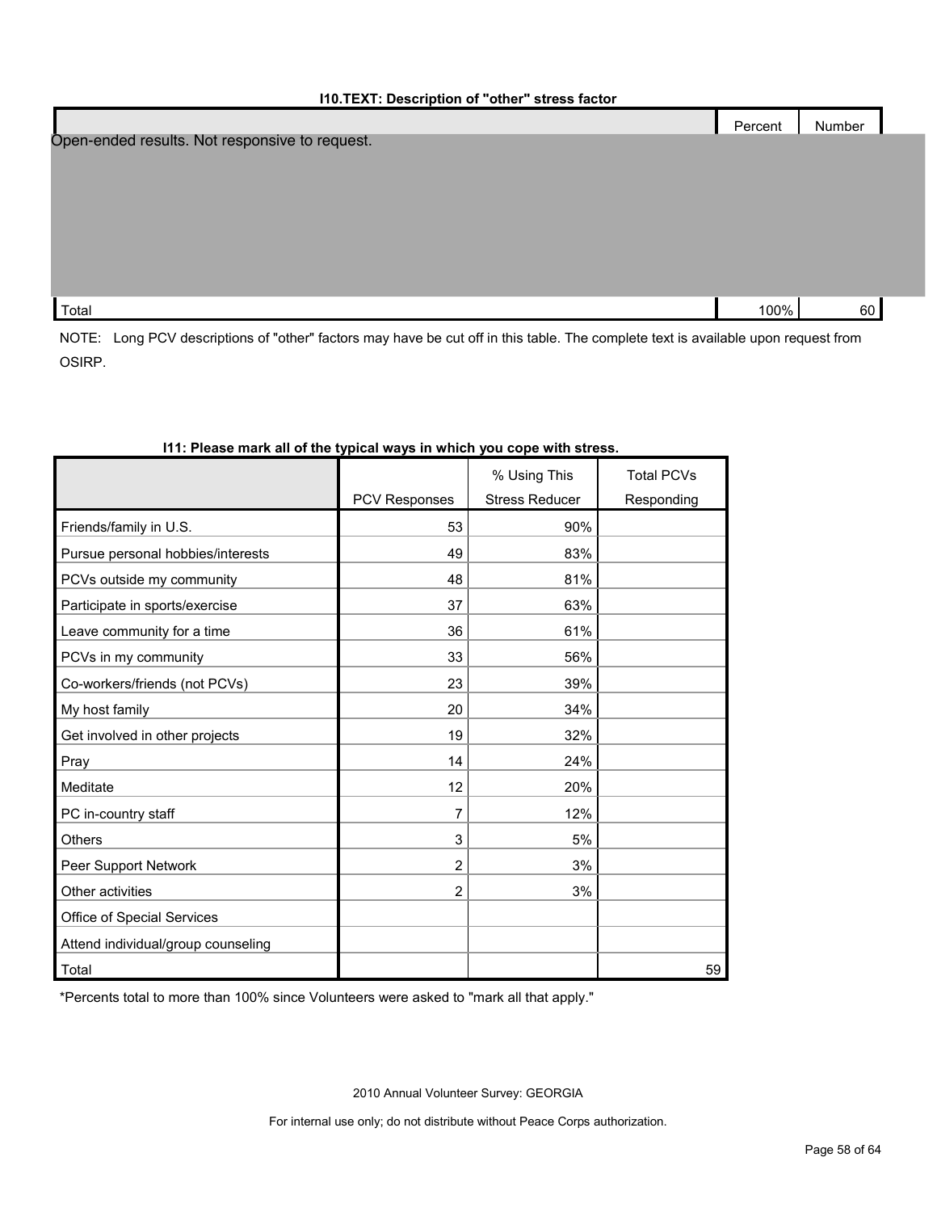### I10.TEXT: Description of "other" stress factor

| | Percent | Number |
|---|---|---|
| Open-ended results. Not responsive to request. | | |
| Total | 100% | 60 |

NOTE: Long PCV descriptions of "other" factors may have be cut off in this table. The complete text is available upon request from OSIRP.

### I11: Please mark all of the typical ways in which you cope with stress.

| | PCV Responses | % Using This Stress Reducer | Total PCVs Responding |
|---|---|---|---|
| Friends/family in U.S. | 53 | 90% | |
| Pursue personal hobbies/interests | 49 | 83% | |
| PCVs outside my community | 48 | 81% | |
| Participate in sports/exercise | 37 | 63% | |
| Leave community for a time | 36 | 61% | |
| PCVs in my community | 33 | 56% | |
| Co-workers/friends (not PCVs) | 23 | 39% | |
| My host family | 20 | 34% | |
| Get involved in other projects | 19 | 32% | |
| Pray | 14 | 24% | |
| Meditate | 12 | 20% | |
| PC in-country staff | 7 | 12% | |
| Others | 3 | 5% | |
| Peer Support Network | 2 | 3% | |
| Other activities | 2 | 3% | |
| Office of Special Services | | | |
| Attend individual/group counseling | | | |
| Total | | | 59 |

*Percents total to more than 100% since Volunteers were asked to "mark all that apply."

2010 Annual Volunteer Survey: GEORGIA

For internal use only; do not distribute without Peace Corps authorization.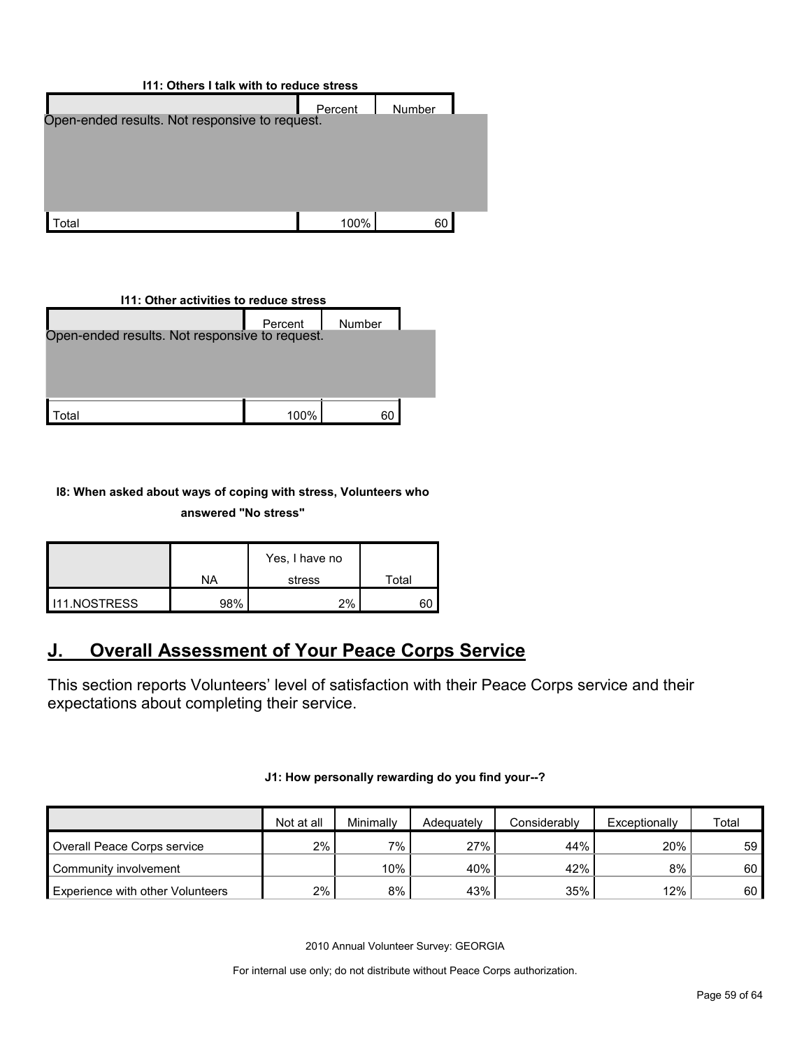**I11: Others I talk with to reduce stress**

| | Percent | Number |
|---|---|---|
| Open-ended results. Not responsive to request. | | |
| Total | 100% | 60 |

**I11: Other activities to reduce stress**

| | Percent | Number |
|---|---|---|
| Open-ended results. Not responsive to request. | | |
| Total | 100% | 60 |

**I8: When asked about ways of coping with stress, Volunteers who answered "No stress"**

| | NA | Yes, I have no stress | Total |
|---|---|---|---|
| I11.NOSTRESS | 98% | 2% | 60 |

## J. Overall Assessment of Your Peace Corps Service

This section reports Volunteers' level of satisfaction with their Peace Corps service and their expectations about completing their service.

**J1: How personally rewarding do you find your--?**

| | Not at all | Minimally | Adequately | Considerably | Exceptionally | Total |
|---|---|---|---|---|---|---|
| Overall Peace Corps service | 2% | 7% | 27% | 44% | 20% | 59 |
| Community involvement | | 10% | 40% | 42% | 8% | 60 |
| Experience with other Volunteers | 2% | 8% | 43% | 35% | 12% | 60 |

2010 Annual Volunteer Survey: GEORGIA

For internal use only; do not distribute without Peace Corps authorization.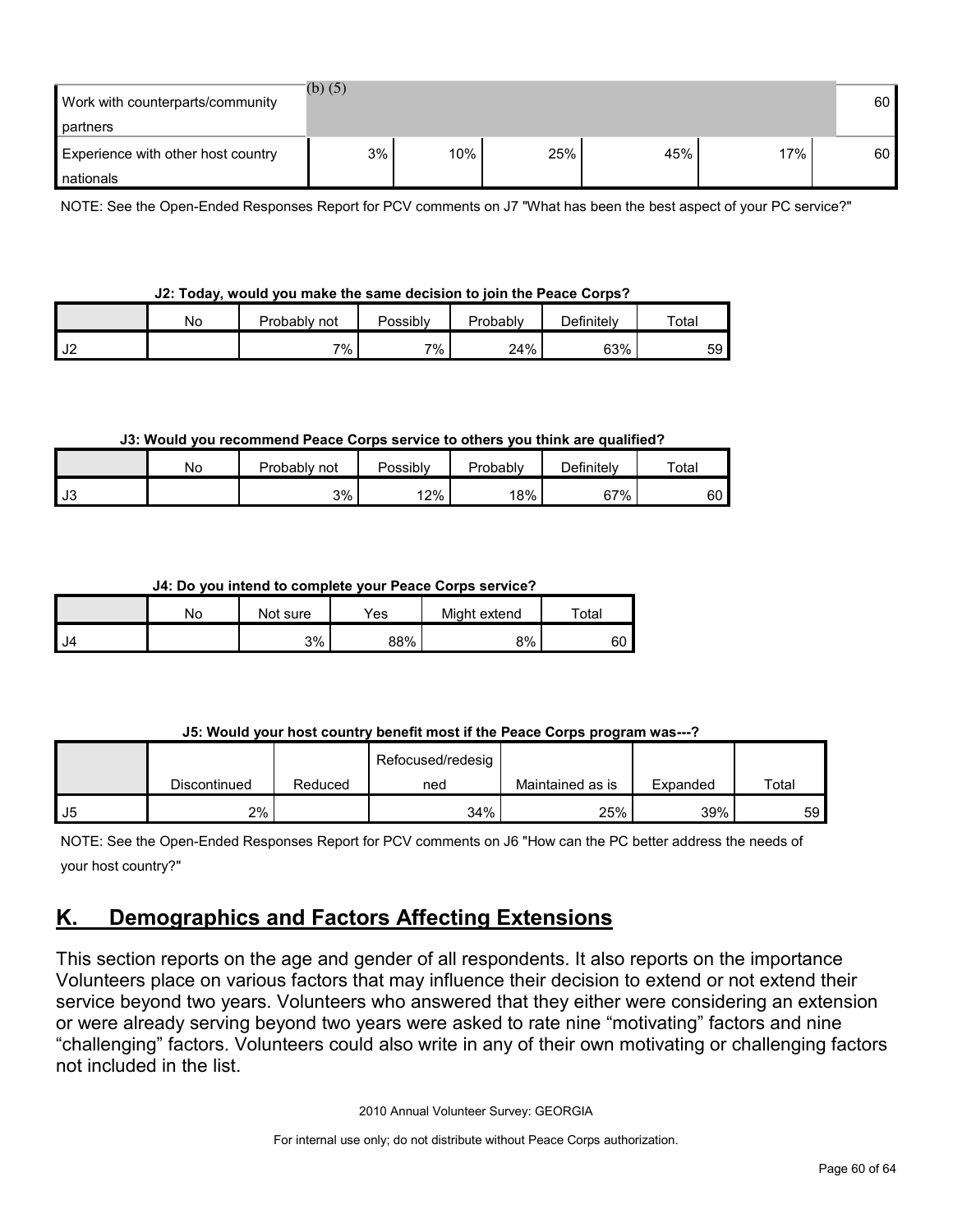| | | | | | | |
|---|---|---|---|---|---|---|
| Work with counterparts/community partners | (b) (5) | | | | | 60 |
| Experience with other host country nationals | 3% | 10% | 25% | 45% | 17% | 60 |

NOTE: See the Open-Ended Responses Report for PCV comments on J7 "What has been the best aspect of your PC service?"

**J2: Today, would you make the same decision to join the Peace Corps?**

| | No | Probably not | Possibly | Probably | Definitely | Total |
|---|---|---|---|---|---|---|
| J2 | | 7% | 7% | 24% | 63% | 59 |

**J3: Would you recommend Peace Corps service to others you think are qualified?**

| | No | Probably not | Possibly | Probably | Definitely | Total |
|---|---|---|---|---|---|---|
| J3 | | 3% | 12% | 18% | 67% | 60 |

**J4: Do you intend to complete your Peace Corps service?**

| | No | Not sure | Yes | Might extend | Total |
|---|---|---|---|---|---|
| J4 | | 3% | 88% | 8% | 60 |

**J5: Would your host country benefit most if the Peace Corps program was---?**

| | Discontinued | Reduced | Refocused/redesigned | Maintained as is | Expanded | Total |
|---|---|---|---|---|---|---|
| J5 | 2% | | 34% | 25% | 39% | 59 |

NOTE: See the Open-Ended Responses Report for PCV comments on J6 "How can the PC better address the needs of your host country?"

## K. Demographics and Factors Affecting Extensions

This section reports on the age and gender of all respondents. It also reports on the importance Volunteers place on various factors that may influence their decision to extend or not extend their service beyond two years. Volunteers who answered that they either were considering an extension or were already serving beyond two years were asked to rate nine "motivating" factors and nine "challenging" factors. Volunteers could also write in any of their own motivating or challenging factors not included in the list.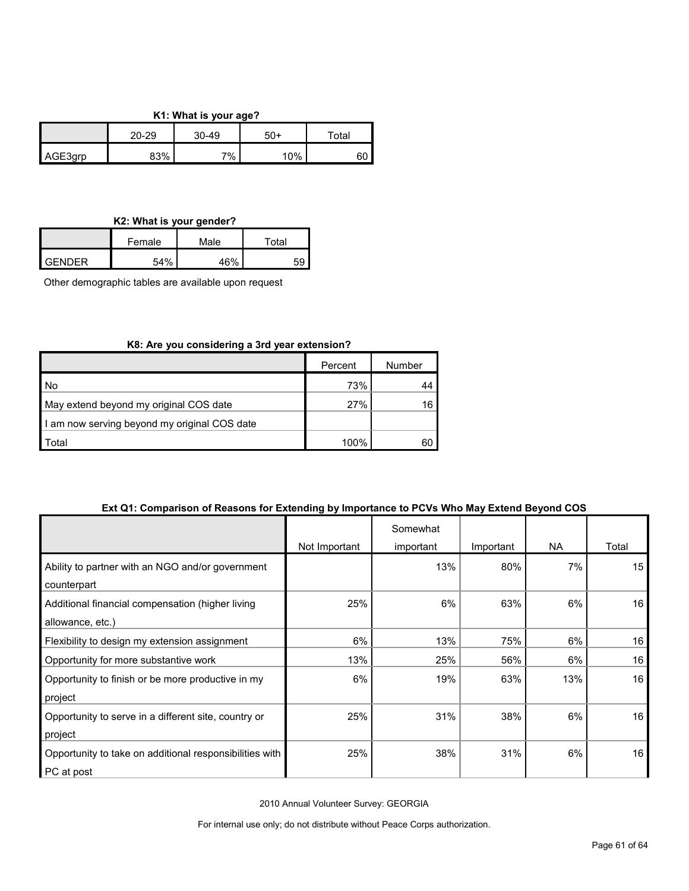**K1: What is your age?**

| | 20-29 | 30-49 | 50+ | Total |
|---|---|---|---|---|
| AGE3grp | 83% | 7% | 10% | 60 |

**K2: What is your gender?**

| | Female | Male | Total |
|---|---|---|---|
| GENDER | 54% | 46% | 59 |

Other demographic tables are available upon request

**K8: Are you considering a 3rd year extension?**

| | Percent | Number |
|---|---|---|
| No | 73% | 44 |
| May extend beyond my original COS date | 27% | 16 |
| I am now serving beyond my original COS date | | |
| Total | 100% | 60 |

**Ext Q1: Comparison of Reasons for Extending by Importance to PCVs Who May Extend Beyond COS**

| | Not Important | Somewhat important | Important | NA | Total |
|---|---|---|---|---|---|
| Ability to partner with an NGO and/or government counterpart | | 13% | 80% | 7% | 15 |
| Additional financial compensation (higher living allowance, etc.) | 25% | 6% | 63% | 6% | 16 |
| Flexibility to design my extension assignment | 6% | 13% | 75% | 6% | 16 |
| Opportunity for more substantive work | 13% | 25% | 56% | 6% | 16 |
| Opportunity to finish or be more productive in my project | 6% | 19% | 63% | 13% | 16 |
| Opportunity to serve in a different site, country or project | 25% | 31% | 38% | 6% | 16 |
| Opportunity to take on additional responsibilities with PC at post | 25% | 38% | 31% | 6% | 16 |

2010 Annual Volunteer Survey: GEORGIA

For internal use only; do not distribute without Peace Corps authorization.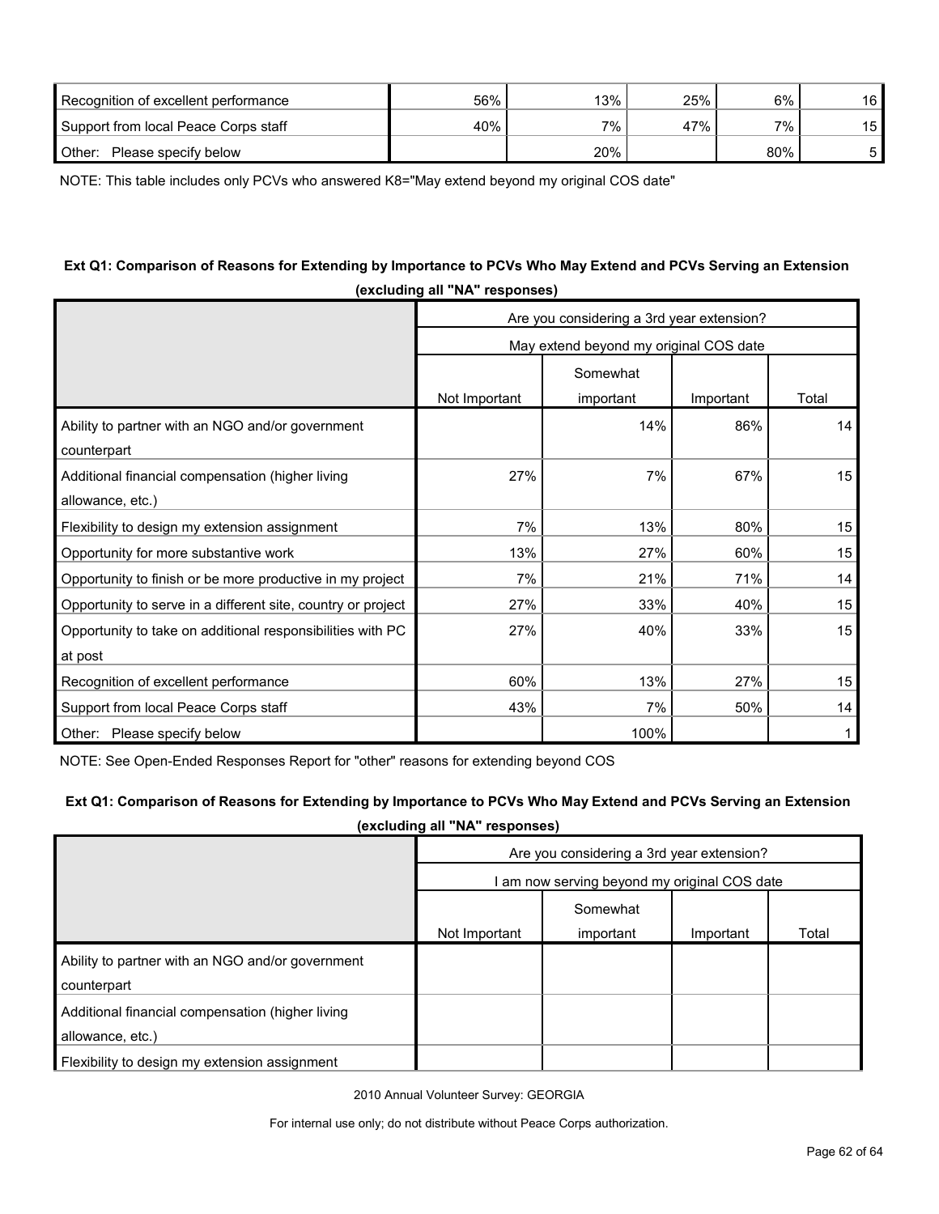| | | | | |
|---|---|---|---|---|
| Recognition of excellent performance | 56% | 13% | 25% | 6% | 16 |
| Support from local Peace Corps staff | 40% | 7% | 47% | 7% | 15 |
| Other: Please specify below | | 20% | | 80% | 5 |

NOTE: This table includes only PCVs who answered K8="May extend beyond my original COS date"

**Ext Q1: Comparison of Reasons for Extending by Importance to PCVs Who May Extend and PCVs Serving an Extension (excluding all "NA" responses)**

| | Are you considering a 3rd year extension? | | | |
|---|---|---|---|---|
| | May extend beyond my original COS date | | | |
| | Not Important | Somewhat important | Important | Total |
| Ability to partner with an NGO and/or government counterpart | | 14% | 86% | 14 |
| Additional financial compensation (higher living allowance, etc.) | 27% | 7% | 67% | 15 |
| Flexibility to design my extension assignment | 7% | 13% | 80% | 15 |
| Opportunity for more substantive work | 13% | 27% | 60% | 15 |
| Opportunity to finish or be more productive in my project | 7% | 21% | 71% | 14 |
| Opportunity to serve in a different site, country or project | 27% | 33% | 40% | 15 |
| Opportunity to take on additional responsibilities with PC at post | 27% | 40% | 33% | 15 |
| Recognition of excellent performance | 60% | 13% | 27% | 15 |
| Support from local Peace Corps staff | 43% | 7% | 50% | 14 |
| Other: Please specify below | | 100% | | 1 |

NOTE: See Open-Ended Responses Report for "other" reasons for extending beyond COS

**Ext Q1: Comparison of Reasons for Extending by Importance to PCVs Who May Extend and PCVs Serving an Extension (excluding all "NA" responses)**

| | Are you considering a 3rd year extension? | | | |
|---|---|---|---|---|
| | I am now serving beyond my original COS date | | | |
| | Not Important | Somewhat important | Important | Total |
| Ability to partner with an NGO and/or government counterpart | | | | |
| Additional financial compensation (higher living allowance, etc.) | | | | |
| Flexibility to design my extension assignment | | | | |

2010 Annual Volunteer Survey: GEORGIA

For internal use only; do not distribute without Peace Corps authorization.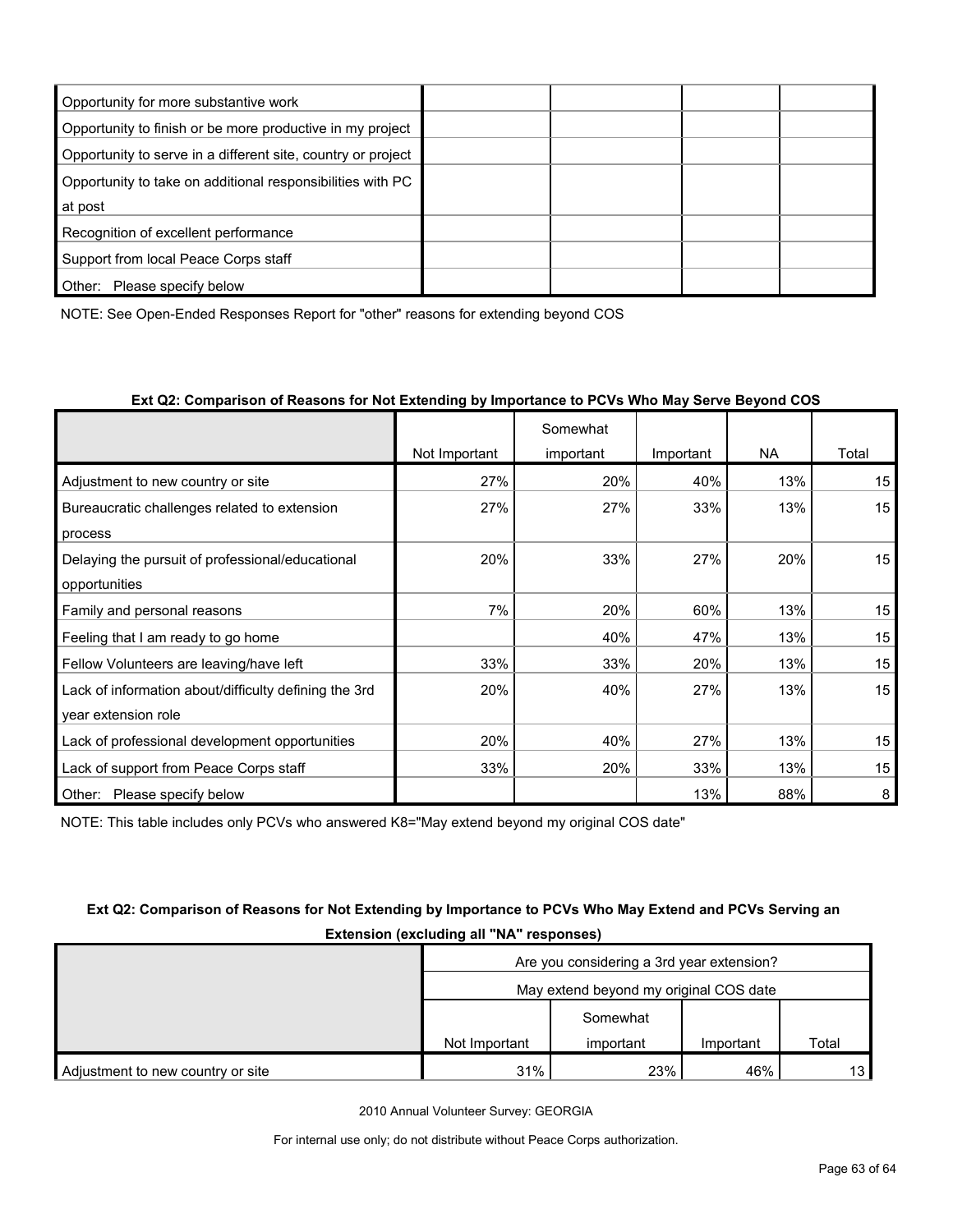| | | | | |
|---|---|---|---|---|
| Opportunity for more substantive work | | | | |
| Opportunity to finish or be more productive in my project | | | | |
| Opportunity to serve in a different site, country or project | | | | |
| Opportunity to take on additional responsibilities with PC at post | | | | |
| Recognition of excellent performance | | | | |
| Support from local Peace Corps staff | | | | |
| Other: Please specify below | | | | |

NOTE: See Open-Ended Responses Report for "other" reasons for extending beyond COS

**Ext Q2: Comparison of Reasons for Not Extending by Importance to PCVs Who May Serve Beyond COS**

| | Not Important | Somewhat important | Important | NA | Total |
|---|---|---|---|---|---|
| Adjustment to new country or site | 27% | 20% | 40% | 13% | 15 |
| Bureaucratic challenges related to extension process | 27% | 27% | 33% | 13% | 15 |
| Delaying the pursuit of professional/educational opportunities | 20% | 33% | 27% | 20% | 15 |
| Family and personal reasons | 7% | 20% | 60% | 13% | 15 |
| Feeling that I am ready to go home | | 40% | 47% | 13% | 15 |
| Fellow Volunteers are leaving/have left | 33% | 33% | 20% | 13% | 15 |
| Lack of information about/difficulty defining the 3rd year extension role | 20% | 40% | 27% | 13% | 15 |
| Lack of professional development opportunities | 20% | 40% | 27% | 13% | 15 |
| Lack of support from Peace Corps staff | 33% | 20% | 33% | 13% | 15 |
| Other: Please specify below | | | 13% | 88% | 8 |

NOTE: This table includes only PCVs who answered K8="May extend beyond my original COS date"

**Ext Q2: Comparison of Reasons for Not Extending by Importance to PCVs Who May Extend and PCVs Serving an Extension (excluding all "NA" responses)**

| | Are you considering a 3rd year extension? | | | |
|---|---|---|---|---|
| | May extend beyond my original COS date | | | |
| | Not Important | Somewhat important | Important | Total |
| Adjustment to new country or site | 31% | 23% | 46% | 13 |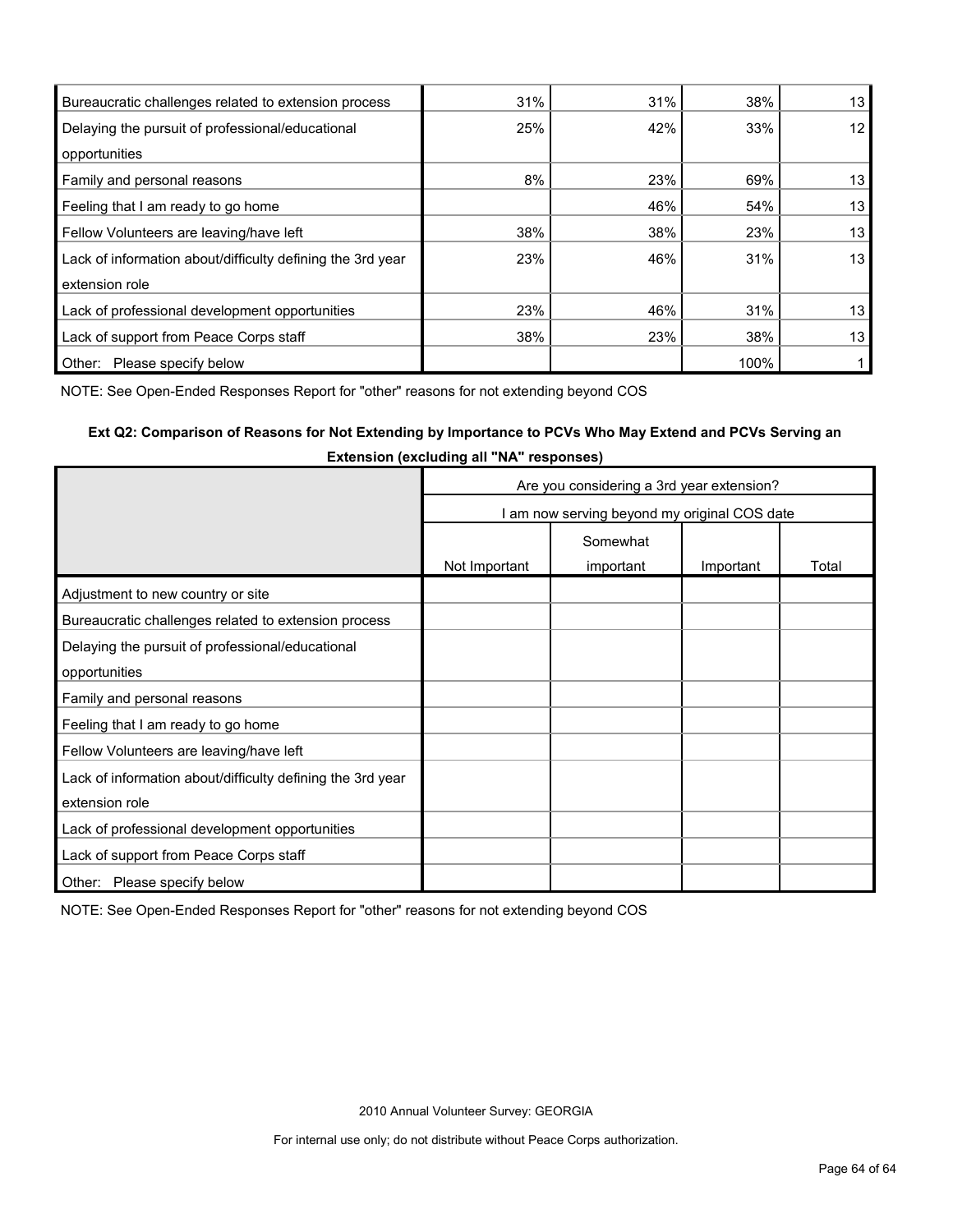| | | | | |
|---|---|---|---|---|
| Bureaucratic challenges related to extension process | 31% | 31% | 38% | 13 |
| Delaying the pursuit of professional/educational opportunities | 25% | 42% | 33% | 12 |
| Family and personal reasons | 8% | 23% | 69% | 13 |
| Feeling that I am ready to go home | | 46% | 54% | 13 |
| Fellow Volunteers are leaving/have left | 38% | 38% | 23% | 13 |
| Lack of information about/difficulty defining the 3rd year extension role | 23% | 46% | 31% | 13 |
| Lack of professional development opportunities | 23% | 46% | 31% | 13 |
| Lack of support from Peace Corps staff | 38% | 23% | 38% | 13 |
| Other: Please specify below | | | 100% | 1 |

NOTE: See Open-Ended Responses Report for "other" reasons for not extending beyond COS

**Ext Q2: Comparison of Reasons for Not Extending by Importance to PCVs Who May Extend and PCVs Serving an Extension (excluding all "NA" responses)**

| | Are you considering a 3rd year extension? | | | |
|---|---|---|---|---|
| | I am now serving beyond my original COS date | | | |
| | Not Important | Somewhat important | Important | Total |
| Adjustment to new country or site | | | | |
| Bureaucratic challenges related to extension process | | | | |
| Delaying the pursuit of professional/educational opportunities | | | | |
| Family and personal reasons | | | | |
| Feeling that I am ready to go home | | | | |
| Fellow Volunteers are leaving/have left | | | | |
| Lack of information about/difficulty defining the 3rd year extension role | | | | |
| Lack of professional development opportunities | | | | |
| Lack of support from Peace Corps staff | | | | |
| Other: Please specify below | | | | |

NOTE: See Open-Ended Responses Report for "other" reasons for not extending beyond COS